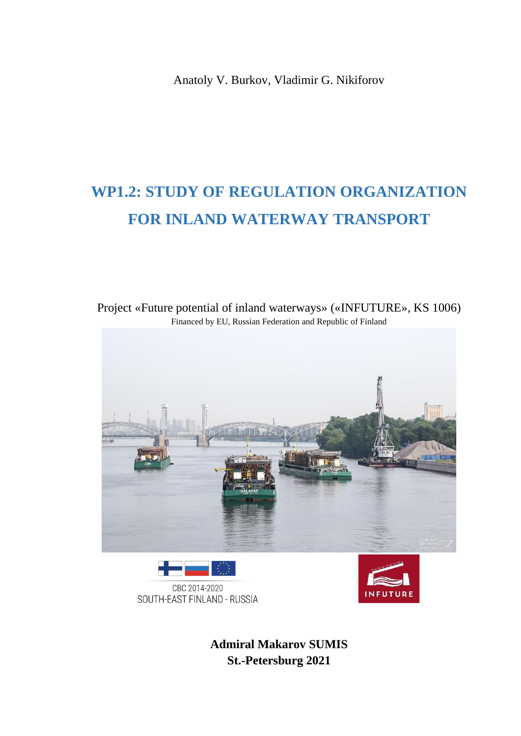Anatoly V. Burkov, Vladimir G. Nikiforov

# WP1.2: STUDY OF REGULATION ORGANIZATION FOR INLAND WATERWAY TRANSPORT

Project «Future potential of inland waterways» («INFUTURE», KS 1006)
Financed by EU, Russian Federation and Republic of Finland

CBC 2014-2020
SOUTH-EAST FINLAND - RUSSIA

INFUTURE

**Admiral Makarov SUMIS**
**St.-Petersburg 2021**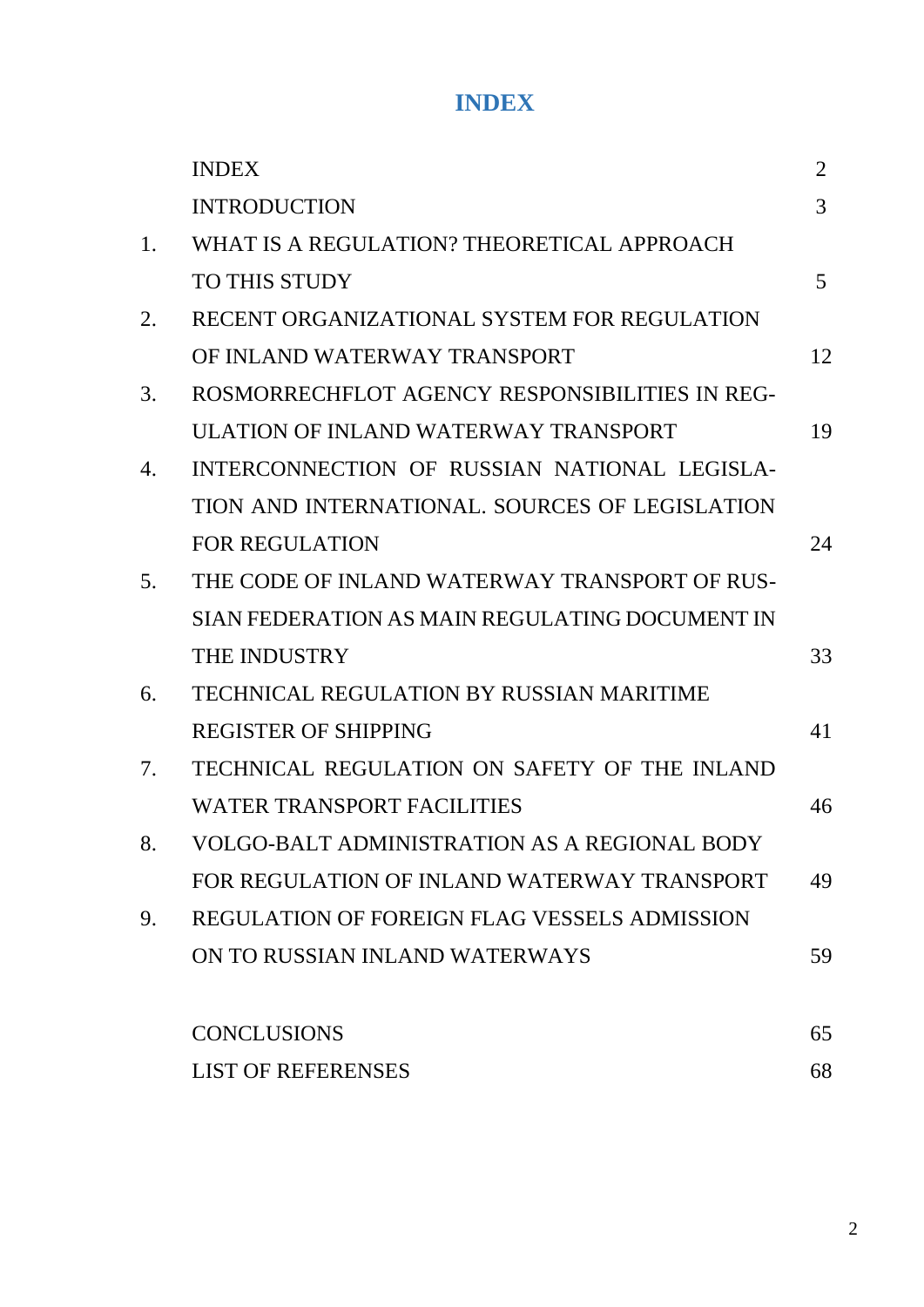# INDEX

| | | |
|---|---|---|
| | INDEX | 2 |
| | INTRODUCTION | 3 |
| 1. | WHAT IS A REGULATION? THEORETICAL APPROACH TO THIS STUDY | 5 |
| 2. | RECENT ORGANIZATIONAL SYSTEM FOR REGULATION OF INLAND WATERWAY TRANSPORT | 12 |
| 3. | ROSMORRECHFLOT AGENCY RESPONSIBILITIES IN REGULATION OF INLAND WATERWAY TRANSPORT | 19 |
| 4. | INTERCONNECTION OF RUSSIAN NATIONAL LEGISLATION AND INTERNATIONAL. SOURCES OF LEGISLATION FOR REGULATION | 24 |
| 5. | THE CODE OF INLAND WATERWAY TRANSPORT OF RUSSIAN FEDERATION AS MAIN REGULATING DOCUMENT IN THE INDUSTRY | 33 |
| 6. | TECHNICAL REGULATION BY RUSSIAN MARITIME REGISTER OF SHIPPING | 41 |
| 7. | TECHNICAL REGULATION ON SAFETY OF THE INLAND WATER TRANSPORT FACILITIES | 46 |
| 8. | VOLGO-BALT ADMINISTRATION AS A REGIONAL BODY FOR REGULATION OF INLAND WATERWAY TRANSPORT | 49 |
| 9. | REGULATION OF FOREIGN FLAG VESSELS ADMISSION ON TO RUSSIAN INLAND WATERWAYS | 59 |
| | CONCLUSIONS | 65 |
| | LIST OF REFERENSES | 68 |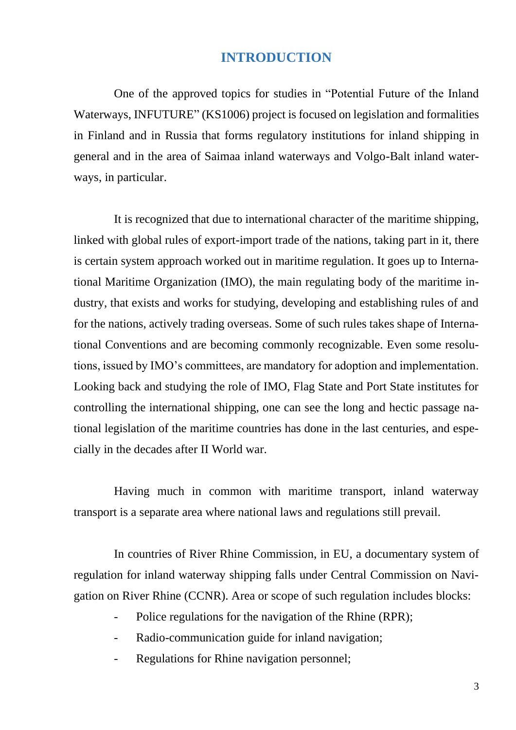# INTRODUCTION

One of the approved topics for studies in "Potential Future of the Inland Waterways, INFUTURE" (KS1006) project is focused on legislation and formalities in Finland and in Russia that forms regulatory institutions for inland shipping in general and in the area of Saimaa inland waterways and Volgo-Balt inland waterways, in particular.

It is recognized that due to international character of the maritime shipping, linked with global rules of export-import trade of the nations, taking part in it, there is certain system approach worked out in maritime regulation. It goes up to International Maritime Organization (IMO), the main regulating body of the maritime industry, that exists and works for studying, developing and establishing rules of and for the nations, actively trading overseas. Some of such rules takes shape of International Conventions and are becoming commonly recognizable. Even some resolutions, issued by IMO's committees, are mandatory for adoption and implementation. Looking back and studying the role of IMO, Flag State and Port State institutes for controlling the international shipping, one can see the long and hectic passage national legislation of the maritime countries has done in the last centuries, and especially in the decades after II World war.

Having much in common with maritime transport, inland waterway transport is a separate area where national laws and regulations still prevail.

In countries of River Rhine Commission, in EU, a documentary system of regulation for inland waterway shipping falls under Central Commission on Navigation on River Rhine (CCNR). Area or scope of such regulation includes blocks:

- Police regulations for the navigation of the Rhine (RPR);
- Radio-communication guide for inland navigation;
- Regulations for Rhine navigation personnel;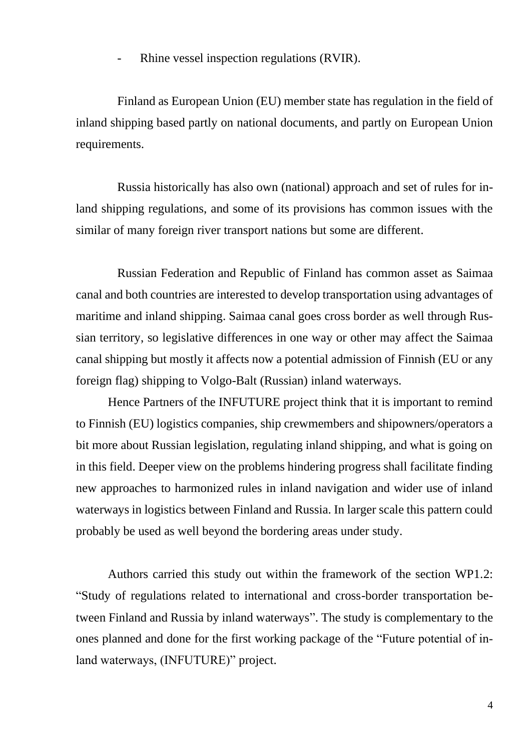- Rhine vessel inspection regulations (RVIR).

Finland as European Union (EU) member state has regulation in the field of inland shipping based partly on national documents, and partly on European Union requirements.

Russia historically has also own (national) approach and set of rules for inland shipping regulations, and some of its provisions has common issues with the similar of many foreign river transport nations but some are different.

Russian Federation and Republic of Finland has common asset as Saimaa canal and both countries are interested to develop transportation using advantages of maritime and inland shipping. Saimaa canal goes cross border as well through Russian territory, so legislative differences in one way or other may affect the Saimaa canal shipping but mostly it affects now a potential admission of Finnish (EU or any foreign flag) shipping to Volgo-Balt (Russian) inland waterways.

Hence Partners of the INFUTURE project think that it is important to remind to Finnish (EU) logistics companies, ship crewmembers and shipowners/operators a bit more about Russian legislation, regulating inland shipping, and what is going on in this field. Deeper view on the problems hindering progress shall facilitate finding new approaches to harmonized rules in inland navigation and wider use of inland waterways in logistics between Finland and Russia. In larger scale this pattern could probably be used as well beyond the bordering areas under study.

Authors carried this study out within the framework of the section WP1.2: "Study of regulations related to international and cross-border transportation between Finland and Russia by inland waterways". The study is complementary to the ones planned and done for the first working package of the "Future potential of inland waterways, (INFUTURE)" project.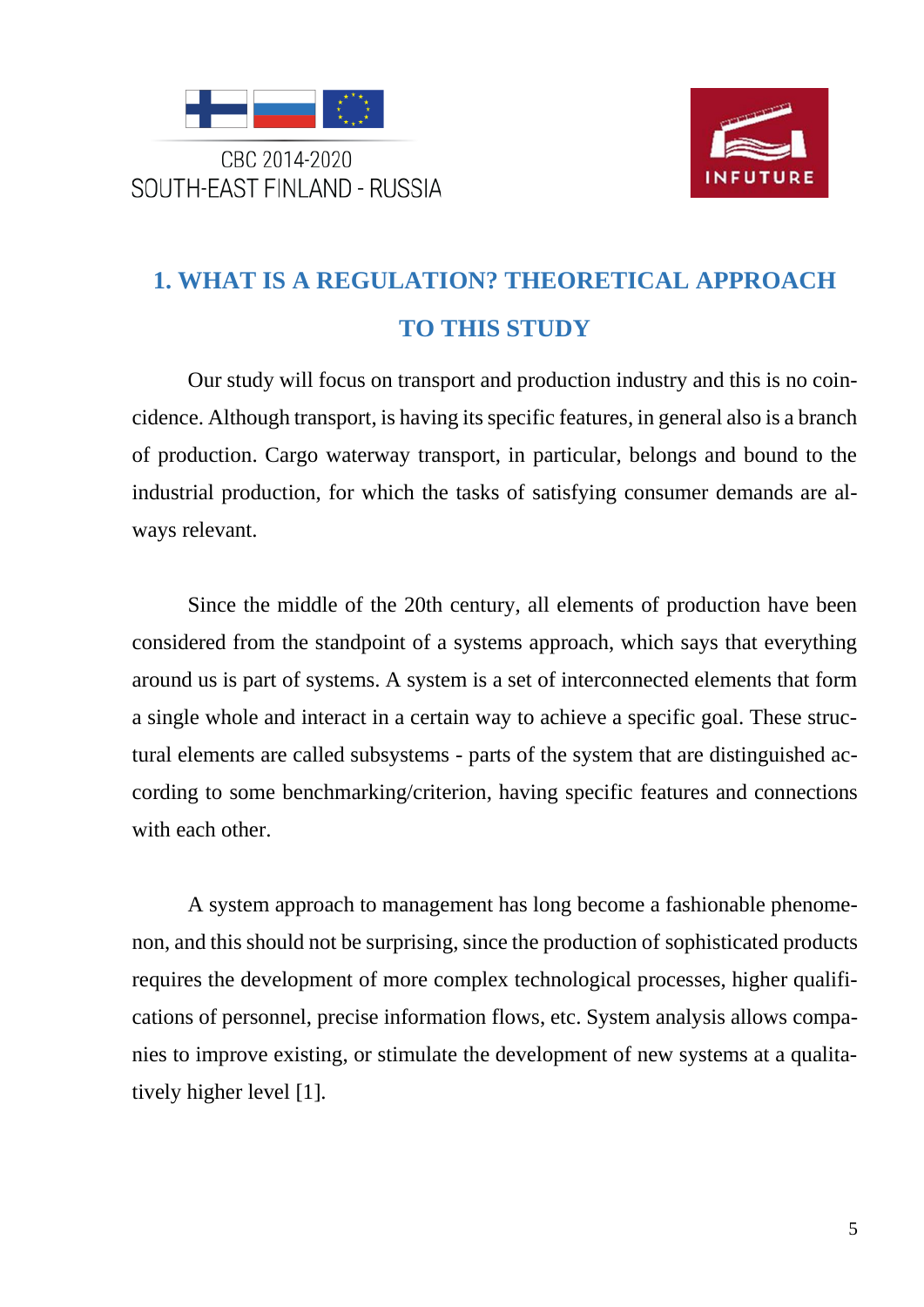# 1. WHAT IS A REGULATION? THEORETICAL APPROACH TO THIS STUDY

Our study will focus on transport and production industry and this is no coincidence. Although transport, is having its specific features, in general also is a branch of production. Cargo waterway transport, in particular, belongs and bound to the industrial production, for which the tasks of satisfying consumer demands are always relevant.

Since the middle of the 20th century, all elements of production have been considered from the standpoint of a systems approach, which says that everything around us is part of systems. A system is a set of interconnected elements that form a single whole and interact in a certain way to achieve a specific goal. These structural elements are called subsystems - parts of the system that are distinguished according to some benchmarking/criterion, having specific features and connections with each other.

A system approach to management has long become a fashionable phenomenon, and this should not be surprising, since the production of sophisticated products requires the development of more complex technological processes, higher qualifications of personnel, precise information flows, etc. System analysis allows companies to improve existing, or stimulate the development of new systems at a qualitatively higher level [1].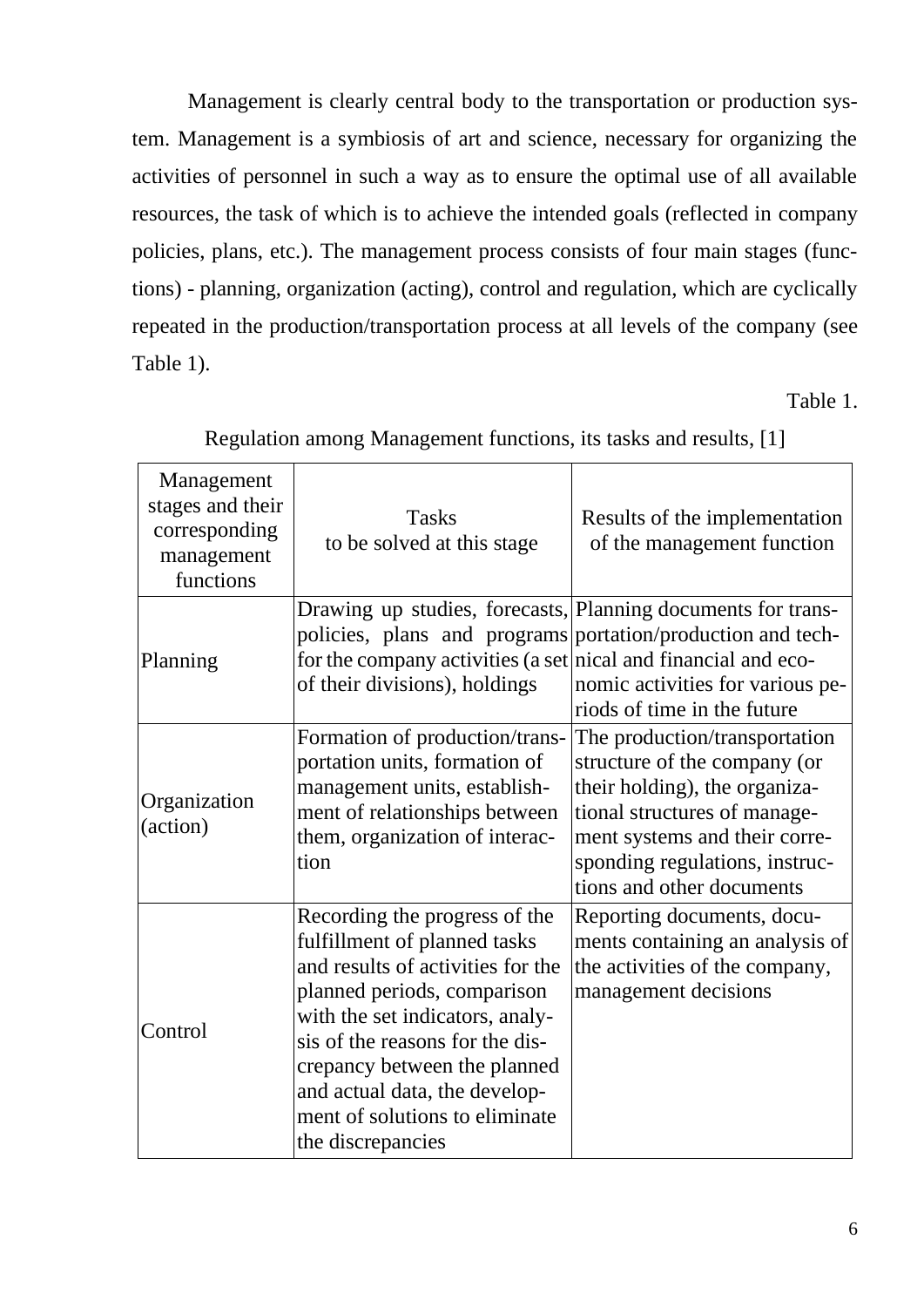Management is clearly central body to the transportation or production system. Management is a symbiosis of art and science, necessary for organizing the activities of personnel in such a way as to ensure the optimal use of all available resources, the task of which is to achieve the intended goals (reflected in company policies, plans, etc.). The management process consists of four main stages (functions) - planning, organization (acting), control and regulation, which are cyclically repeated in the production/transportation process at all levels of the company (see Table 1).

Table 1.

Regulation among Management functions, its tasks and results, [1]

| Management stages and their corresponding management functions | Tasks to be solved at this stage | Results of the implementation of the management function |
|---|---|---|
| Planning | Drawing up studies, forecasts, policies, plans and programs for the company activities (a set of their divisions), holdings | Planning documents for transportation/production and technical and financial and economic activities for various periods of time in the future |
| Organization (action) | Formation of production/transportation units, formation of management units, establishment of relationships between them, organization of interaction | The production/transportation structure of the company (or their holding), the organizational structures of management systems and their corresponding regulations, instructions and other documents |
| Control | Recording the progress of the fulfillment of planned tasks and results of activities for the planned periods, comparison with the set indicators, analysis of the reasons for the discrepancy between the planned and actual data, the development of solutions to eliminate the discrepancies | Reporting documents, documents containing an analysis of the activities of the company, management decisions |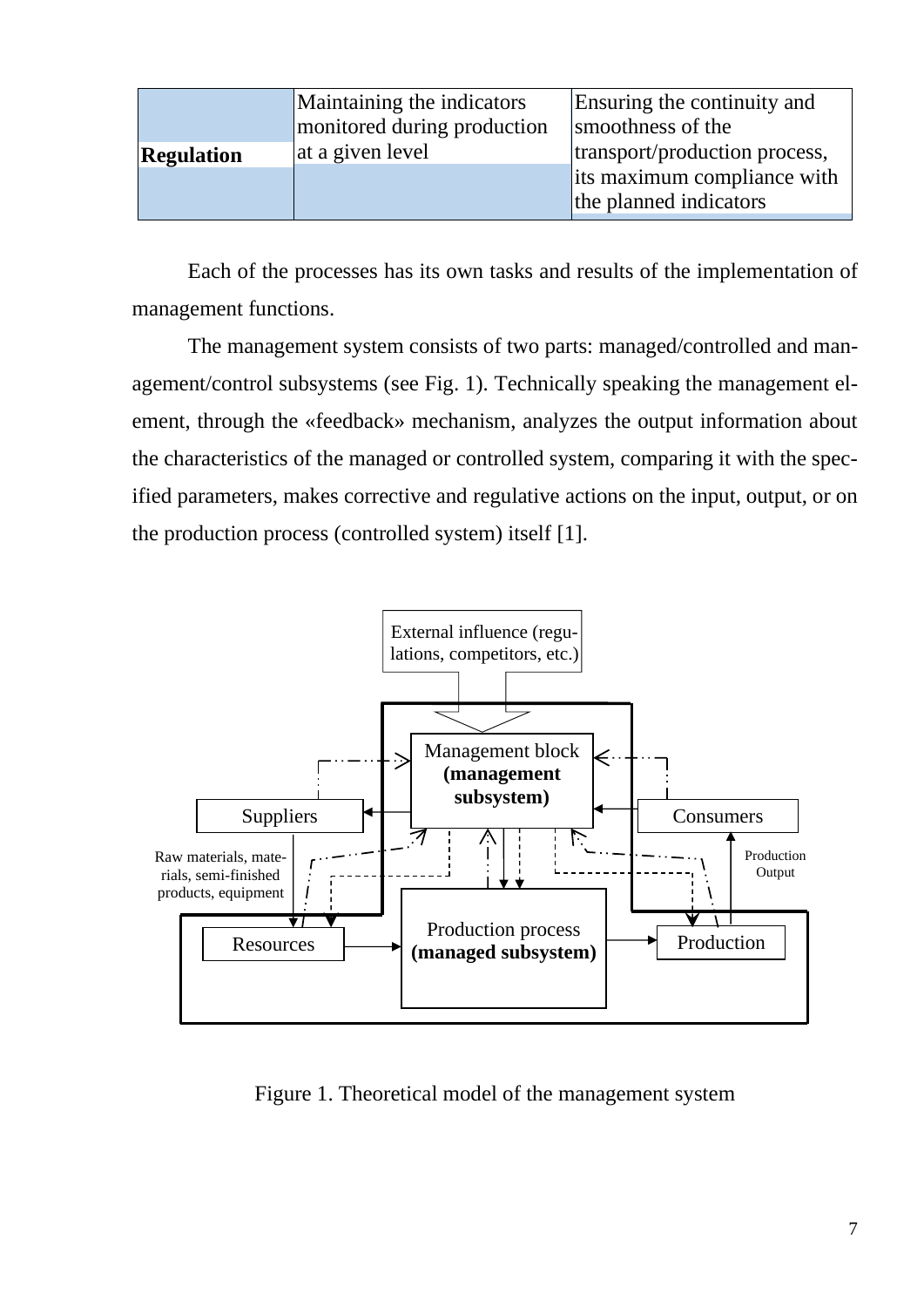| | | |
|---|---|---|
| **Regulation** | Maintaining the indicators monitored during production at a given level | Ensuring the continuity and smoothness of the transport/production process, its maximum compliance with the planned indicators |

Each of the processes has its own tasks and results of the implementation of management functions.

The management system consists of two parts: managed/controlled and management/control subsystems (see Fig. 1). Technically speaking the management element, through the «feedback» mechanism, analyzes the output information about the characteristics of the managed or controlled system, comparing it with the specified parameters, makes corrective and regulative actions on the input, output, or on the production process (controlled system) itself [1].

External influence (regulations, competitors, etc.)

Management block **(management subsystem)**

Suppliers

Consumers

Raw materials, materials, semi-finished products, equipment

Production Output

Resources

Production process **(managed subsystem)**

Production

Figure 1. Theoretical model of the management system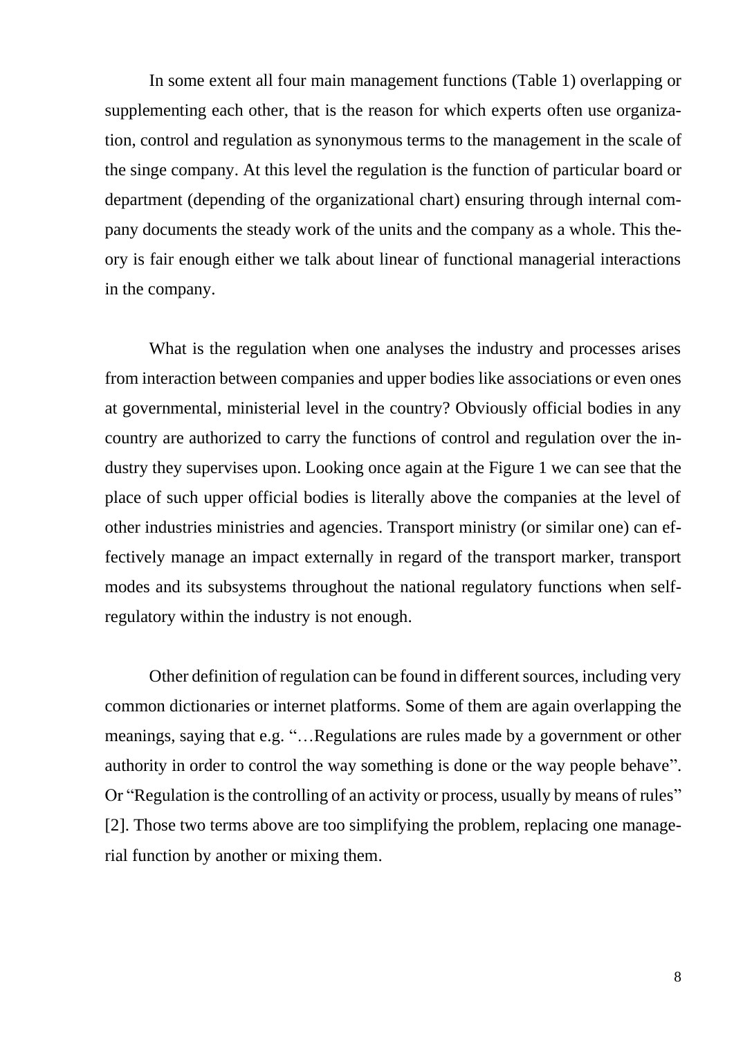In some extent all four main management functions (Table 1) overlapping or supplementing each other, that is the reason for which experts often use organization, control and regulation as synonymous terms to the management in the scale of the singe company. At this level the regulation is the function of particular board or department (depending of the organizational chart) ensuring through internal company documents the steady work of the units and the company as a whole. This theory is fair enough either we talk about linear of functional managerial interactions in the company.

What is the regulation when one analyses the industry and processes arises from interaction between companies and upper bodies like associations or even ones at governmental, ministerial level in the country? Obviously official bodies in any country are authorized to carry the functions of control and regulation over the industry they supervises upon. Looking once again at the Figure 1 we can see that the place of such upper official bodies is literally above the companies at the level of other industries ministries and agencies. Transport ministry (or similar one) can effectively manage an impact externally in regard of the transport marker, transport modes and its subsystems throughout the national regulatory functions when self-regulatory within the industry is not enough.

Other definition of regulation can be found in different sources, including very common dictionaries or internet platforms. Some of them are again overlapping the meanings, saying that e.g. "…Regulations are rules made by a government or other authority in order to control the way something is done or the way people behave". Or "Regulation is the controlling of an activity or process, usually by means of rules" [2]. Those two terms above are too simplifying the problem, replacing one managerial function by another or mixing them.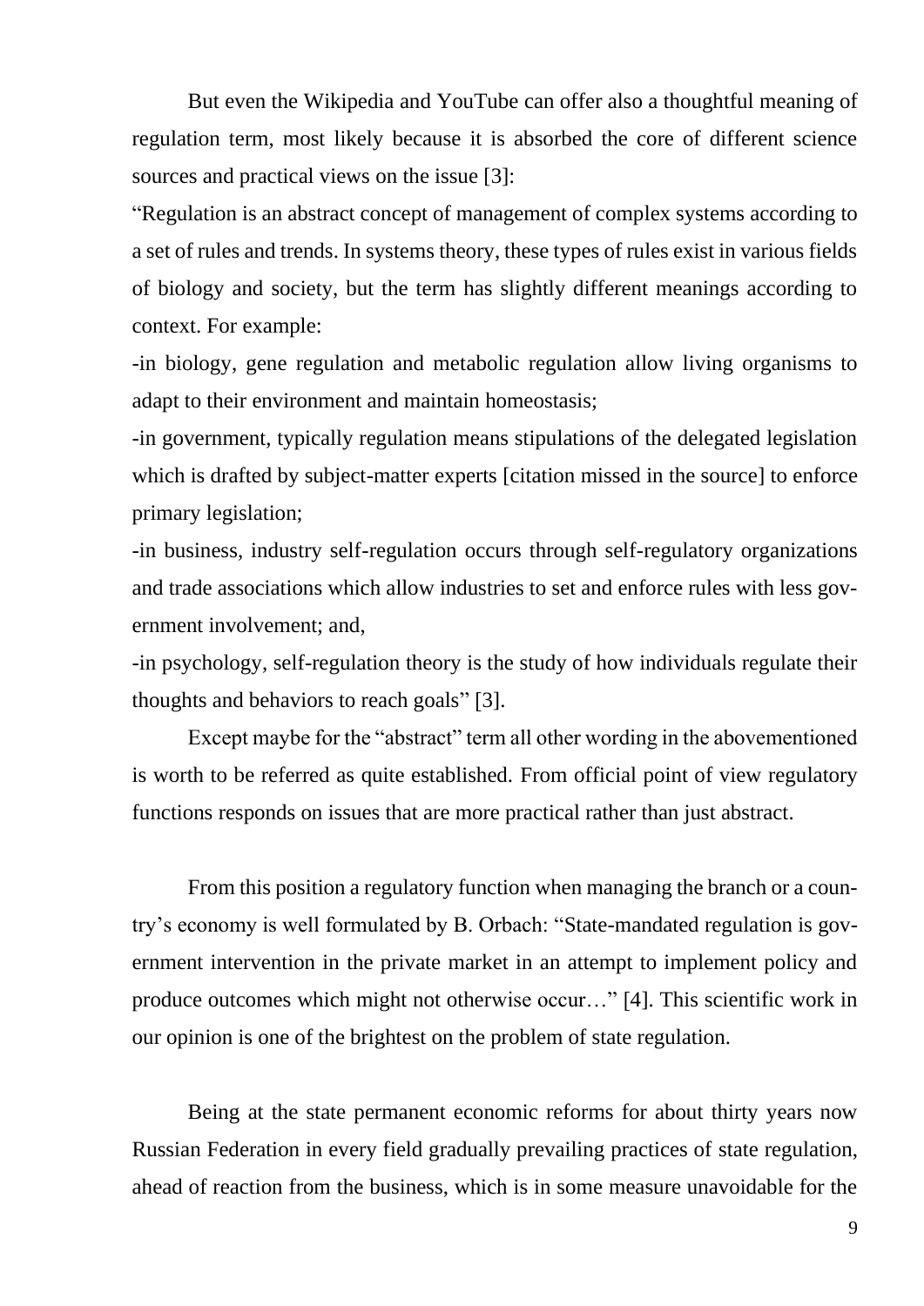But even the Wikipedia and YouTube can offer also a thoughtful meaning of regulation term, most likely because it is absorbed the core of different science sources and practical views on the issue [3]:

"Regulation is an abstract concept of management of complex systems according to a set of rules and trends. In systems theory, these types of rules exist in various fields of biology and society, but the term has slightly different meanings according to context. For example:

-in biology, gene regulation and metabolic regulation allow living organisms to adapt to their environment and maintain homeostasis;

-in government, typically regulation means stipulations of the delegated legislation which is drafted by subject-matter experts [citation missed in the source] to enforce primary legislation;

-in business, industry self-regulation occurs through self-regulatory organizations and trade associations which allow industries to set and enforce rules with less government involvement; and,

-in psychology, self-regulation theory is the study of how individuals regulate their thoughts and behaviors to reach goals" [3].

Except maybe for the "abstract" term all other wording in the abovementioned is worth to be referred as quite established. From official point of view regulatory functions responds on issues that are more practical rather than just abstract.

From this position a regulatory function when managing the branch or a country's economy is well formulated by B. Orbach: "State-mandated regulation is government intervention in the private market in an attempt to implement policy and produce outcomes which might not otherwise occur…" [4]. This scientific work in our opinion is one of the brightest on the problem of state regulation.

Being at the state permanent economic reforms for about thirty years now Russian Federation in every field gradually prevailing practices of state regulation, ahead of reaction from the business, which is in some measure unavoidable for the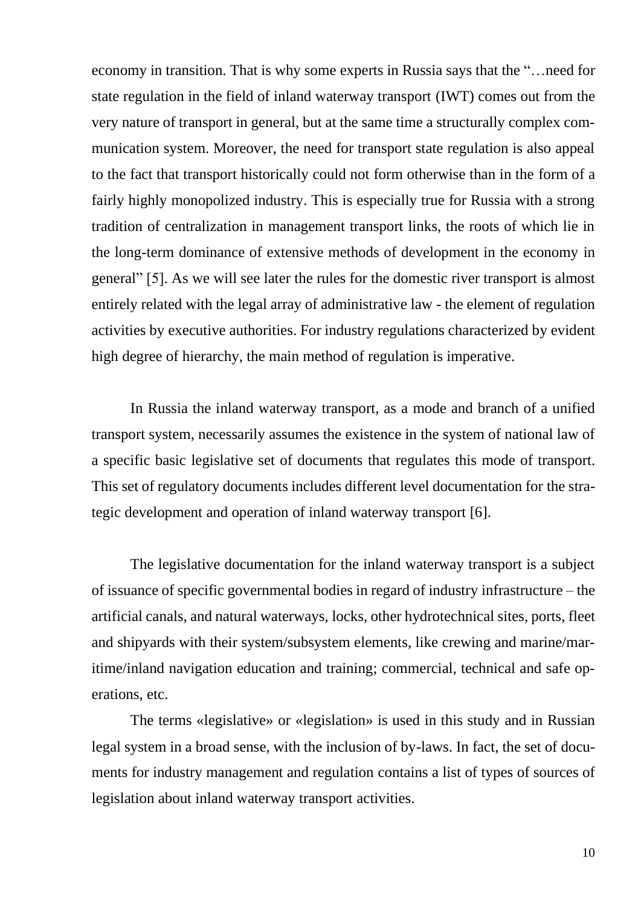economy in transition. That is why some experts in Russia says that the "…need for state regulation in the field of inland waterway transport (IWT) comes out from the very nature of transport in general, but at the same time a structurally complex communication system. Moreover, the need for transport state regulation is also appeal to the fact that transport historically could not form otherwise than in the form of a fairly highly monopolized industry. This is especially true for Russia with a strong tradition of centralization in management transport links, the roots of which lie in the long-term dominance of extensive methods of development in the economy in general" [5]. As we will see later the rules for the domestic river transport is almost entirely related with the legal array of administrative law - the element of regulation activities by executive authorities. For industry regulations characterized by evident high degree of hierarchy, the main method of regulation is imperative.

In Russia the inland waterway transport, as a mode and branch of a unified transport system, necessarily assumes the existence in the system of national law of a specific basic legislative set of documents that regulates this mode of transport. This set of regulatory documents includes different level documentation for the strategic development and operation of inland waterway transport [6].

The legislative documentation for the inland waterway transport is a subject of issuance of specific governmental bodies in regard of industry infrastructure – the artificial canals, and natural waterways, locks, other hydrotechnical sites, ports, fleet and shipyards with their system/subsystem elements, like crewing and marine/maritime/inland navigation education and training; commercial, technical and safe operations, etc.

The terms «legislative» or «legislation» is used in this study and in Russian legal system in a broad sense, with the inclusion of by-laws. In fact, the set of documents for industry management and regulation contains a list of types of sources of legislation about inland waterway transport activities.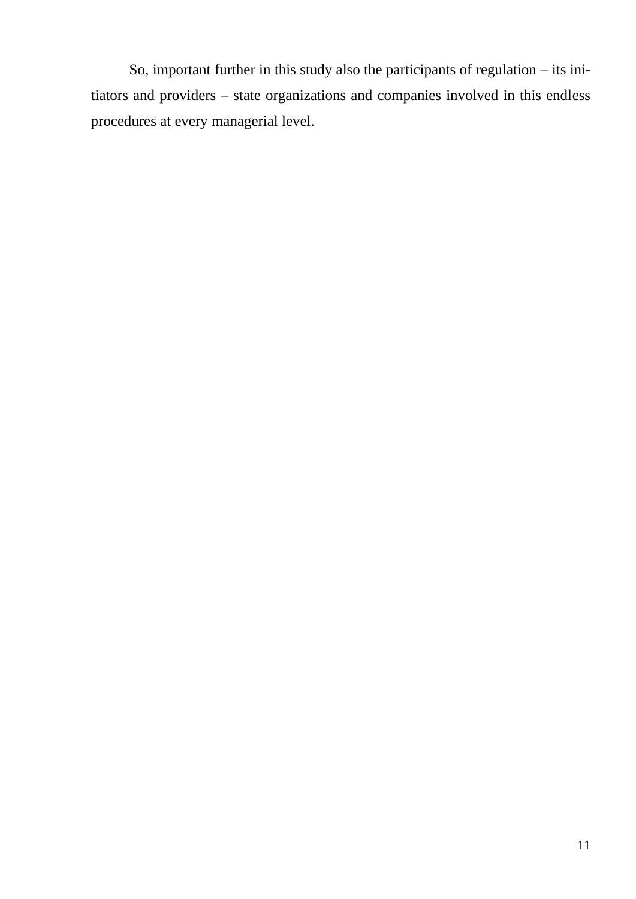So, important further in this study also the participants of regulation – its initiators and providers – state organizations and companies involved in this endless procedures at every managerial level.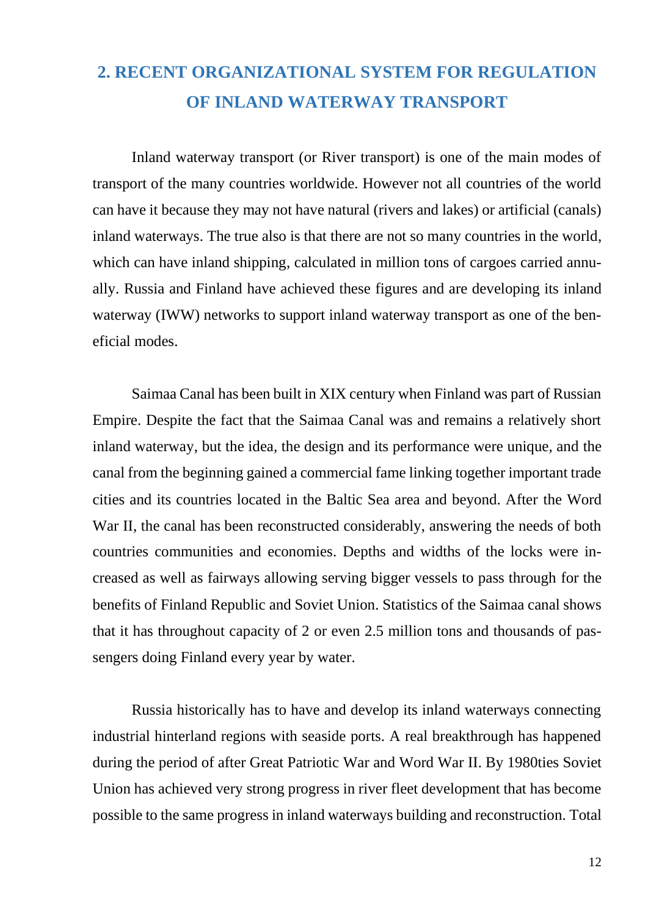## 2. RECENT ORGANIZATIONAL SYSTEM FOR REGULATION OF INLAND WATERWAY TRANSPORT

Inland waterway transport (or River transport) is one of the main modes of transport of the many countries worldwide. However not all countries of the world can have it because they may not have natural (rivers and lakes) or artificial (canals) inland waterways. The true also is that there are not so many countries in the world, which can have inland shipping, calculated in million tons of cargoes carried annually. Russia and Finland have achieved these figures and are developing its inland waterway (IWW) networks to support inland waterway transport as one of the beneficial modes.

Saimaa Canal has been built in XIX century when Finland was part of Russian Empire. Despite the fact that the Saimaa Canal was and remains a relatively short inland waterway, but the idea, the design and its performance were unique, and the canal from the beginning gained a commercial fame linking together important trade cities and its countries located in the Baltic Sea area and beyond. After the Word War II, the canal has been reconstructed considerably, answering the needs of both countries communities and economies. Depths and widths of the locks were increased as well as fairways allowing serving bigger vessels to pass through for the benefits of Finland Republic and Soviet Union. Statistics of the Saimaa canal shows that it has throughout capacity of 2 or even 2.5 million tons and thousands of passengers doing Finland every year by water.

Russia historically has to have and develop its inland waterways connecting industrial hinterland regions with seaside ports. A real breakthrough has happened during the period of after Great Patriotic War and Word War II. By 1980ties Soviet Union has achieved very strong progress in river fleet development that has become possible to the same progress in inland waterways building and reconstruction. Total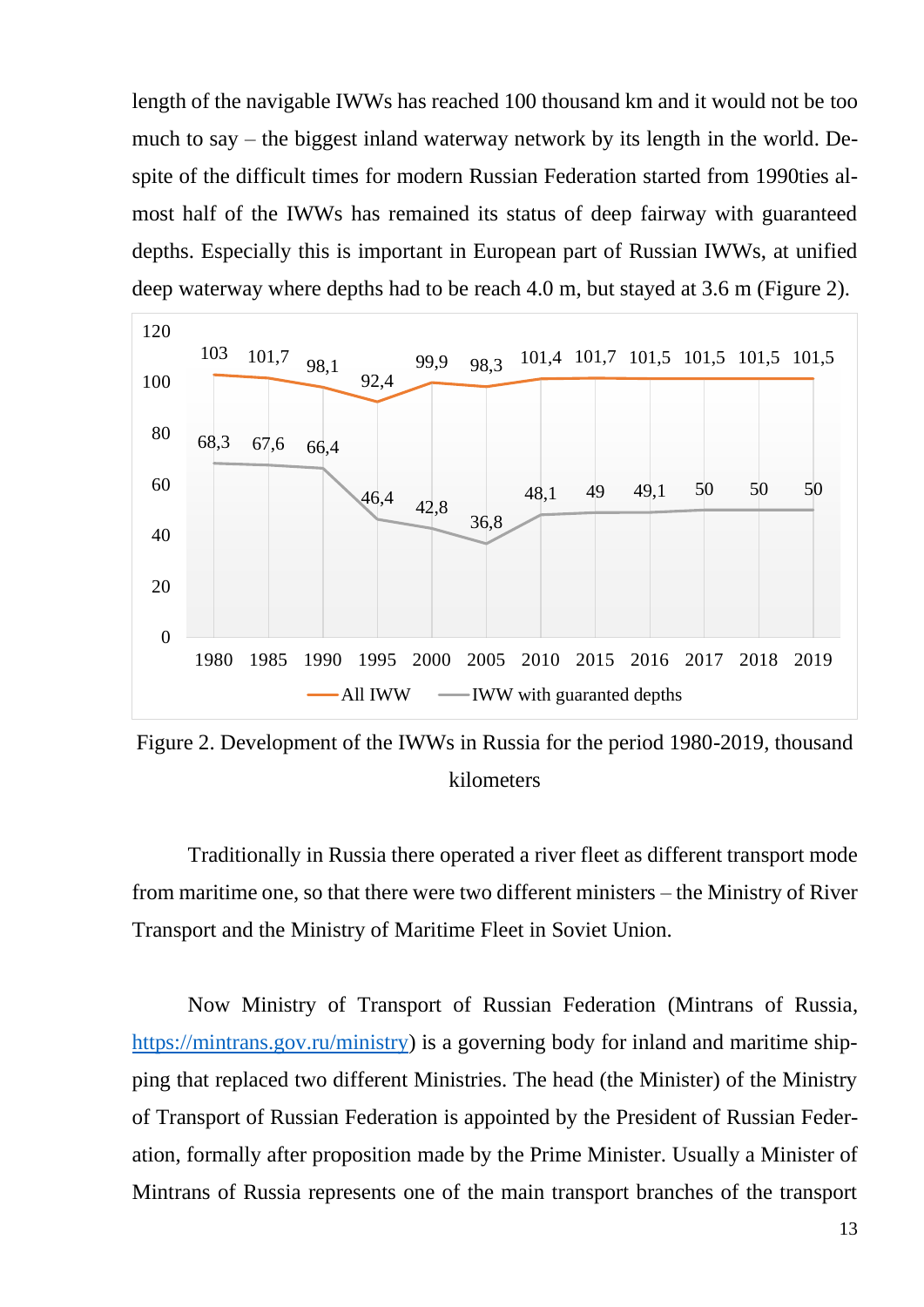length of the navigable IWWs has reached 100 thousand km and it would not be too much to say – the biggest inland waterway network by its length in the world. Despite of the difficult times for modern Russian Federation started from 1990ties almost half of the IWWs has remained its status of deep fairway with guaranteed depths. Especially this is important in European part of Russian IWWs, at unified deep waterway where depths had to be reach 4.0 m, but stayed at 3.6 m (Figure 2).

| | 1980 | 1985 | 1990 | 1995 | 2000 | 2005 | 2010 | 2015 | 2016 | 2017 | 2018 | 2019 |
|---|---|---|---|---|---|---|---|---|---|---|---|---|
| All IWW | 103 | 101,7 | 98,1 | 92,4 | 99,9 | 98,3 | 101,4 | 101,7 | 101,5 | 101,5 | 101,5 | 101,5 |
| IWW with guaranted depths | 68,3 | 67,6 | 66,4 | 46,4 | 42,8 | 36,8 | 48,1 | 49 | 49,1 | 50 | 50 | 50 |

Figure 2. Development of the IWWs in Russia for the period 1980-2019, thousand kilometers

Traditionally in Russia there operated a river fleet as different transport mode from maritime one, so that there were two different ministers – the Ministry of River Transport and the Ministry of Maritime Fleet in Soviet Union.

Now Ministry of Transport of Russian Federation (Mintrans of Russia, https://mintrans.gov.ru/ministry) is a governing body for inland and maritime shipping that replaced two different Ministries. The head (the Minister) of the Ministry of Transport of Russian Federation is appointed by the President of Russian Federation, formally after proposition made by the Prime Minister. Usually a Minister of Mintrans of Russia represents one of the main transport branches of the transport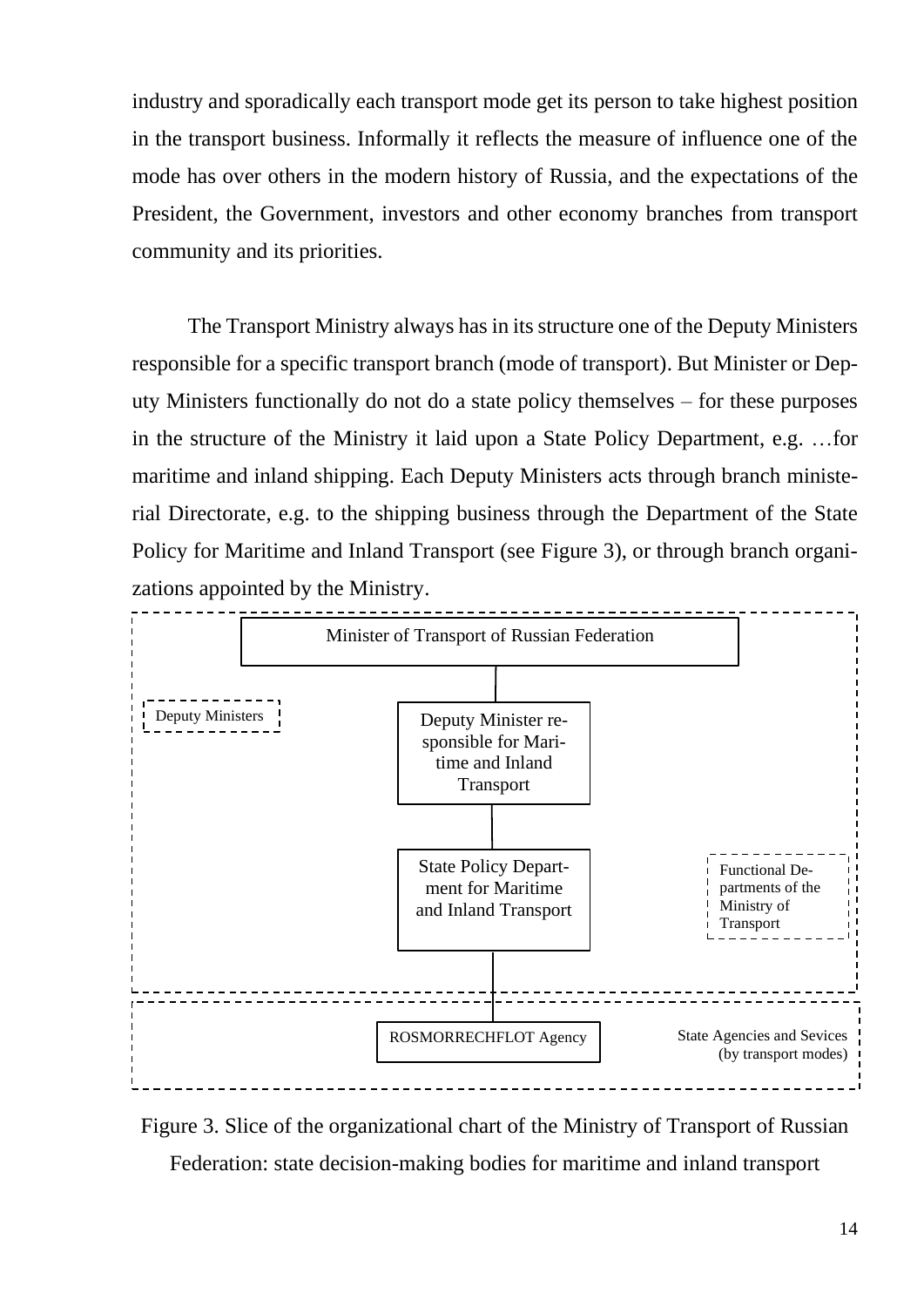industry and sporadically each transport mode get its person to take highest position in the transport business. Informally it reflects the measure of influence one of the mode has over others in the modern history of Russia, and the expectations of the President, the Government, investors and other economy branches from transport community and its priorities.

The Transport Ministry always has in its structure one of the Deputy Ministers responsible for a specific transport branch (mode of transport). But Minister or Deputy Ministers functionally do not do a state policy themselves – for these purposes in the structure of the Ministry it laid upon a State Policy Department, e.g. …for maritime and inland shipping. Each Deputy Ministers acts through branch ministerial Directorate, e.g. to the shipping business through the Department of the State Policy for Maritime and Inland Transport (see Figure 3), or through branch organizations appointed by the Ministry.

Minister of Transport of Russian Federation

Deputy Ministers

Deputy Minister responsible for Maritime and Inland Transport

State Policy Department for Maritime and Inland Transport

Functional Departments of the Ministry of Transport

ROSMORRECHFLOT Agency

State Agencies and Sevices (by transport modes)

Figure 3. Slice of the organizational chart of the Ministry of Transport of Russian Federation: state decision-making bodies for maritime and inland transport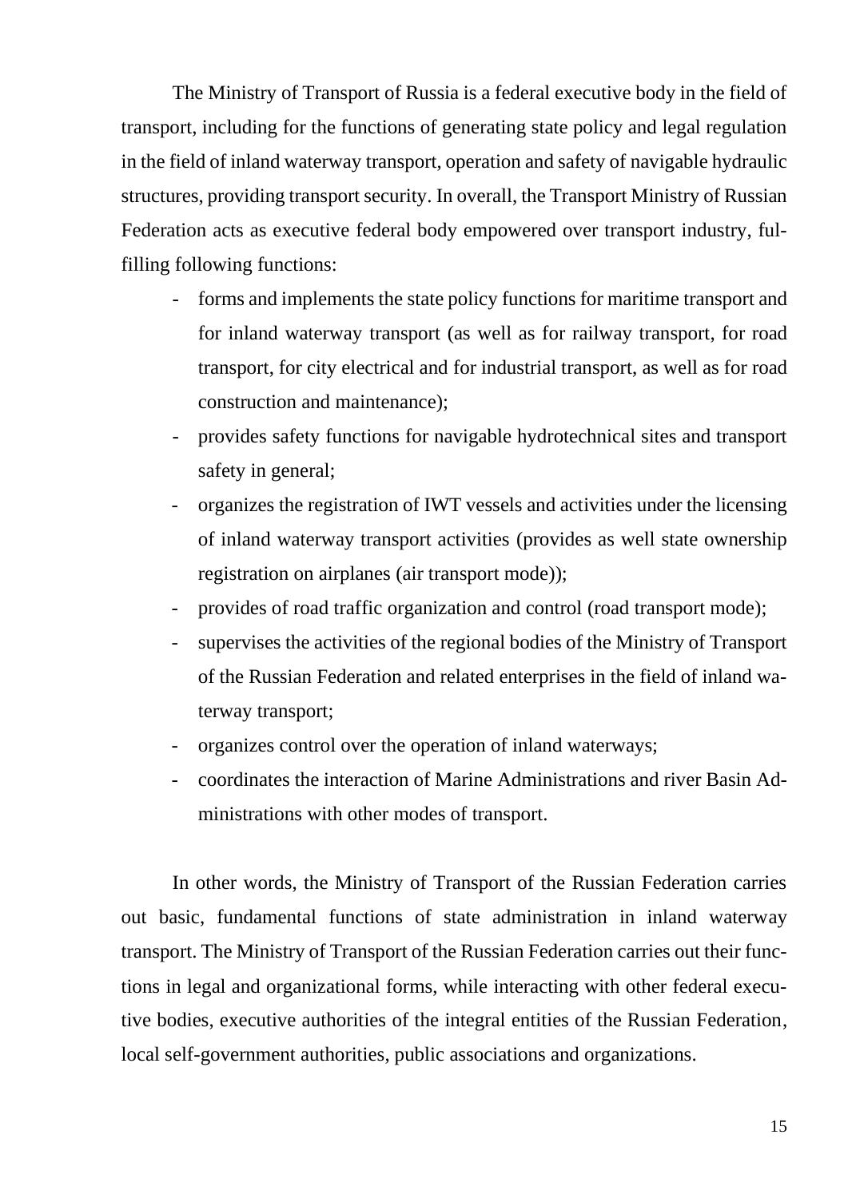The Ministry of Transport of Russia is a federal executive body in the field of transport, including for the functions of generating state policy and legal regulation in the field of inland waterway transport, operation and safety of navigable hydraulic structures, providing transport security. In overall, the Transport Ministry of Russian Federation acts as executive federal body empowered over transport industry, fulfilling following functions:

- forms and implements the state policy functions for maritime transport and for inland waterway transport (as well as for railway transport, for road transport, for city electrical and for industrial transport, as well as for road construction and maintenance);
- provides safety functions for navigable hydrotechnical sites and transport safety in general;
- organizes the registration of IWT vessels and activities under the licensing of inland waterway transport activities (provides as well state ownership registration on airplanes (air transport mode));
- provides of road traffic organization and control (road transport mode);
- supervises the activities of the regional bodies of the Ministry of Transport of the Russian Federation and related enterprises in the field of inland waterway transport;
- organizes control over the operation of inland waterways;
- coordinates the interaction of Marine Administrations and river Basin Administrations with other modes of transport.

In other words, the Ministry of Transport of the Russian Federation carries out basic, fundamental functions of state administration in inland waterway transport. The Ministry of Transport of the Russian Federation carries out their functions in legal and organizational forms, while interacting with other federal executive bodies, executive authorities of the integral entities of the Russian Federation, local self-government authorities, public associations and organizations.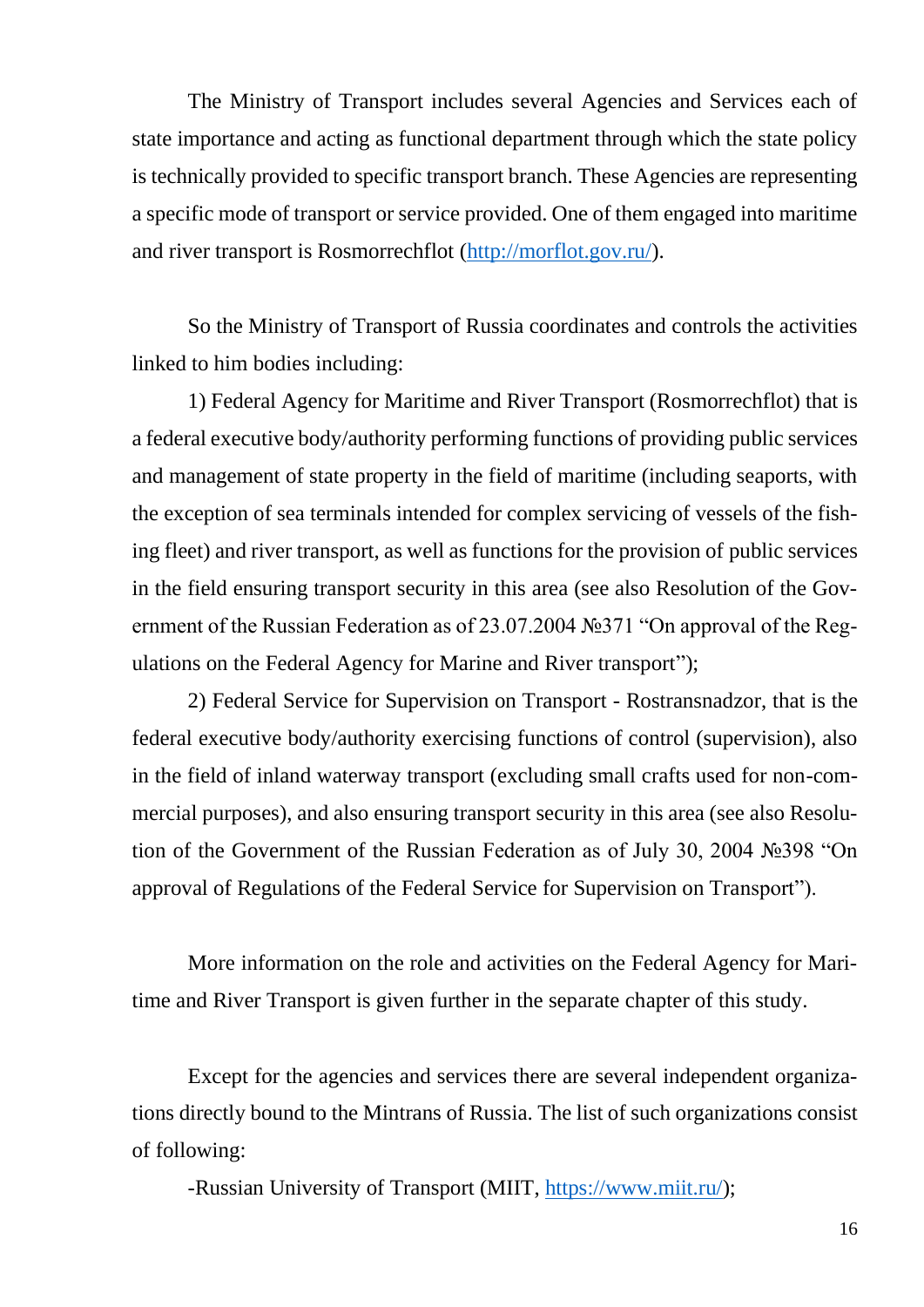The Ministry of Transport includes several Agencies and Services each of state importance and acting as functional department through which the state policy is technically provided to specific transport branch. These Agencies are representing a specific mode of transport or service provided. One of them engaged into maritime and river transport is Rosmorrechflot (http://morflot.gov.ru/).

So the Ministry of Transport of Russia coordinates and controls the activities linked to him bodies including:

1) Federal Agency for Maritime and River Transport (Rosmorrechflot) that is a federal executive body/authority performing functions of providing public services and management of state property in the field of maritime (including seaports, with the exception of sea terminals intended for complex servicing of vessels of the fishing fleet) and river transport, as well as functions for the provision of public services in the field ensuring transport security in this area (see also Resolution of the Government of the Russian Federation as of 23.07.2004 №371 "On approval of the Regulations on the Federal Agency for Marine and River transport");

2) Federal Service for Supervision on Transport - Rostransnadzor, that is the federal executive body/authority exercising functions of control (supervision), also in the field of inland waterway transport (excluding small crafts used for non-commercial purposes), and also ensuring transport security in this area (see also Resolution of the Government of the Russian Federation as of July 30, 2004 №398 "On approval of Regulations of the Federal Service for Supervision on Transport").

More information on the role and activities on the Federal Agency for Maritime and River Transport is given further in the separate chapter of this study.

Except for the agencies and services there are several independent organizations directly bound to the Mintrans of Russia. The list of such organizations consist of following:

-Russian University of Transport (MIIT, https://www.miit.ru/);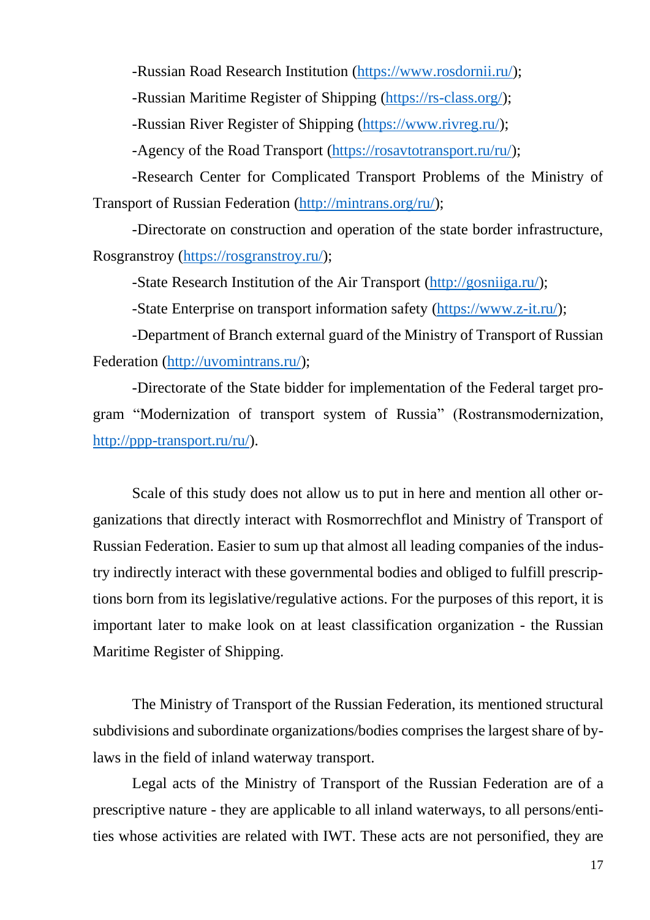-Russian Road Research Institution (https://www.rosdornii.ru/);

-Russian Maritime Register of Shipping (https://rs-class.org/);

-Russian River Register of Shipping (https://www.rivreg.ru/);

-Agency of the Road Transport (https://rosavtotransport.ru/ru/);

-Research Center for Complicated Transport Problems of the Ministry of Transport of Russian Federation (http://mintrans.org/ru/);

-Directorate on construction and operation of the state border infrastructure, Rosgranstroy (https://rosgranstroy.ru/);

-State Research Institution of the Air Transport (http://gosniiga.ru/);

-State Enterprise on transport information safety (https://www.z-it.ru/);

-Department of Branch external guard of the Ministry of Transport of Russian Federation (http://uvomintrans.ru/);

-Directorate of the State bidder for implementation of the Federal target program "Modernization of transport system of Russia" (Rostransmodernization, http://ppp-transport.ru/ru/).

Scale of this study does not allow us to put in here and mention all other organizations that directly interact with Rosmorrechflot and Ministry of Transport of Russian Federation. Easier to sum up that almost all leading companies of the industry indirectly interact with these governmental bodies and obliged to fulfill prescriptions born from its legislative/regulative actions. For the purposes of this report, it is important later to make look on at least classification organization - the Russian Maritime Register of Shipping.

The Ministry of Transport of the Russian Federation, its mentioned structural subdivisions and subordinate organizations/bodies comprises the largest share of by-laws in the field of inland waterway transport.

Legal acts of the Ministry of Transport of the Russian Federation are of a prescriptive nature - they are applicable to all inland waterways, to all persons/entities whose activities are related with IWT. These acts are not personified, they are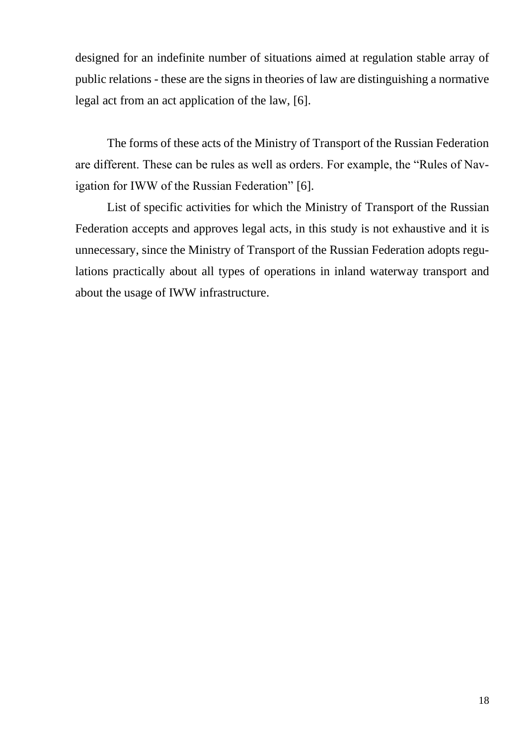designed for an indefinite number of situations aimed at regulation stable array of public relations - these are the signs in theories of law are distinguishing a normative legal act from an act application of the law, [6].

The forms of these acts of the Ministry of Transport of the Russian Federation are different. These can be rules as well as orders. For example, the "Rules of Navigation for IWW of the Russian Federation" [6].

List of specific activities for which the Ministry of Transport of the Russian Federation accepts and approves legal acts, in this study is not exhaustive and it is unnecessary, since the Ministry of Transport of the Russian Federation adopts regulations practically about all types of operations in inland waterway transport and about the usage of IWW infrastructure.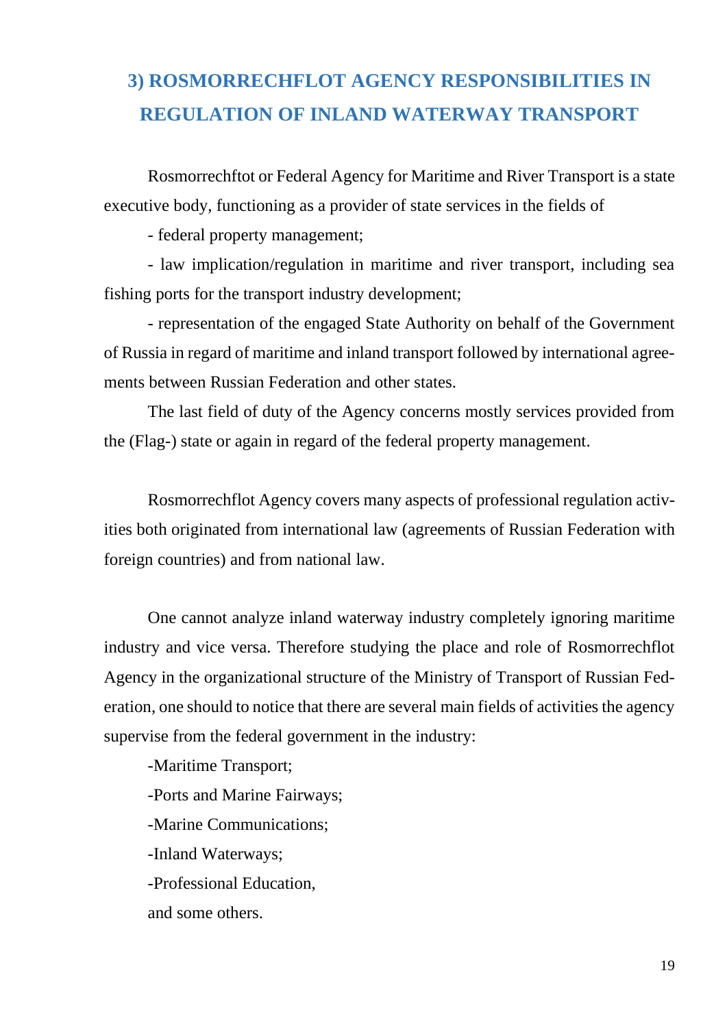## 3) ROSMORRECHFLOT AGENCY RESPONSIBILITIES IN REGULATION OF INLAND WATERWAY TRANSPORT

Rosmorrechftot or Federal Agency for Maritime and River Transport is a state executive body, functioning as a provider of state services in the fields of

- federal property management;

- law implication/regulation in maritime and river transport, including sea fishing ports for the transport industry development;

- representation of the engaged State Authority on behalf of the Government of Russia in regard of maritime and inland transport followed by international agreements between Russian Federation and other states.

The last field of duty of the Agency concerns mostly services provided from the (Flag-) state or again in regard of the federal property management.

Rosmorrechflot Agency covers many aspects of professional regulation activities both originated from international law (agreements of Russian Federation with foreign countries) and from national law.

One cannot analyze inland waterway industry completely ignoring maritime industry and vice versa. Therefore studying the place and role of Rosmorrechflot Agency in the organizational structure of the Ministry of Transport of Russian Federation, one should to notice that there are several main fields of activities the agency supervise from the federal government in the industry:

-Maritime Transport;

-Ports and Marine Fairways;

-Marine Communications;

-Inland Waterways;

-Professional Education,

and some others.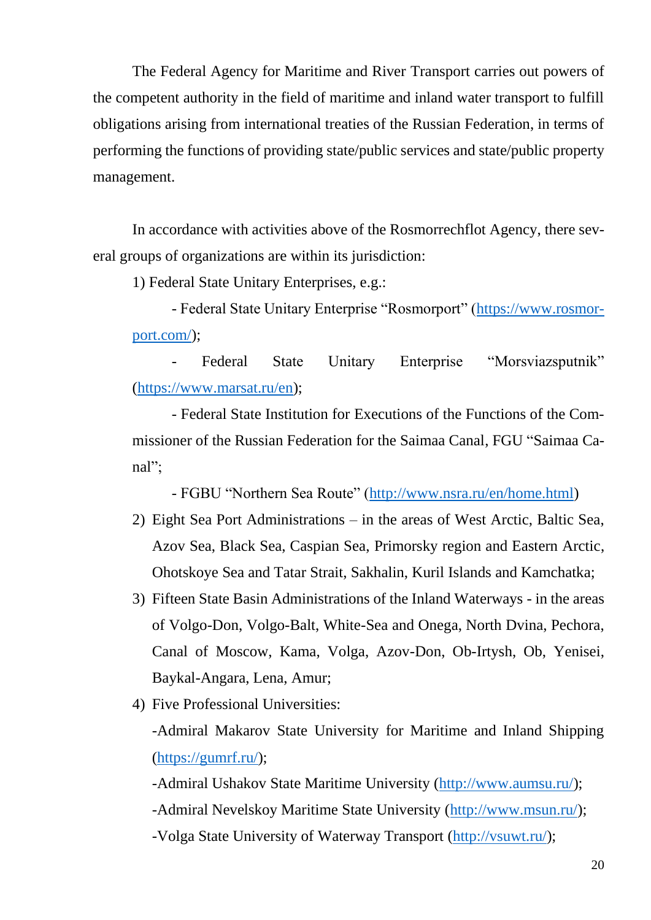The Federal Agency for Maritime and River Transport carries out powers of the competent authority in the field of maritime and inland water transport to fulfill obligations arising from international treaties of the Russian Federation, in terms of performing the functions of providing state/public services and state/public property management.

In accordance with activities above of the Rosmorrechflot Agency, there several groups of organizations are within its jurisdiction:

1) Federal State Unitary Enterprises, e.g.:

   - Federal State Unitary Enterprise "Rosmorport" (https://www.rosmorport.com/);

   - Federal State Unitary Enterprise "Morsviazsputnik" (https://www.marsat.ru/en);

   - Federal State Institution for Executions of the Functions of the Commissioner of the Russian Federation for the Saimaa Canal, FGU "Saimaa Canal";

   - FGBU "Northern Sea Route" (http://www.nsra.ru/en/home.html)

2) Eight Sea Port Administrations – in the areas of West Arctic, Baltic Sea, Azov Sea, Black Sea, Caspian Sea, Primorsky region and Eastern Arctic, Ohotskoye Sea and Tatar Strait, Sakhalin, Kuril Islands and Kamchatka;
3) Fifteen State Basin Administrations of the Inland Waterways - in the areas of Volgo-Don, Volgo-Balt, White-Sea and Onega, North Dvina, Pechora, Canal of Moscow, Kama, Volga, Azov-Don, Ob-Irtysh, Ob, Yenisei, Baykal-Angara, Lena, Amur;
4) Five Professional Universities:

   -Admiral Makarov State University for Maritime and Inland Shipping (https://gumrf.ru/);

   -Admiral Ushakov State Maritime University (http://www.aumsu.ru/);

   -Admiral Nevelskoy Maritime State University (http://www.msun.ru/);

   -Volga State University of Waterway Transport (http://vsuwt.ru/);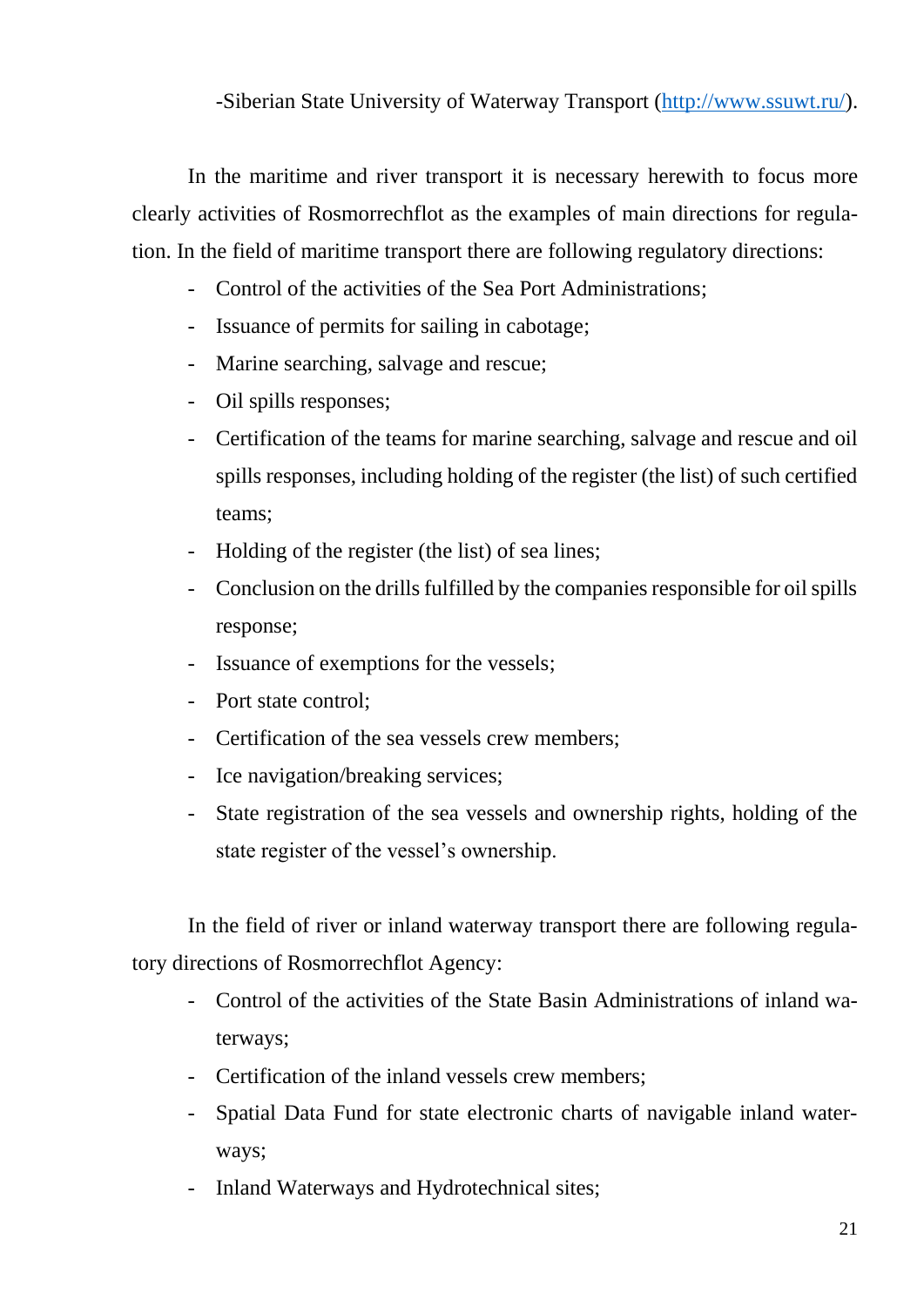-Siberian State University of Waterway Transport (http://www.ssuwt.ru/).

In the maritime and river transport it is necessary herewith to focus more clearly activities of Rosmorrechflot as the examples of main directions for regulation. In the field of maritime transport there are following regulatory directions:

- Control of the activities of the Sea Port Administrations;
- Issuance of permits for sailing in cabotage;
- Marine searching, salvage and rescue;
- Oil spills responses;
- Certification of the teams for marine searching, salvage and rescue and oil spills responses, including holding of the register (the list) of such certified teams;
- Holding of the register (the list) of sea lines;
- Conclusion on the drills fulfilled by the companies responsible for oil spills response;
- Issuance of exemptions for the vessels;
- Port state control;
- Certification of the sea vessels crew members;
- Ice navigation/breaking services;
- State registration of the sea vessels and ownership rights, holding of the state register of the vessel's ownership.

In the field of river or inland waterway transport there are following regulatory directions of Rosmorrechflot Agency:

- Control of the activities of the State Basin Administrations of inland waterways;
- Certification of the inland vessels crew members;
- Spatial Data Fund for state electronic charts of navigable inland waterways;
- Inland Waterways and Hydrotechnical sites;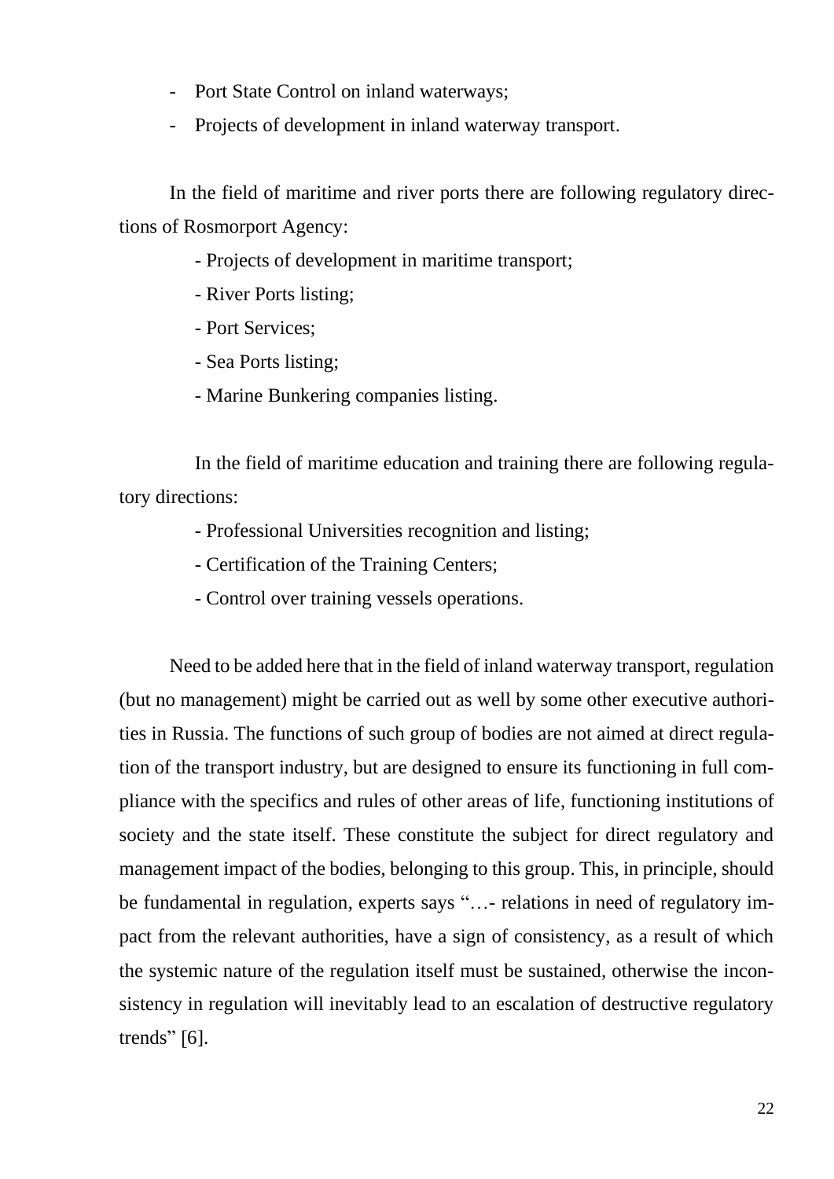- Port State Control on inland waterways;
- Projects of development in inland waterway transport.

In the field of maritime and river ports there are following regulatory directions of Rosmorport Agency:

- Projects of development in maritime transport;
- River Ports listing;
- Port Services;
- Sea Ports listing;
- Marine Bunkering companies listing.

In the field of maritime education and training there are following regulatory directions:

- Professional Universities recognition and listing;
- Certification of the Training Centers;
- Control over training vessels operations.

Need to be added here that in the field of inland waterway transport, regulation (but no management) might be carried out as well by some other executive authorities in Russia. The functions of such group of bodies are not aimed at direct regulation of the transport industry, but are designed to ensure its functioning in full compliance with the specifics and rules of other areas of life, functioning institutions of society and the state itself. These constitute the subject for direct regulatory and management impact of the bodies, belonging to this group. This, in principle, should be fundamental in regulation, experts says "…- relations in need of regulatory impact from the relevant authorities, have a sign of consistency, as a result of which the systemic nature of the regulation itself must be sustained, otherwise the inconsistency in regulation will inevitably lead to an escalation of destructive regulatory trends" [6].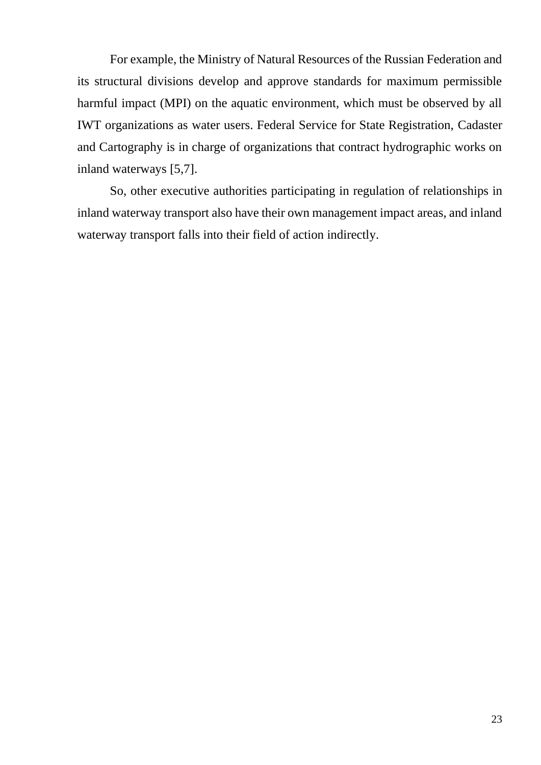For example, the Ministry of Natural Resources of the Russian Federation and its structural divisions develop and approve standards for maximum permissible harmful impact (MPI) on the aquatic environment, which must be observed by all IWT organizations as water users. Federal Service for State Registration, Cadaster and Cartography is in charge of organizations that contract hydrographic works on inland waterways [5,7].

So, other executive authorities participating in regulation of relationships in inland waterway transport also have their own management impact areas, and inland waterway transport falls into their field of action indirectly.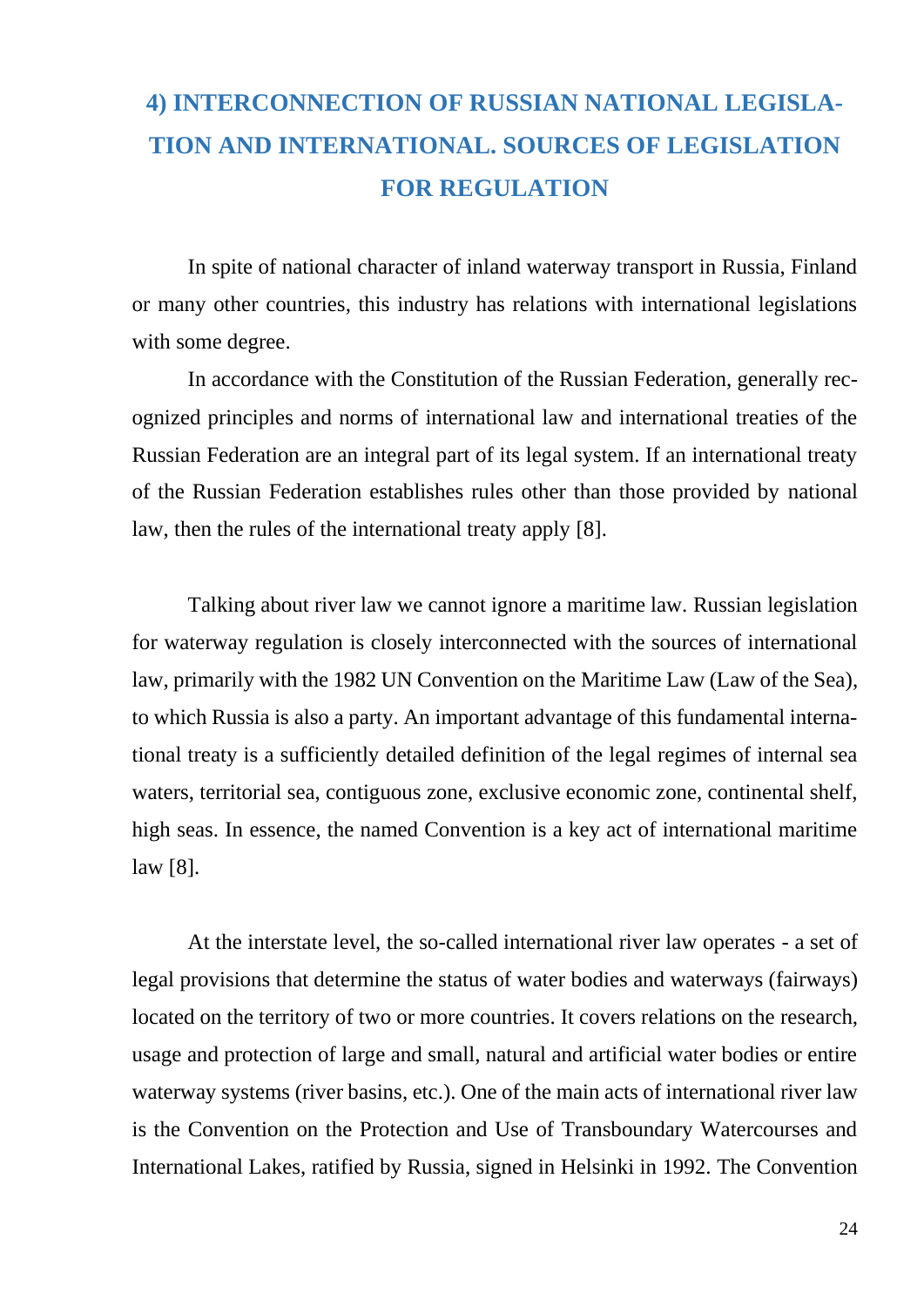## 4) INTERCONNECTION OF RUSSIAN NATIONAL LEGISLATION AND INTERNATIONAL. SOURCES OF LEGISLATION FOR REGULATION

In spite of national character of inland waterway transport in Russia, Finland or many other countries, this industry has relations with international legislations with some degree.

In accordance with the Constitution of the Russian Federation, generally recognized principles and norms of international law and international treaties of the Russian Federation are an integral part of its legal system. If an international treaty of the Russian Federation establishes rules other than those provided by national law, then the rules of the international treaty apply [8].

Talking about river law we cannot ignore a maritime law. Russian legislation for waterway regulation is closely interconnected with the sources of international law, primarily with the 1982 UN Convention on the Maritime Law (Law of the Sea), to which Russia is also a party. An important advantage of this fundamental international treaty is a sufficiently detailed definition of the legal regimes of internal sea waters, territorial sea, contiguous zone, exclusive economic zone, continental shelf, high seas. In essence, the named Convention is a key act of international maritime law [8].

At the interstate level, the so-called international river law operates - a set of legal provisions that determine the status of water bodies and waterways (fairways) located on the territory of two or more countries. It covers relations on the research, usage and protection of large and small, natural and artificial water bodies or entire waterway systems (river basins, etc.). One of the main acts of international river law is the Convention on the Protection and Use of Transboundary Watercourses and International Lakes, ratified by Russia, signed in Helsinki in 1992. The Convention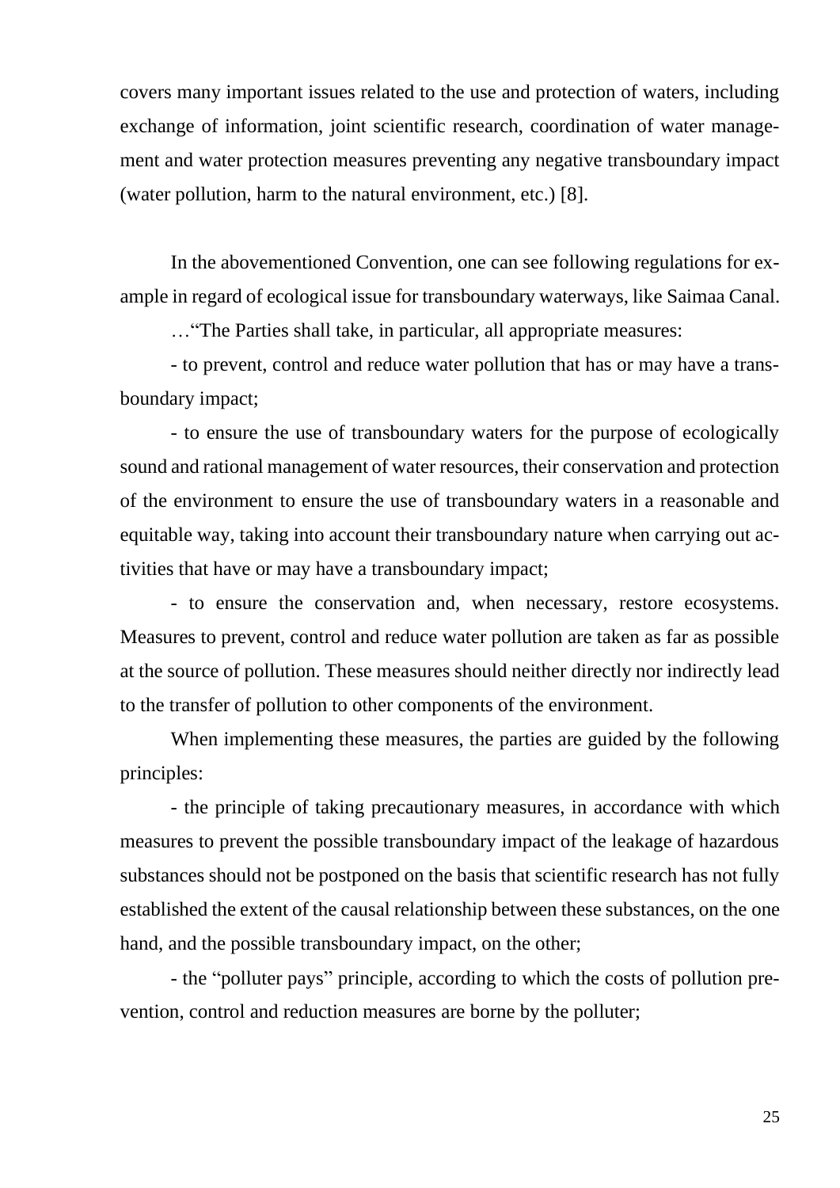covers many important issues related to the use and protection of waters, including exchange of information, joint scientific research, coordination of water management and water protection measures preventing any negative transboundary impact (water pollution, harm to the natural environment, etc.) [8].

In the abovementioned Convention, one can see following regulations for example in regard of ecological issue for transboundary waterways, like Saimaa Canal.

…"The Parties shall take, in particular, all appropriate measures:

- to prevent, control and reduce water pollution that has or may have a transboundary impact;

- to ensure the use of transboundary waters for the purpose of ecologically sound and rational management of water resources, their conservation and protection of the environment to ensure the use of transboundary waters in a reasonable and equitable way, taking into account their transboundary nature when carrying out activities that have or may have a transboundary impact;

- to ensure the conservation and, when necessary, restore ecosystems. Measures to prevent, control and reduce water pollution are taken as far as possible at the source of pollution. These measures should neither directly nor indirectly lead to the transfer of pollution to other components of the environment.

When implementing these measures, the parties are guided by the following principles:

- the principle of taking precautionary measures, in accordance with which measures to prevent the possible transboundary impact of the leakage of hazardous substances should not be postponed on the basis that scientific research has not fully established the extent of the causal relationship between these substances, on the one hand, and the possible transboundary impact, on the other;

- the "polluter pays" principle, according to which the costs of pollution prevention, control and reduction measures are borne by the polluter;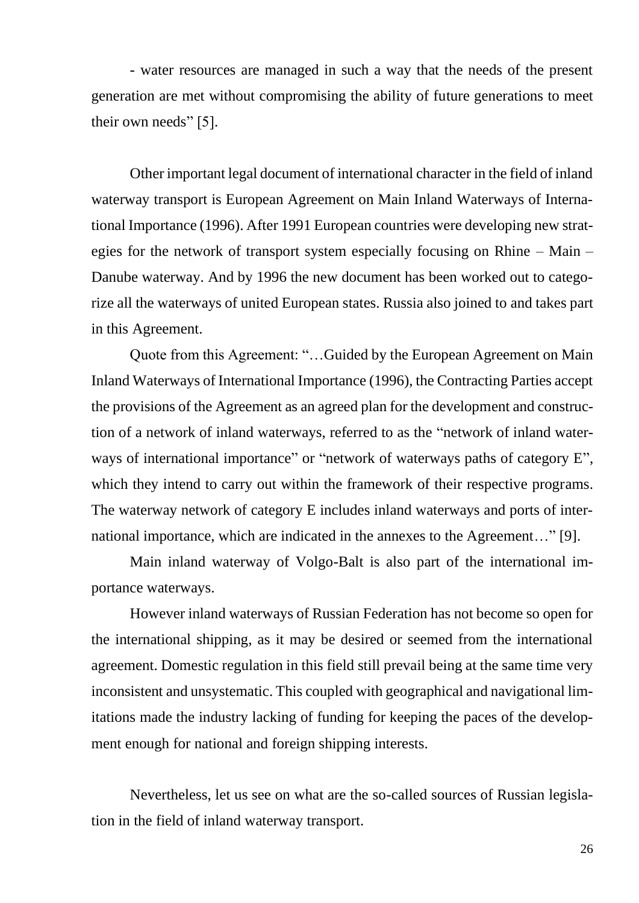- water resources are managed in such a way that the needs of the present generation are met without compromising the ability of future generations to meet their own needs" [5].

Other important legal document of international character in the field of inland waterway transport is European Agreement on Main Inland Waterways of International Importance (1996). After 1991 European countries were developing new strategies for the network of transport system especially focusing on Rhine – Main – Danube waterway. And by 1996 the new document has been worked out to categorize all the waterways of united European states. Russia also joined to and takes part in this Agreement.

Quote from this Agreement: "…Guided by the European Agreement on Main Inland Waterways of International Importance (1996), the Contracting Parties accept the provisions of the Agreement as an agreed plan for the development and construction of a network of inland waterways, referred to as the "network of inland waterways of international importance" or "network of waterways paths of category E", which they intend to carry out within the framework of their respective programs. The waterway network of category E includes inland waterways and ports of international importance, which are indicated in the annexes to the Agreement…" [9].

Main inland waterway of Volgo-Balt is also part of the international importance waterways.

However inland waterways of Russian Federation has not become so open for the international shipping, as it may be desired or seemed from the international agreement. Domestic regulation in this field still prevail being at the same time very inconsistent and unsystematic. This coupled with geographical and navigational limitations made the industry lacking of funding for keeping the paces of the development enough for national and foreign shipping interests.

Nevertheless, let us see on what are the so-called sources of Russian legislation in the field of inland waterway transport.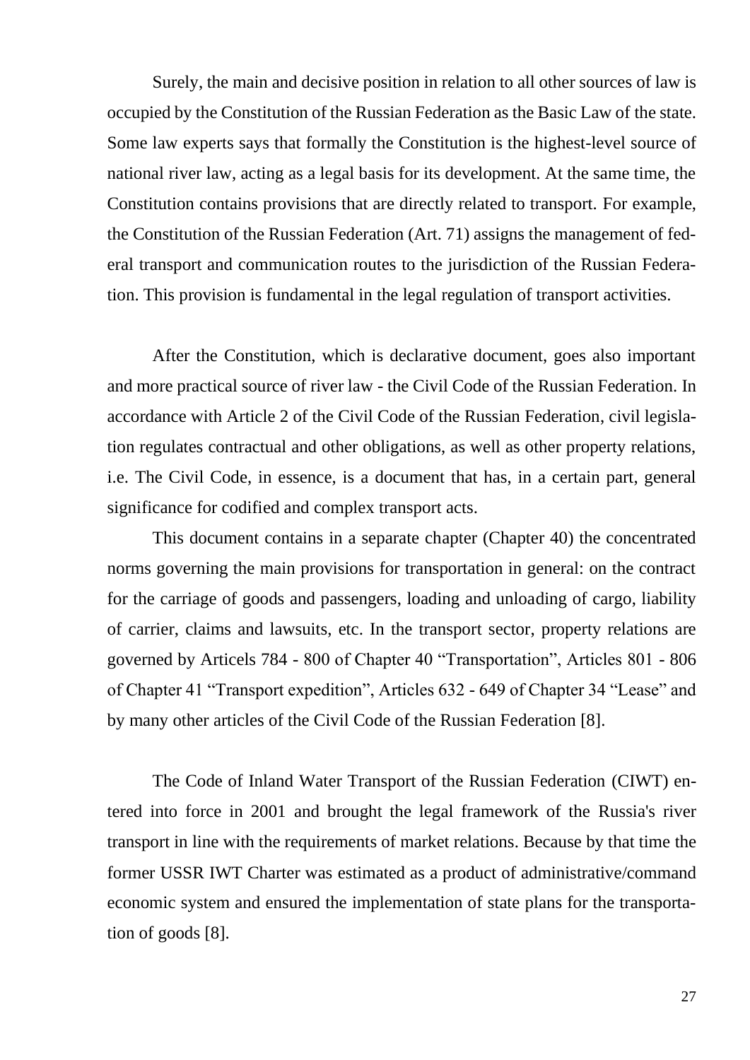Surely, the main and decisive position in relation to all other sources of law is occupied by the Constitution of the Russian Federation as the Basic Law of the state. Some law experts says that formally the Constitution is the highest-level source of national river law, acting as a legal basis for its development. At the same time, the Constitution contains provisions that are directly related to transport. For example, the Constitution of the Russian Federation (Art. 71) assigns the management of federal transport and communication routes to the jurisdiction of the Russian Federation. This provision is fundamental in the legal regulation of transport activities.

After the Constitution, which is declarative document, goes also important and more practical source of river law - the Civil Code of the Russian Federation. In accordance with Article 2 of the Civil Code of the Russian Federation, civil legislation regulates contractual and other obligations, as well as other property relations, i.e. The Civil Code, in essence, is a document that has, in a certain part, general significance for codified and complex transport acts.

This document contains in a separate chapter (Chapter 40) the concentrated norms governing the main provisions for transportation in general: on the contract for the carriage of goods and passengers, loading and unloading of cargo, liability of carrier, claims and lawsuits, etc. In the transport sector, property relations are governed by Articels 784 - 800 of Chapter 40 "Transportation", Articles 801 - 806 of Chapter 41 "Transport expedition", Articles 632 - 649 of Chapter 34 "Lease" and by many other articles of the Civil Code of the Russian Federation [8].

The Code of Inland Water Transport of the Russian Federation (CIWT) entered into force in 2001 and brought the legal framework of the Russia's river transport in line with the requirements of market relations. Because by that time the former USSR IWT Charter was estimated as a product of administrative/command economic system and ensured the implementation of state plans for the transportation of goods [8].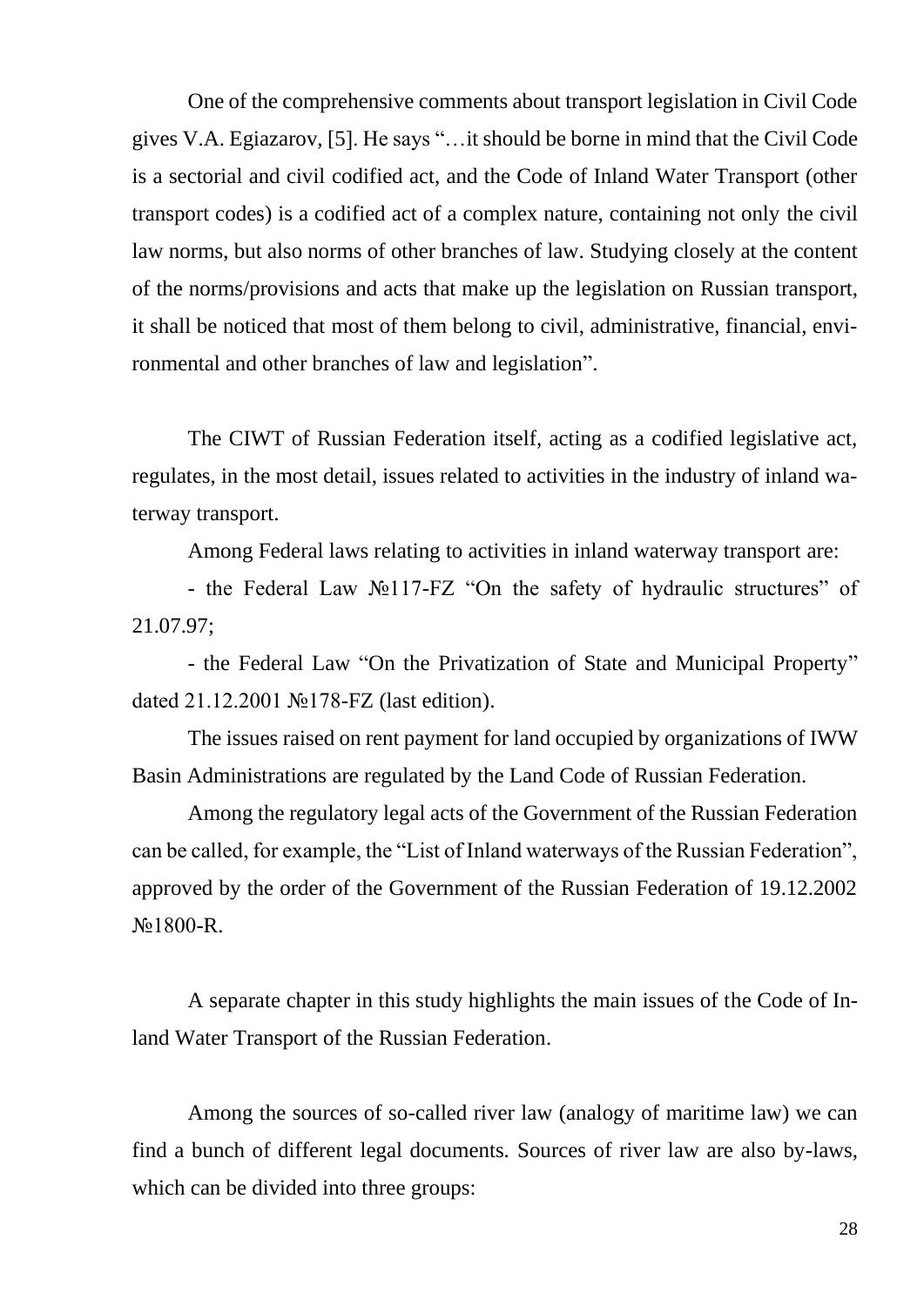One of the comprehensive comments about transport legislation in Civil Code gives V.A. Egiazarov, [5]. He says "…it should be borne in mind that the Civil Code is a sectorial and civil codified act, and the Code of Inland Water Transport (other transport codes) is a codified act of a complex nature, containing not only the civil law norms, but also norms of other branches of law. Studying closely at the content of the norms/provisions and acts that make up the legislation on Russian transport, it shall be noticed that most of them belong to civil, administrative, financial, environmental and other branches of law and legislation".

The CIWT of Russian Federation itself, acting as a codified legislative act, regulates, in the most detail, issues related to activities in the industry of inland waterway transport.

Among Federal laws relating to activities in inland waterway transport are:

- the Federal Law №117-FZ "On the safety of hydraulic structures" of 21.07.97;

- the Federal Law "On the Privatization of State and Municipal Property" dated 21.12.2001 №178-FZ (last edition).

The issues raised on rent payment for land occupied by organizations of IWW Basin Administrations are regulated by the Land Code of Russian Federation.

Among the regulatory legal acts of the Government of the Russian Federation can be called, for example, the "List of Inland waterways of the Russian Federation", approved by the order of the Government of the Russian Federation of 19.12.2002 №1800-R.

A separate chapter in this study highlights the main issues of the Code of Inland Water Transport of the Russian Federation.

Among the sources of so-called river law (analogy of maritime law) we can find a bunch of different legal documents. Sources of river law are also by-laws, which can be divided into three groups: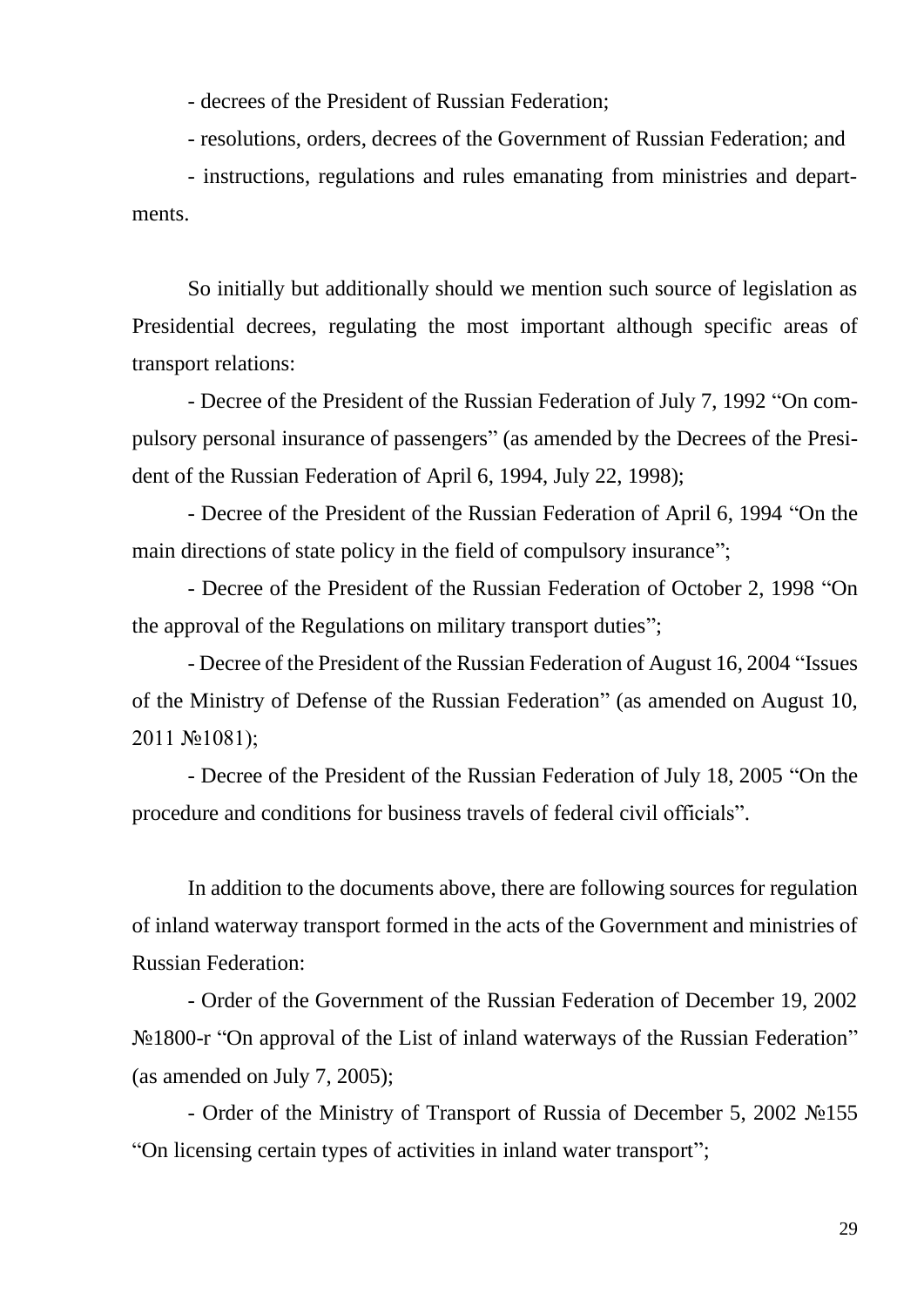- decrees of the President of Russian Federation;

- resolutions, orders, decrees of the Government of Russian Federation; and

- instructions, regulations and rules emanating from ministries and departments.

So initially but additionally should we mention such source of legislation as Presidential decrees, regulating the most important although specific areas of transport relations:

- Decree of the President of the Russian Federation of July 7, 1992 "On compulsory personal insurance of passengers" (as amended by the Decrees of the President of the Russian Federation of April 6, 1994, July 22, 1998);

- Decree of the President of the Russian Federation of April 6, 1994 "On the main directions of state policy in the field of compulsory insurance";

- Decree of the President of the Russian Federation of October 2, 1998 "On the approval of the Regulations on military transport duties";

- Decree of the President of the Russian Federation of August 16, 2004 "Issues of the Ministry of Defense of the Russian Federation" (as amended on August 10, 2011 №1081);

- Decree of the President of the Russian Federation of July 18, 2005 "On the procedure and conditions for business travels of federal civil officials".

In addition to the documents above, there are following sources for regulation of inland waterway transport formed in the acts of the Government and ministries of Russian Federation:

- Order of the Government of the Russian Federation of December 19, 2002 №1800-r "On approval of the List of inland waterways of the Russian Federation" (as amended on July 7, 2005);

- Order of the Ministry of Transport of Russia of December 5, 2002 №155 "On licensing certain types of activities in inland water transport";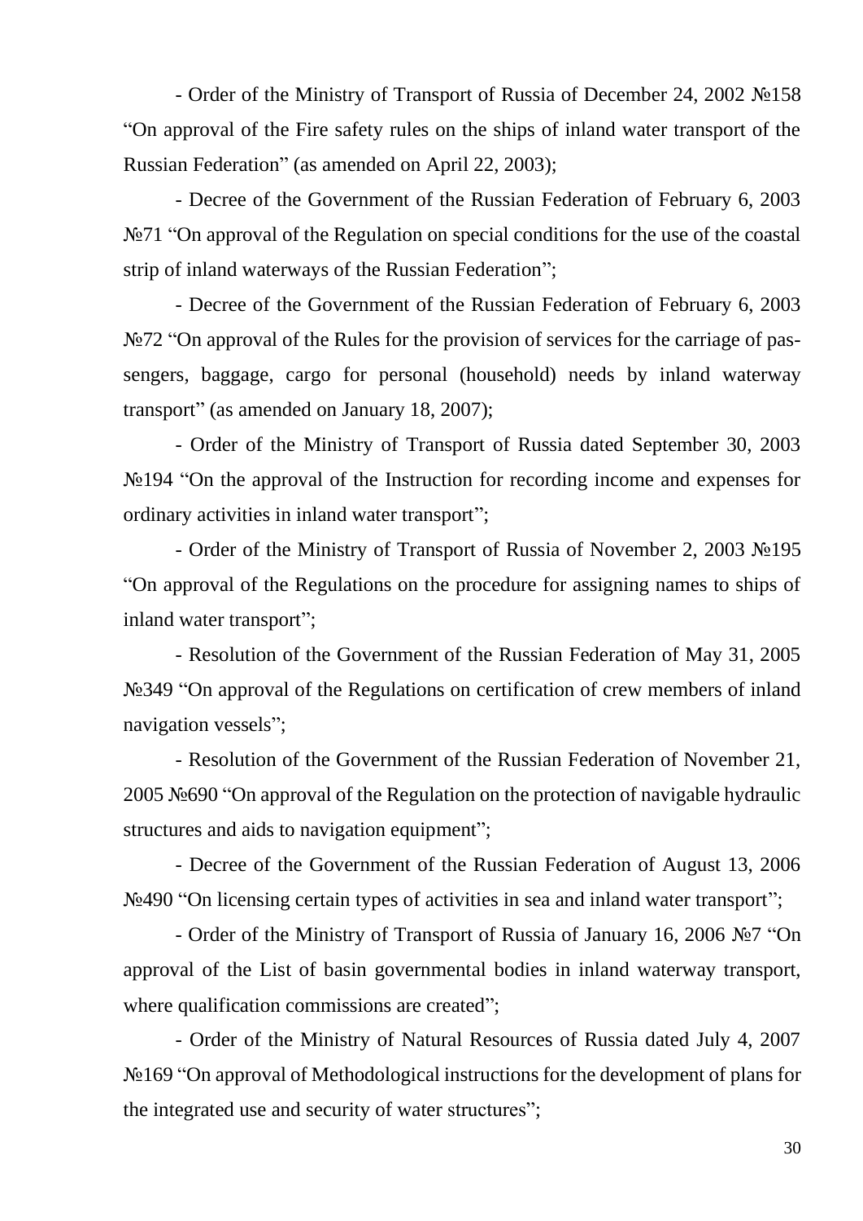- Order of the Ministry of Transport of Russia of December 24, 2002 №158 “On approval of the Fire safety rules on the ships of inland water transport of the Russian Federation” (as amended on April 22, 2003);

- Decree of the Government of the Russian Federation of February 6, 2003 №71 “On approval of the Regulation on special conditions for the use of the coastal strip of inland waterways of the Russian Federation”;

- Decree of the Government of the Russian Federation of February 6, 2003 №72 “On approval of the Rules for the provision of services for the carriage of passengers, baggage, cargo for personal (household) needs by inland waterway transport” (as amended on January 18, 2007);

- Order of the Ministry of Transport of Russia dated September 30, 2003 №194 “On the approval of the Instruction for recording income and expenses for ordinary activities in inland water transport”;

- Order of the Ministry of Transport of Russia of November 2, 2003 №195 “On approval of the Regulations on the procedure for assigning names to ships of inland water transport”;

- Resolution of the Government of the Russian Federation of May 31, 2005 №349 “On approval of the Regulations on certification of crew members of inland navigation vessels”;

- Resolution of the Government of the Russian Federation of November 21, 2005 №690 “On approval of the Regulation on the protection of navigable hydraulic structures and aids to navigation equipment”;

- Decree of the Government of the Russian Federation of August 13, 2006 №490 “On licensing certain types of activities in sea and inland water transport”;

- Order of the Ministry of Transport of Russia of January 16, 2006 №7 “On approval of the List of basin governmental bodies in inland waterway transport, where qualification commissions are created”;

- Order of the Ministry of Natural Resources of Russia dated July 4, 2007 №169 “On approval of Methodological instructions for the development of plans for the integrated use and security of water structures”;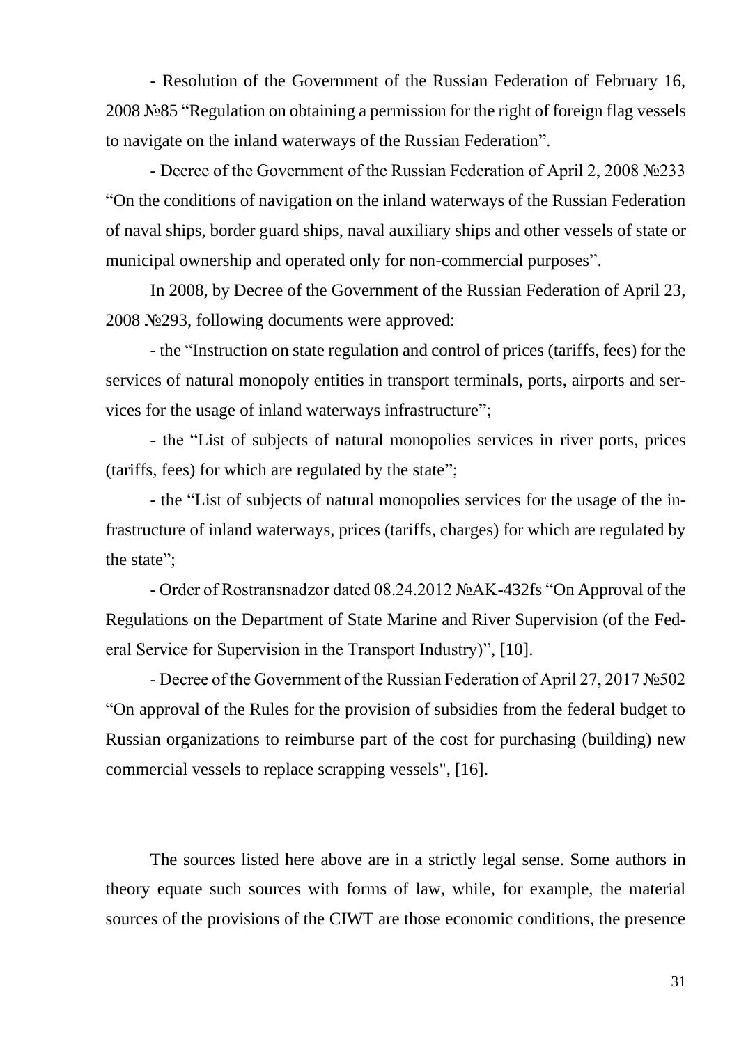- Resolution of the Government of the Russian Federation of February 16, 2008 №85 "Regulation on obtaining a permission for the right of foreign flag vessels to navigate on the inland waterways of the Russian Federation".

- Decree of the Government of the Russian Federation of April 2, 2008 №233 "On the conditions of navigation on the inland waterways of the Russian Federation of naval ships, border guard ships, naval auxiliary ships and other vessels of state or municipal ownership and operated only for non-commercial purposes".

In 2008, by Decree of the Government of the Russian Federation of April 23, 2008 №293, following documents were approved:

- the "Instruction on state regulation and control of prices (tariffs, fees) for the services of natural monopoly entities in transport terminals, ports, airports and services for the usage of inland waterways infrastructure";

- the "List of subjects of natural monopolies services in river ports, prices (tariffs, fees) for which are regulated by the state";

- the "List of subjects of natural monopolies services for the usage of the infrastructure of inland waterways, prices (tariffs, charges) for which are regulated by the state";

- Order of Rostransnadzor dated 08.24.2012 №AK-432fs "On Approval of the Regulations on the Department of State Marine and River Supervision (of the Federal Service for Supervision in the Transport Industry)", [10].

- Decree of the Government of the Russian Federation of April 27, 2017 №502 "On approval of the Rules for the provision of subsidies from the federal budget to Russian organizations to reimburse part of the cost for purchasing (building) new commercial vessels to replace scrapping vessels", [16].

The sources listed here above are in a strictly legal sense. Some authors in theory equate such sources with forms of law, while, for example, the material sources of the provisions of the CIWT are those economic conditions, the presence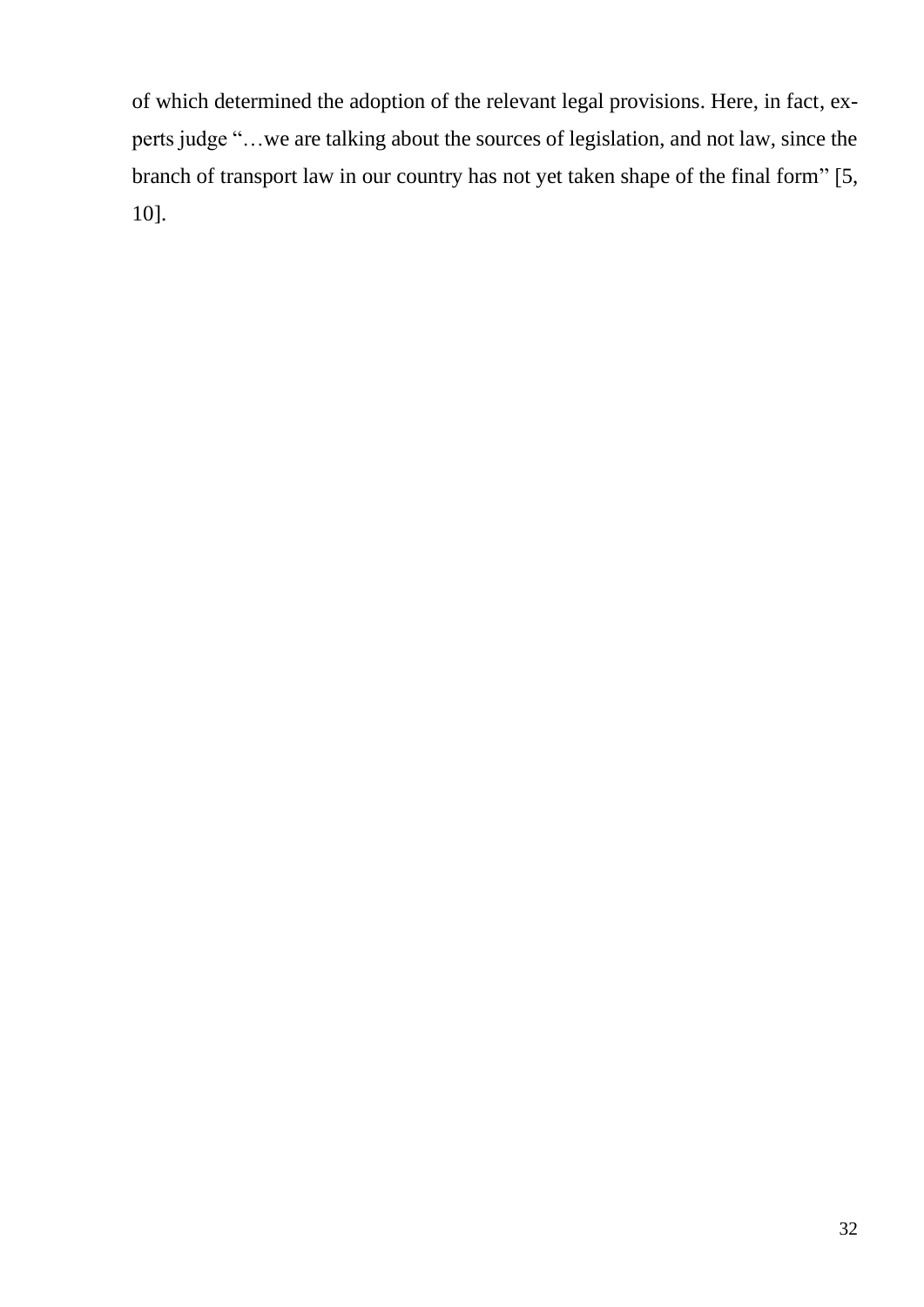of which determined the adoption of the relevant legal provisions. Here, in fact, experts judge "…we are talking about the sources of legislation, and not law, since the branch of transport law in our country has not yet taken shape of the final form" [5, 10].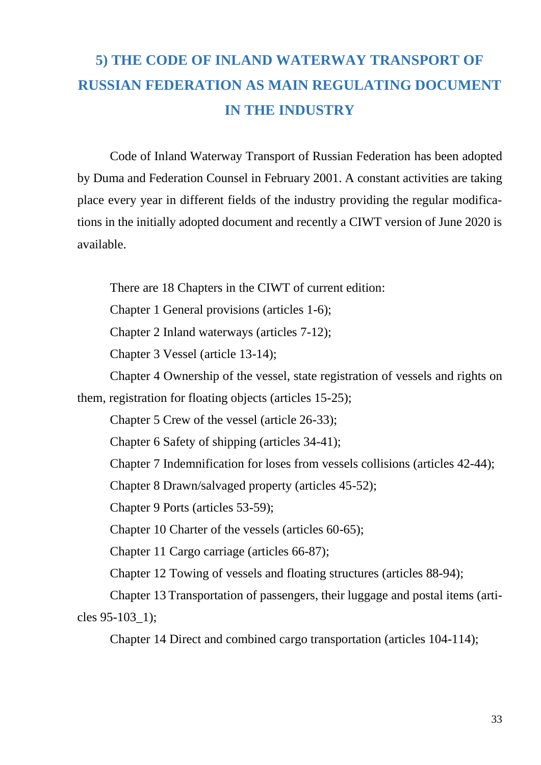## 5) THE CODE OF INLAND WATERWAY TRANSPORT OF RUSSIAN FEDERATION AS MAIN REGULATING DOCUMENT IN THE INDUSTRY

Code of Inland Waterway Transport of Russian Federation has been adopted by Duma and Federation Counsel in February 2001. A constant activities are taking place every year in different fields of the industry providing the regular modifications in the initially adopted document and recently a CIWT version of June 2020 is available.

There are 18 Chapters in the CIWT of current edition:

Chapter 1 General provisions (articles 1-6);

Chapter 2 Inland waterways (articles 7-12);

Chapter 3 Vessel (article 13-14);

Chapter 4 Ownership of the vessel, state registration of vessels and rights on them, registration for floating objects (articles 15-25);

Chapter 5 Crew of the vessel (article 26-33);

Chapter 6 Safety of shipping (articles 34-41);

Chapter 7 Indemnification for loses from vessels collisions (articles 42-44);

Chapter 8 Drawn/salvaged property (articles 45-52);

Chapter 9 Ports (articles 53-59);

Chapter 10 Charter of the vessels (articles 60-65);

Chapter 11 Cargo carriage (articles 66-87);

Chapter 12 Towing of vessels and floating structures (articles 88-94);

Chapter 13 Transportation of passengers, their luggage and postal items (articles 95-103_1);

Chapter 14 Direct and combined cargo transportation (articles 104-114);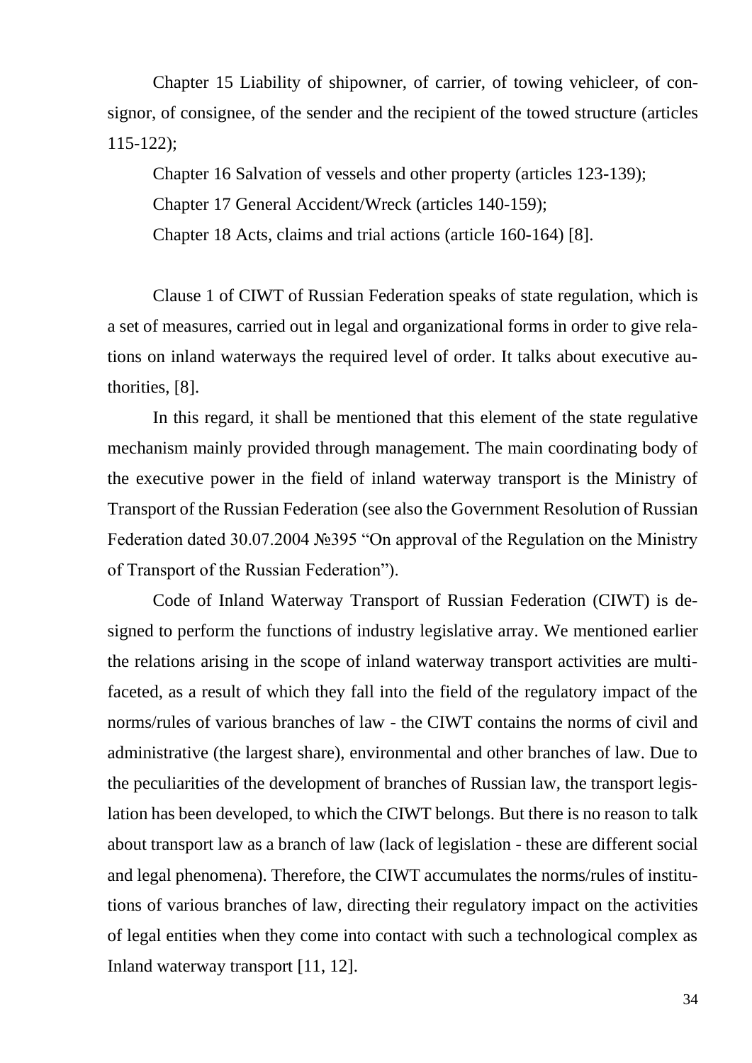Chapter 15 Liability of shipowner, of carrier, of towing vehicleer, of consignor, of consignee, of the sender and the recipient of the towed structure (articles 115-122);

Chapter 16 Salvation of vessels and other property (articles 123-139);

Chapter 17 General Accident/Wreck (articles 140-159);

Chapter 18 Acts, claims and trial actions (article 160-164) [8].

Clause 1 of CIWT of Russian Federation speaks of state regulation, which is a set of measures, carried out in legal and organizational forms in order to give relations on inland waterways the required level of order. It talks about executive authorities, [8].

In this regard, it shall be mentioned that this element of the state regulative mechanism mainly provided through management. The main coordinating body of the executive power in the field of inland waterway transport is the Ministry of Transport of the Russian Federation (see also the Government Resolution of Russian Federation dated 30.07.2004 №395 "On approval of the Regulation on the Ministry of Transport of the Russian Federation").

Code of Inland Waterway Transport of Russian Federation (CIWT) is designed to perform the functions of industry legislative array. We mentioned earlier the relations arising in the scope of inland waterway transport activities are multifaceted, as a result of which they fall into the field of the regulatory impact of the norms/rules of various branches of law - the CIWT contains the norms of civil and administrative (the largest share), environmental and other branches of law. Due to the peculiarities of the development of branches of Russian law, the transport legislation has been developed, to which the CIWT belongs. But there is no reason to talk about transport law as a branch of law (lack of legislation - these are different social and legal phenomena). Therefore, the CIWT accumulates the norms/rules of institutions of various branches of law, directing their regulatory impact on the activities of legal entities when they come into contact with such a technological complex as Inland waterway transport [11, 12].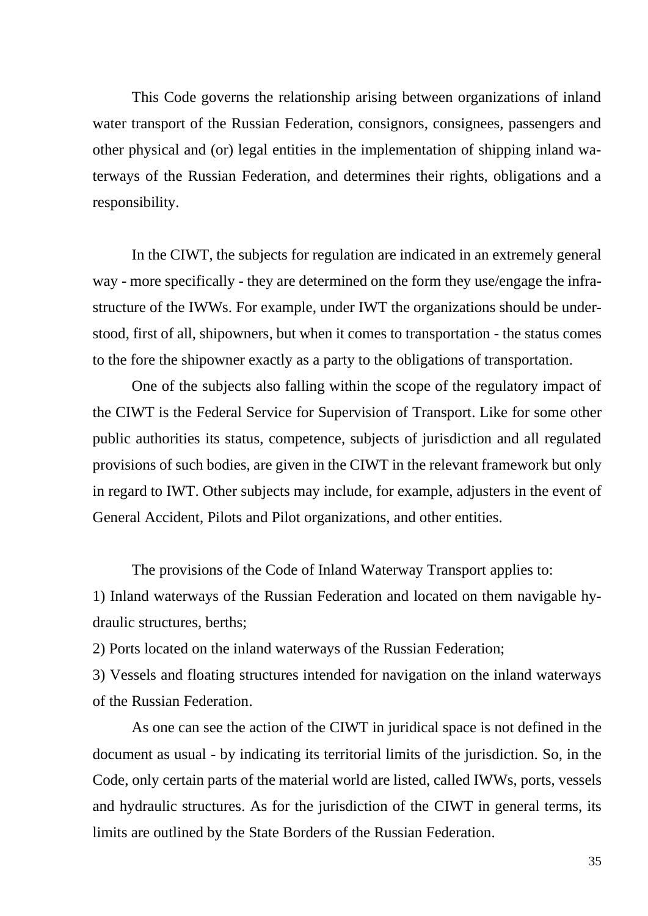This Code governs the relationship arising between organizations of inland water transport of the Russian Federation, consignors, consignees, passengers and other physical and (or) legal entities in the implementation of shipping inland waterways of the Russian Federation, and determines their rights, obligations and a responsibility.

In the CIWT, the subjects for regulation are indicated in an extremely general way - more specifically - they are determined on the form they use/engage the infrastructure of the IWWs. For example, under IWT the organizations should be understood, first of all, shipowners, but when it comes to transportation - the status comes to the fore the shipowner exactly as a party to the obligations of transportation.

One of the subjects also falling within the scope of the regulatory impact of the CIWT is the Federal Service for Supervision of Transport. Like for some other public authorities its status, competence, subjects of jurisdiction and all regulated provisions of such bodies, are given in the CIWT in the relevant framework but only in regard to IWT. Other subjects may include, for example, adjusters in the event of General Accident, Pilots and Pilot organizations, and other entities.

The provisions of the Code of Inland Waterway Transport applies to:

1) Inland waterways of the Russian Federation and located on them navigable hydraulic structures, berths;

2) Ports located on the inland waterways of the Russian Federation;

3) Vessels and floating structures intended for navigation on the inland waterways of the Russian Federation.

As one can see the action of the CIWT in juridical space is not defined in the document as usual - by indicating its territorial limits of the jurisdiction. So, in the Code, only certain parts of the material world are listed, called IWWs, ports, vessels and hydraulic structures. As for the jurisdiction of the CIWT in general terms, its limits are outlined by the State Borders of the Russian Federation.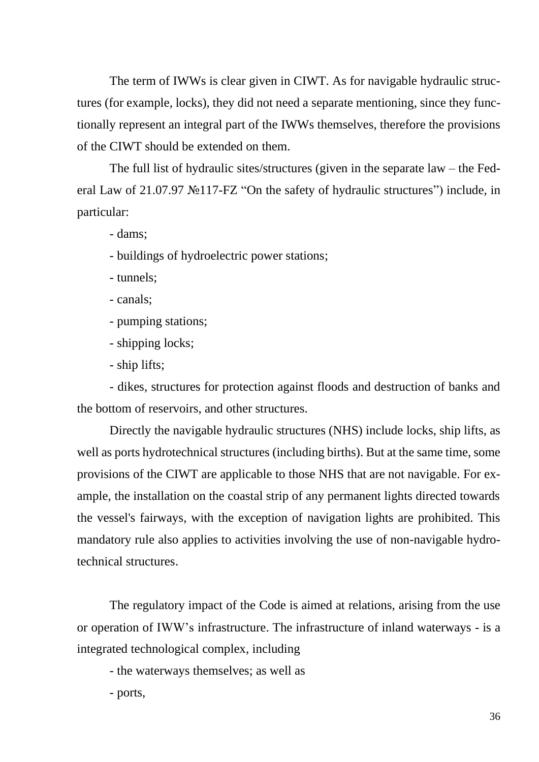The term of IWWs is clear given in CIWT. As for navigable hydraulic structures (for example, locks), they did not need a separate mentioning, since they functionally represent an integral part of the IWWs themselves, therefore the provisions of the CIWT should be extended on them.

The full list of hydraulic sites/structures (given in the separate law – the Federal Law of 21.07.97 №117-FZ "On the safety of hydraulic structures") include, in particular:

- dams;
- buildings of hydroelectric power stations;
- tunnels;
- canals;
- pumping stations;
- shipping locks;
- ship lifts;
- dikes, structures for protection against floods and destruction of banks and the bottom of reservoirs, and other structures.

Directly the navigable hydraulic structures (NHS) include locks, ship lifts, as well as ports hydrotechnical structures (including births). But at the same time, some provisions of the CIWT are applicable to those NHS that are not navigable. For example, the installation on the coastal strip of any permanent lights directed towards the vessel's fairways, with the exception of navigation lights are prohibited. This mandatory rule also applies to activities involving the use of non-navigable hydrotechnical structures.

The regulatory impact of the Code is aimed at relations, arising from the use or operation of IWW's infrastructure. The infrastructure of inland waterways - is a integrated technological complex, including

- the waterways themselves; as well as
- ports,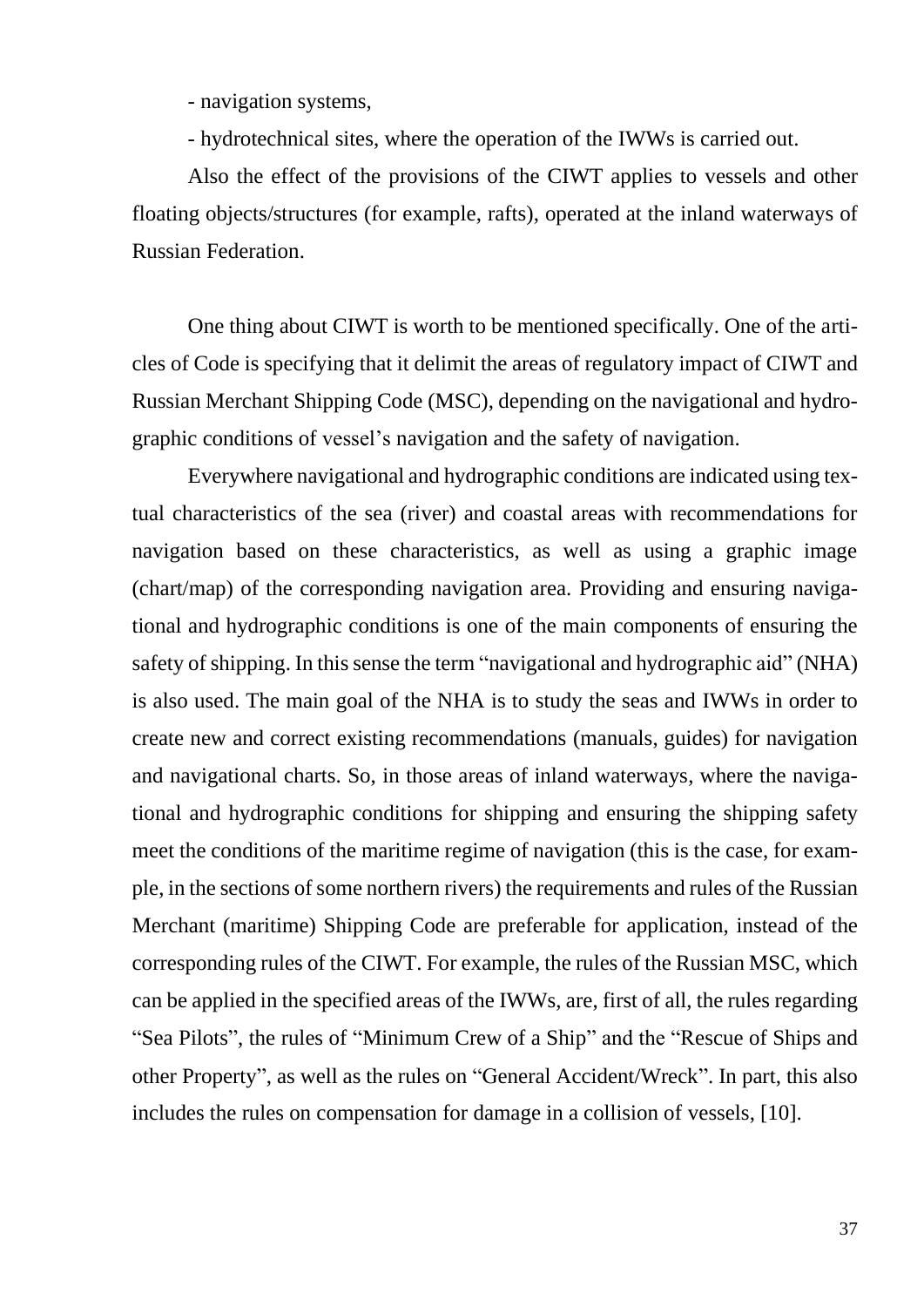- navigation systems,

- hydrotechnical sites, where the operation of the IWWs is carried out.

Also the effect of the provisions of the CIWT applies to vessels and other floating objects/structures (for example, rafts), operated at the inland waterways of Russian Federation.

One thing about CIWT is worth to be mentioned specifically. One of the articles of Code is specifying that it delimit the areas of regulatory impact of CIWT and Russian Merchant Shipping Code (MSC), depending on the navigational and hydrographic conditions of vessel's navigation and the safety of navigation.

Everywhere navigational and hydrographic conditions are indicated using textual characteristics of the sea (river) and coastal areas with recommendations for navigation based on these characteristics, as well as using a graphic image (chart/map) of the corresponding navigation area. Providing and ensuring navigational and hydrographic conditions is one of the main components of ensuring the safety of shipping. In this sense the term "navigational and hydrographic aid" (NHA) is also used. The main goal of the NHA is to study the seas and IWWs in order to create new and correct existing recommendations (manuals, guides) for navigation and navigational charts. So, in those areas of inland waterways, where the navigational and hydrographic conditions for shipping and ensuring the shipping safety meet the conditions of the maritime regime of navigation (this is the case, for example, in the sections of some northern rivers) the requirements and rules of the Russian Merchant (maritime) Shipping Code are preferable for application, instead of the corresponding rules of the CIWT. For example, the rules of the Russian MSC, which can be applied in the specified areas of the IWWs, are, first of all, the rules regarding "Sea Pilots", the rules of "Minimum Crew of a Ship" and the "Rescue of Ships and other Property", as well as the rules on "General Accident/Wreck". In part, this also includes the rules on compensation for damage in a collision of vessels, [10].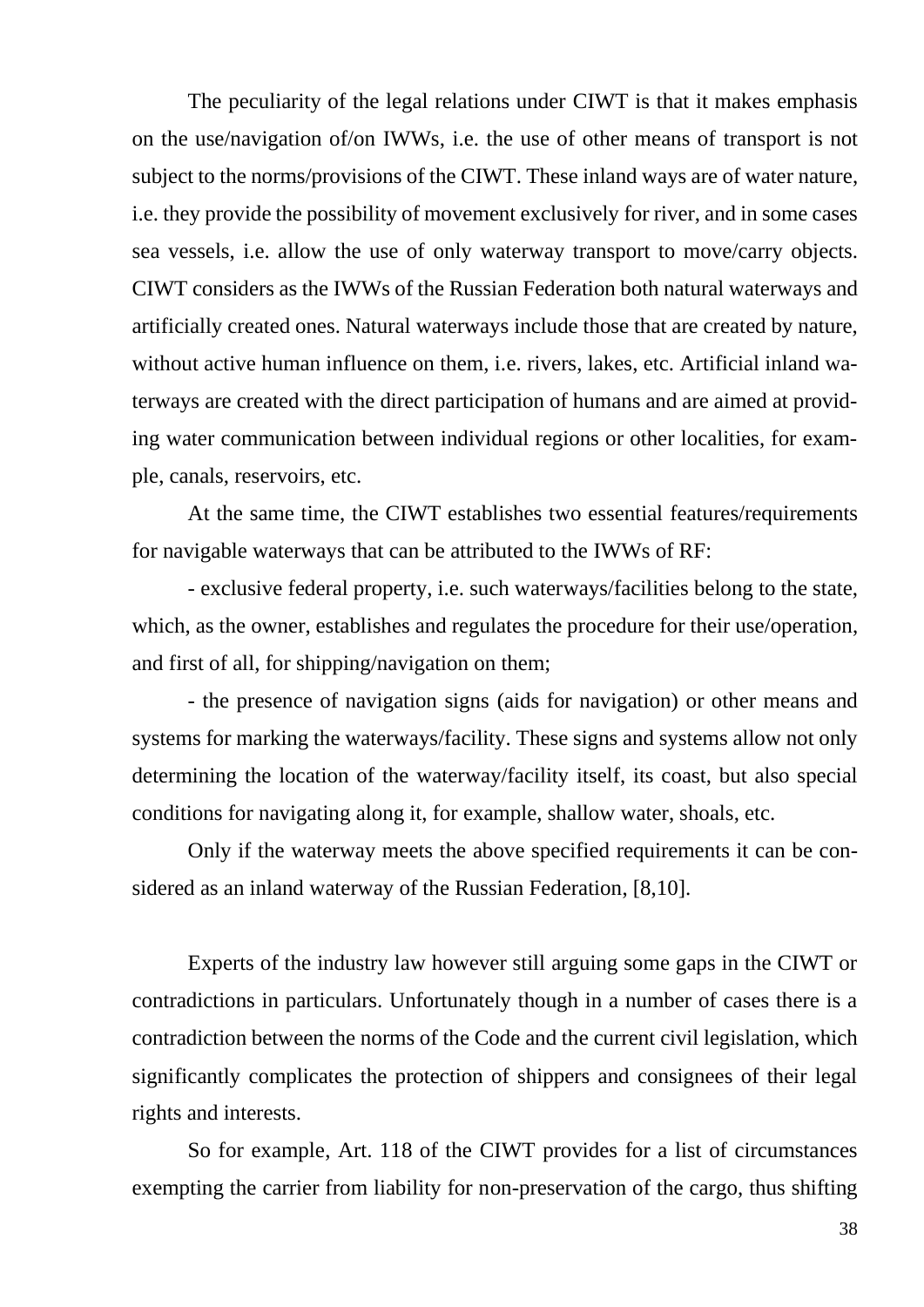The peculiarity of the legal relations under CIWT is that it makes emphasis on the use/navigation of/on IWWs, i.e. the use of other means of transport is not subject to the norms/provisions of the CIWT. These inland ways are of water nature, i.e. they provide the possibility of movement exclusively for river, and in some cases sea vessels, i.e. allow the use of only waterway transport to move/carry objects. CIWT considers as the IWWs of the Russian Federation both natural waterways and artificially created ones. Natural waterways include those that are created by nature, without active human influence on them, i.e. rivers, lakes, etc. Artificial inland waterways are created with the direct participation of humans and are aimed at providing water communication between individual regions or other localities, for example, canals, reservoirs, etc.

At the same time, the CIWT establishes two essential features/requirements for navigable waterways that can be attributed to the IWWs of RF:

- exclusive federal property, i.e. such waterways/facilities belong to the state, which, as the owner, establishes and regulates the procedure for their use/operation, and first of all, for shipping/navigation on them;

- the presence of navigation signs (aids for navigation) or other means and systems for marking the waterways/facility. These signs and systems allow not only determining the location of the waterway/facility itself, its coast, but also special conditions for navigating along it, for example, shallow water, shoals, etc.

Only if the waterway meets the above specified requirements it can be considered as an inland waterway of the Russian Federation, [8,10].

Experts of the industry law however still arguing some gaps in the CIWT or contradictions in particulars. Unfortunately though in a number of cases there is a contradiction between the norms of the Code and the current civil legislation, which significantly complicates the protection of shippers and consignees of their legal rights and interests.

So for example, Art. 118 of the CIWT provides for a list of circumstances exempting the carrier from liability for non-preservation of the cargo, thus shifting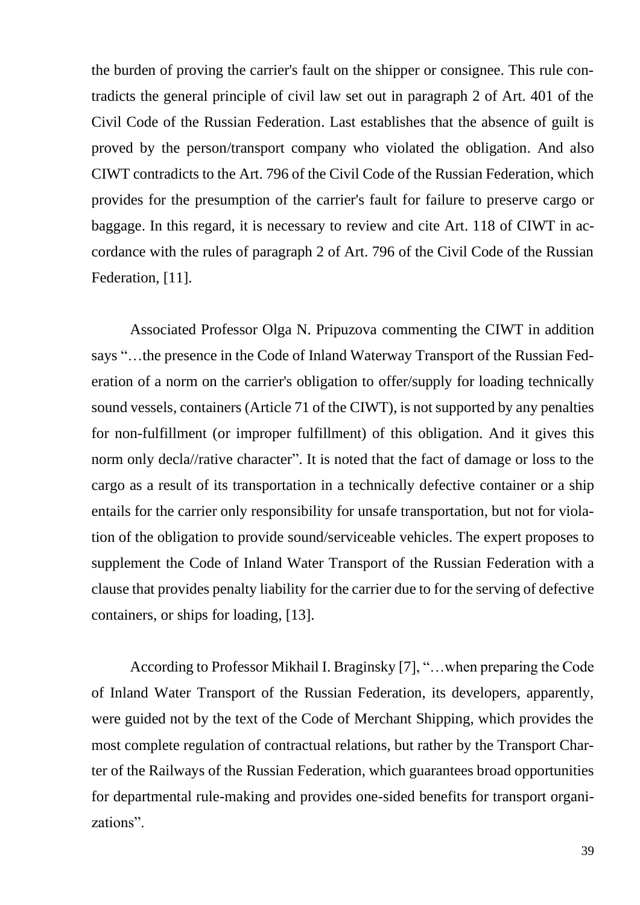the burden of proving the carrier's fault on the shipper or consignee. This rule contradicts the general principle of civil law set out in paragraph 2 of Art. 401 of the Civil Code of the Russian Federation. Last establishes that the absence of guilt is proved by the person/transport company who violated the obligation. And also CIWT contradicts to the Art. 796 of the Civil Code of the Russian Federation, which provides for the presumption of the carrier's fault for failure to preserve cargo or baggage. In this regard, it is necessary to review and cite Art. 118 of CIWT in accordance with the rules of paragraph 2 of Art. 796 of the Civil Code of the Russian Federation, [11].

Associated Professor Olga N. Pripuzova commenting the CIWT in addition says "…the presence in the Code of Inland Waterway Transport of the Russian Federation of a norm on the carrier's obligation to offer/supply for loading technically sound vessels, containers (Article 71 of the CIWT), is not supported by any penalties for non-fulfillment (or improper fulfillment) of this obligation. And it gives this norm only decla//rative character". It is noted that the fact of damage or loss to the cargo as a result of its transportation in a technically defective container or a ship entails for the carrier only responsibility for unsafe transportation, but not for violation of the obligation to provide sound/serviceable vehicles. The expert proposes to supplement the Code of Inland Water Transport of the Russian Federation with a clause that provides penalty liability for the carrier due to for the serving of defective containers, or ships for loading, [13].

According to Professor Mikhail I. Braginsky [7], "…when preparing the Code of Inland Water Transport of the Russian Federation, its developers, apparently, were guided not by the text of the Code of Merchant Shipping, which provides the most complete regulation of contractual relations, but rather by the Transport Charter of the Railways of the Russian Federation, which guarantees broad opportunities for departmental rule-making and provides one-sided benefits for transport organizations".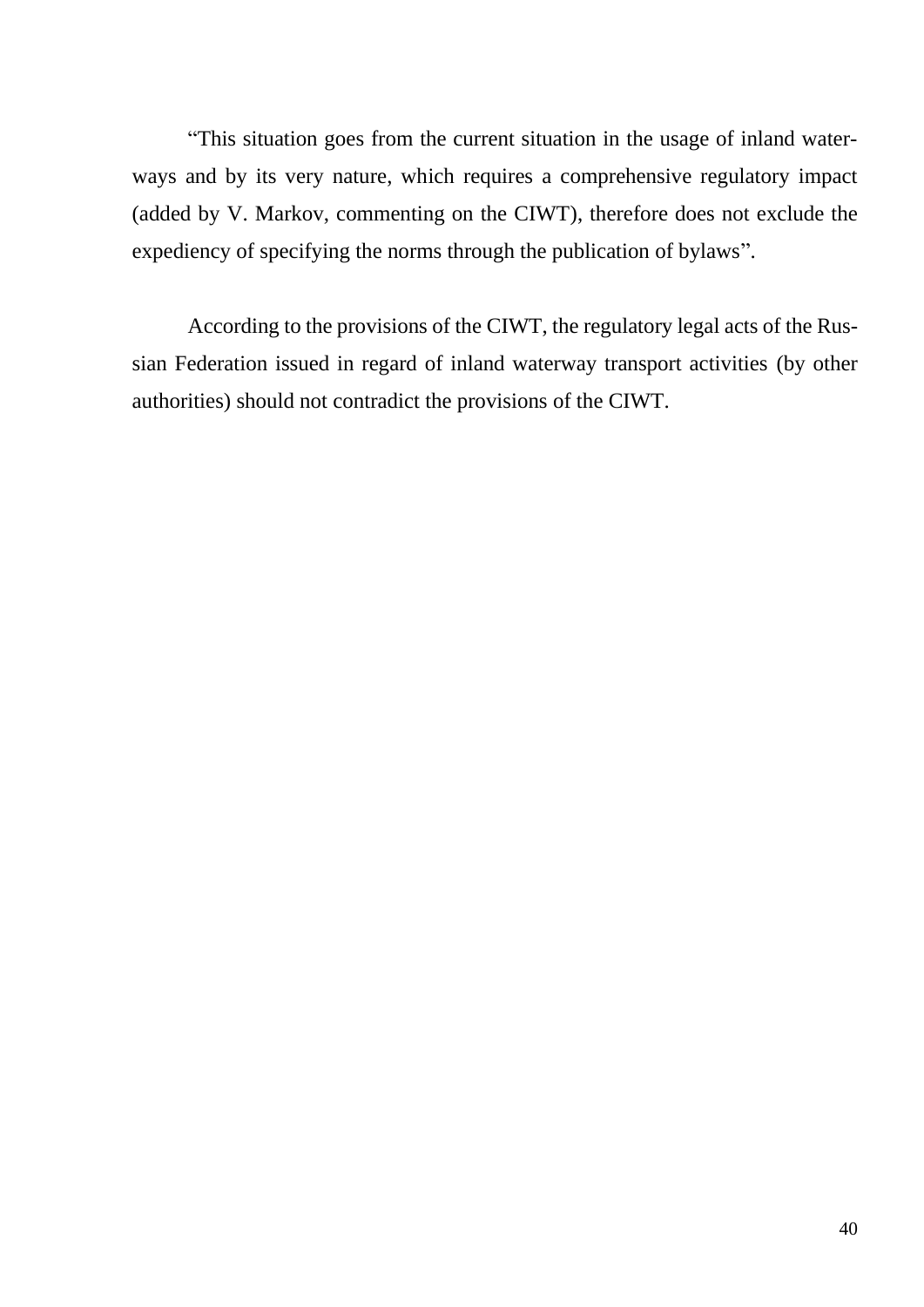“This situation goes from the current situation in the usage of inland waterways and by its very nature, which requires a comprehensive regulatory impact (added by V. Markov, commenting on the CIWT), therefore does not exclude the expediency of specifying the norms through the publication of bylaws”.

According to the provisions of the CIWT, the regulatory legal acts of the Russian Federation issued in regard of inland waterway transport activities (by other authorities) should not contradict the provisions of the CIWT.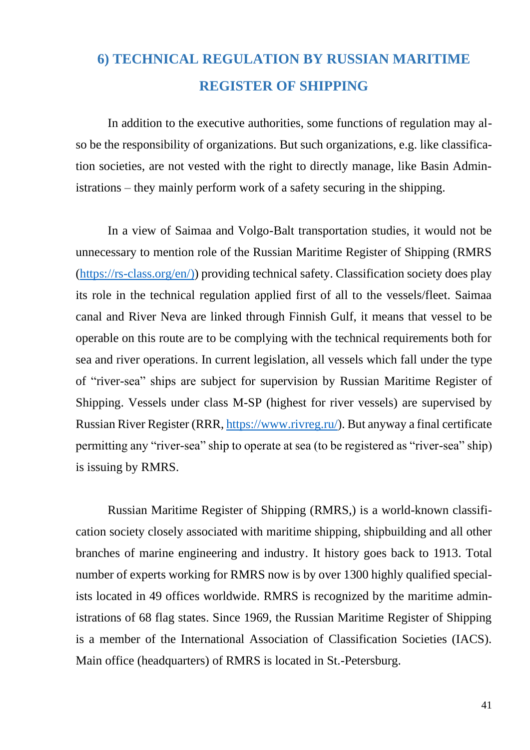## 6) TECHNICAL REGULATION BY RUSSIAN MARITIME REGISTER OF SHIPPING

In addition to the executive authorities, some functions of regulation may also be the responsibility of organizations. But such organizations, e.g. like classification societies, are not vested with the right to directly manage, like Basin Administrations – they mainly perform work of a safety securing in the shipping.

In a view of Saimaa and Volgo-Balt transportation studies, it would not be unnecessary to mention role of the Russian Maritime Register of Shipping (RMRS (https://rs-class.org/en/)) providing technical safety. Classification society does play its role in the technical regulation applied first of all to the vessels/fleet. Saimaa canal and River Neva are linked through Finnish Gulf, it means that vessel to be operable on this route are to be complying with the technical requirements both for sea and river operations. In current legislation, all vessels which fall under the type of "river-sea" ships are subject for supervision by Russian Maritime Register of Shipping. Vessels under class M-SP (highest for river vessels) are supervised by Russian River Register (RRR, https://www.rivreg.ru/). But anyway a final certificate permitting any "river-sea" ship to operate at sea (to be registered as "river-sea" ship) is issuing by RMRS.

Russian Maritime Register of Shipping (RMRS,) is a world-known classification society closely associated with maritime shipping, shipbuilding and all other branches of marine engineering and industry. It history goes back to 1913. Total number of experts working for RMRS now is by over 1300 highly qualified specialists located in 49 offices worldwide. RMRS is recognized by the maritime administrations of 68 flag states. Since 1969, the Russian Maritime Register of Shipping is a member of the International Association of Classification Societies (IACS). Main office (headquarters) of RMRS is located in St.-Petersburg.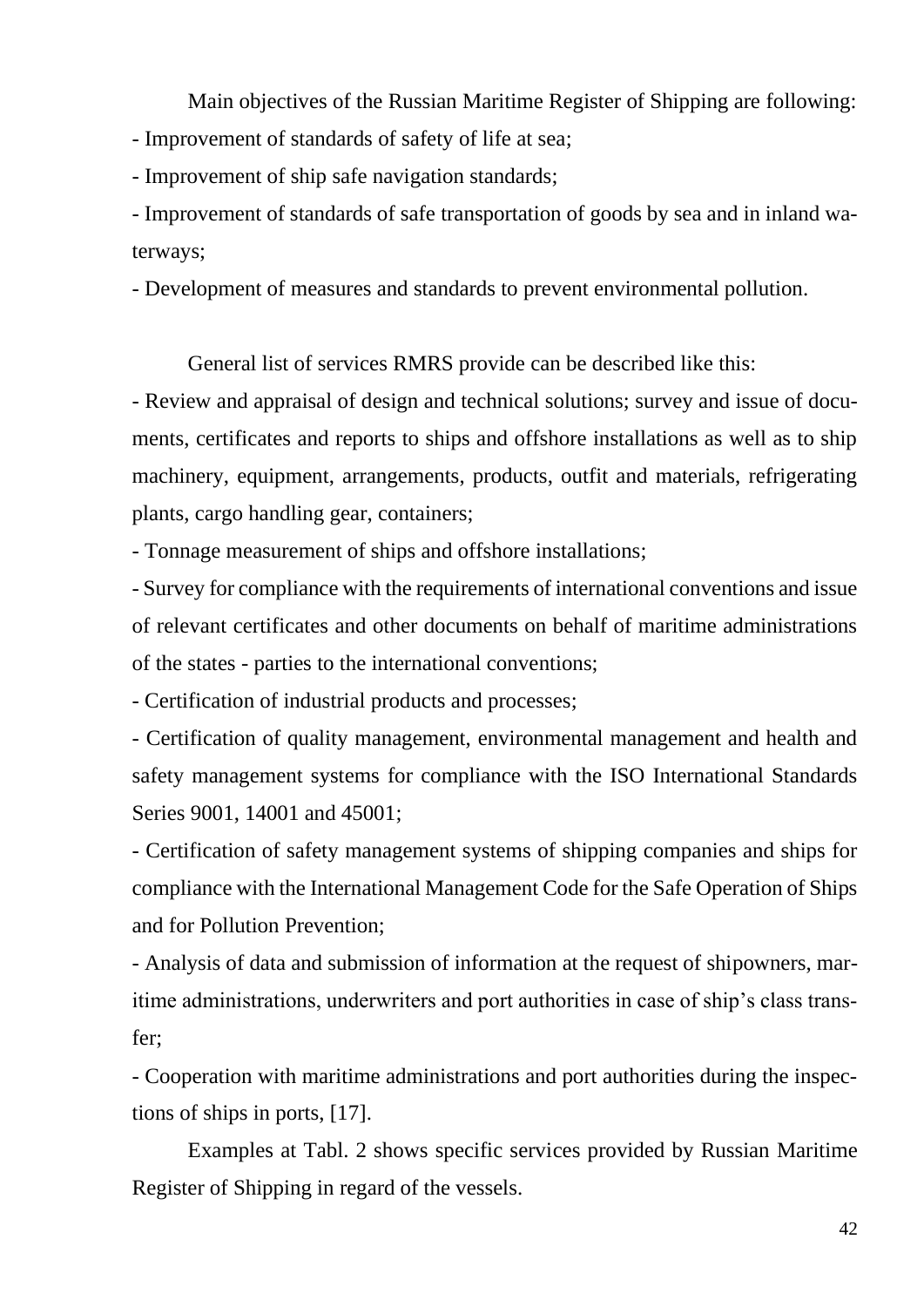Main objectives of the Russian Maritime Register of Shipping are following:

- Improvement of standards of safety of life at sea;
- Improvement of ship safe navigation standards;
- Improvement of standards of safe transportation of goods by sea and in inland waterways;
- Development of measures and standards to prevent environmental pollution.

General list of services RMRS provide can be described like this:

- Review and appraisal of design and technical solutions; survey and issue of documents, certificates and reports to ships and offshore installations as well as to ship machinery, equipment, arrangements, products, outfit and materials, refrigerating plants, cargo handling gear, containers;
- Tonnage measurement of ships and offshore installations;
- Survey for compliance with the requirements of international conventions and issue of relevant certificates and other documents on behalf of maritime administrations of the states - parties to the international conventions;
- Certification of industrial products and processes;
- Certification of quality management, environmental management and health and safety management systems for compliance with the ISO International Standards Series 9001, 14001 and 45001;
- Certification of safety management systems of shipping companies and ships for compliance with the International Management Code for the Safe Operation of Ships and for Pollution Prevention;
- Analysis of data and submission of information at the request of shipowners, maritime administrations, underwriters and port authorities in case of ship's class transfer;
- Cooperation with maritime administrations and port authorities during the inspections of ships in ports, [17].

Examples at Tabl. 2 shows specific services provided by Russian Maritime Register of Shipping in regard of the vessels.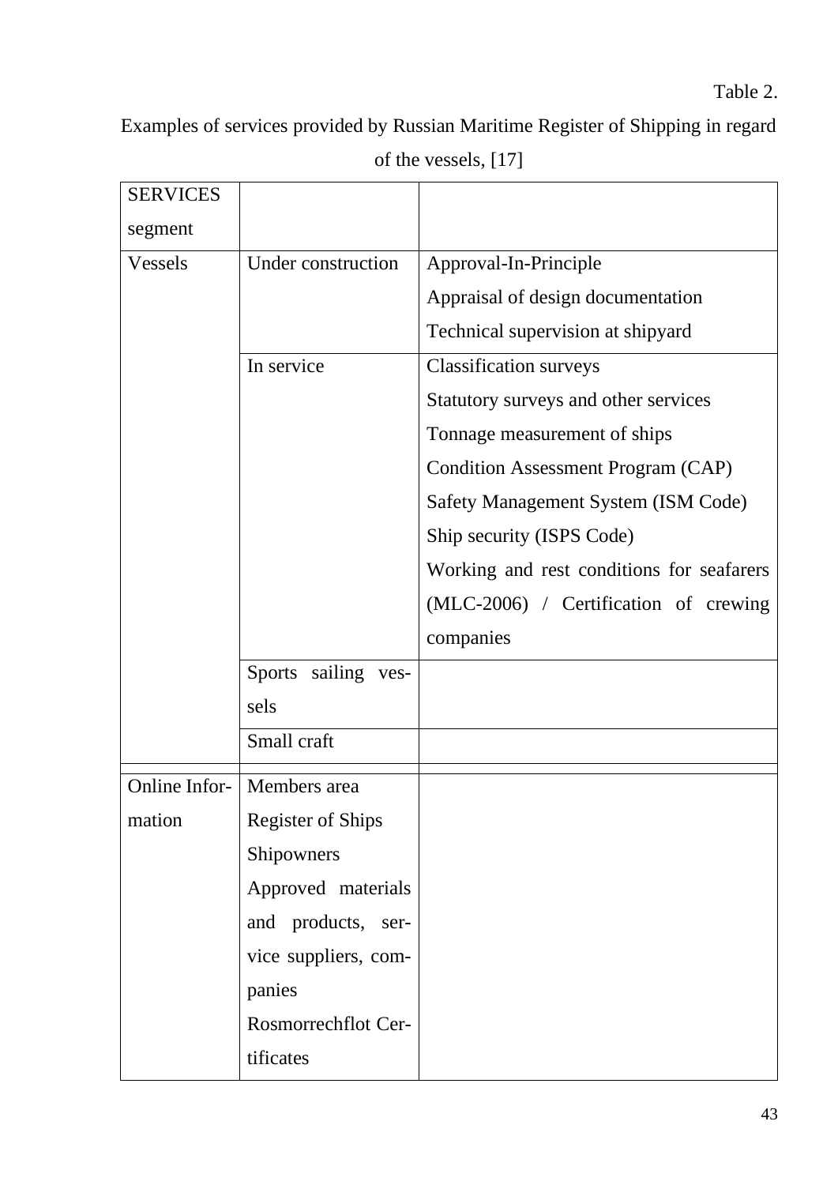Table 2.

Examples of services provided by Russian Maritime Register of Shipping in regard of the vessels, [17]

| SERVICES segment | | |
|---|---|---|
| Vessels | Under construction | Approval-In-Principle<br>Appraisal of design documentation<br>Technical supervision at shipyard |
| | In service | Classification surveys<br>Statutory surveys and other services<br>Tonnage measurement of ships<br>Condition Assessment Program (CAP)<br>Safety Management System (ISM Code)<br>Ship security (ISPS Code)<br>Working and rest conditions for seafarers (MLC-2006) / Certification of crewing companies |
| | Sports sailing vessels | |
| | Small craft | |
| Online Information | Members area<br>Register of Ships<br>Shipowners<br>Approved materials and products, service suppliers, companies<br>Rosmorrechflot Certificates | |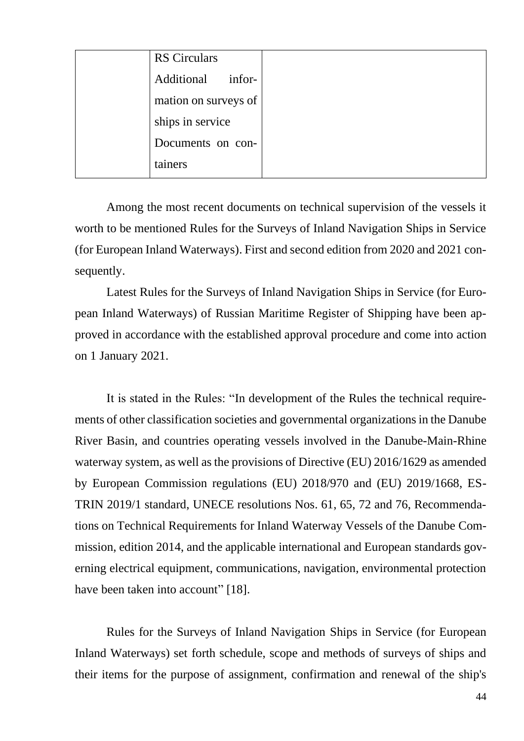|  | RS Circulars<br>Additional information on surveys of ships in service<br>Documents on containers |  |
|---|---|---|

Among the most recent documents on technical supervision of the vessels it worth to be mentioned Rules for the Surveys of Inland Navigation Ships in Service (for European Inland Waterways). First and second edition from 2020 and 2021 consequently.

Latest Rules for the Surveys of Inland Navigation Ships in Service (for European Inland Waterways) of Russian Maritime Register of Shipping have been approved in accordance with the established approval procedure and come into action on 1 January 2021.

It is stated in the Rules: "In development of the Rules the technical requirements of other classification societies and governmental organizations in the Danube River Basin, and countries operating vessels involved in the Danube-Main-Rhine waterway system, as well as the provisions of Directive (EU) 2016/1629 as amended by European Commission regulations (EU) 2018/970 and (EU) 2019/1668, ES-TRIN 2019/1 standard, UNECE resolutions Nos. 61, 65, 72 and 76, Recommendations on Technical Requirements for Inland Waterway Vessels of the Danube Commission, edition 2014, and the applicable international and European standards governing electrical equipment, communications, navigation, environmental protection have been taken into account" [18].

Rules for the Surveys of Inland Navigation Ships in Service (for European Inland Waterways) set forth schedule, scope and methods of surveys of ships and their items for the purpose of assignment, confirmation and renewal of the ship's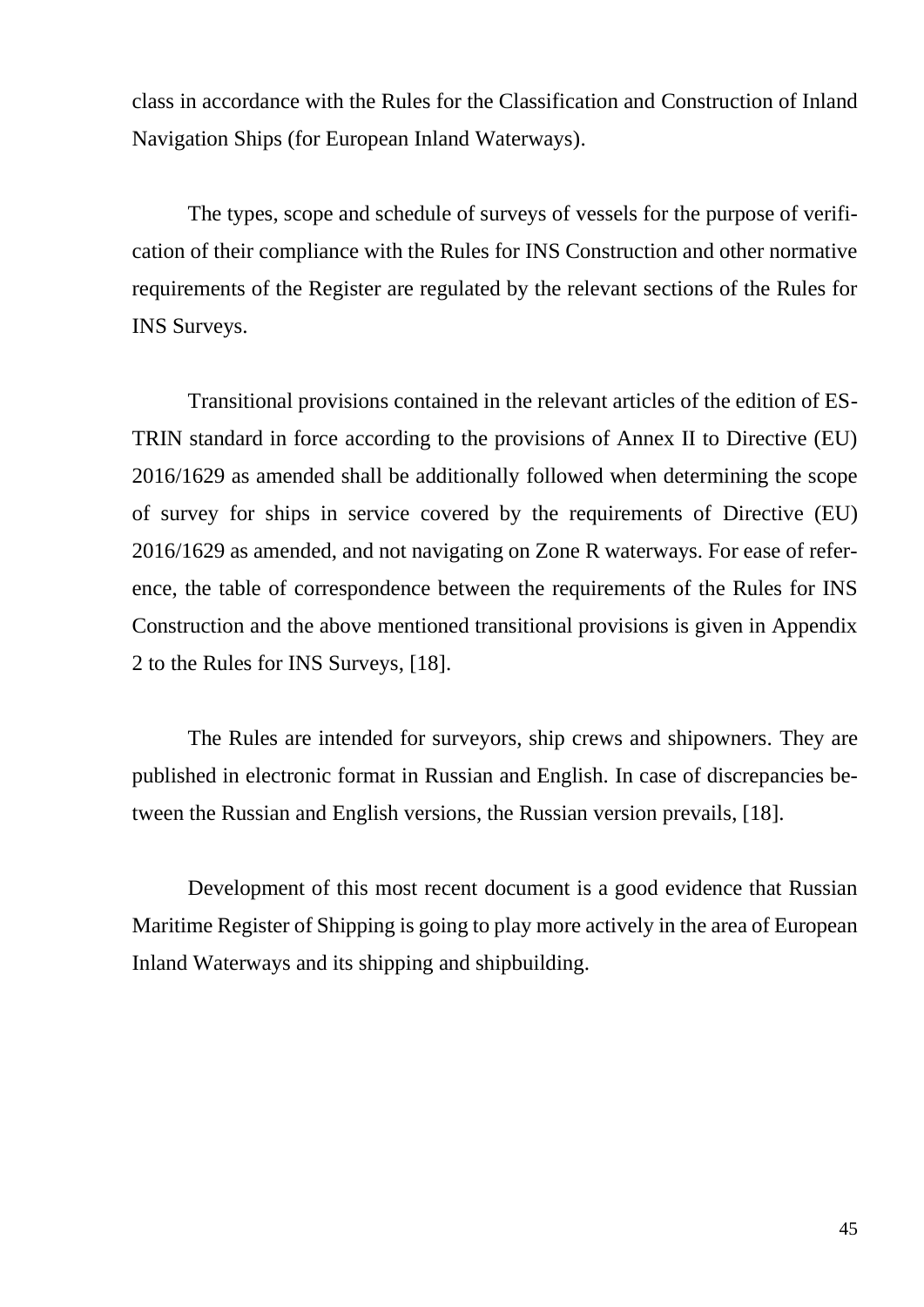class in accordance with the Rules for the Classification and Construction of Inland Navigation Ships (for European Inland Waterways).

The types, scope and schedule of surveys of vessels for the purpose of verification of their compliance with the Rules for INS Construction and other normative requirements of the Register are regulated by the relevant sections of the Rules for INS Surveys.

Transitional provisions contained in the relevant articles of the edition of ES-TRIN standard in force according to the provisions of Annex II to Directive (EU) 2016/1629 as amended shall be additionally followed when determining the scope of survey for ships in service covered by the requirements of Directive (EU) 2016/1629 as amended, and not navigating on Zone R waterways. For ease of reference, the table of correspondence between the requirements of the Rules for INS Construction and the above mentioned transitional provisions is given in Appendix 2 to the Rules for INS Surveys, [18].

The Rules are intended for surveyors, ship crews and shipowners. They are published in electronic format in Russian and English. In case of discrepancies between the Russian and English versions, the Russian version prevails, [18].

Development of this most recent document is a good evidence that Russian Maritime Register of Shipping is going to play more actively in the area of European Inland Waterways and its shipping and shipbuilding.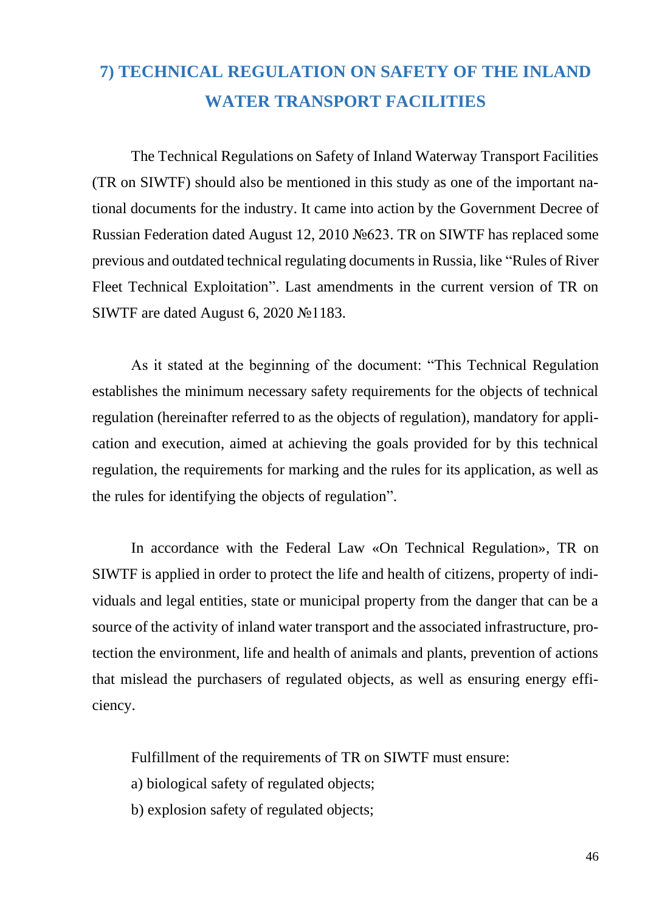## 7) TECHNICAL REGULATION ON SAFETY OF THE INLAND WATER TRANSPORT FACILITIES

The Technical Regulations on Safety of Inland Waterway Transport Facilities (TR on SIWTF) should also be mentioned in this study as one of the important national documents for the industry. It came into action by the Government Decree of Russian Federation dated August 12, 2010 №623. TR on SIWTF has replaced some previous and outdated technical regulating documents in Russia, like "Rules of River Fleet Technical Exploitation". Last amendments in the current version of TR on SIWTF are dated August 6, 2020 №1183.

As it stated at the beginning of the document: "This Technical Regulation establishes the minimum necessary safety requirements for the objects of technical regulation (hereinafter referred to as the objects of regulation), mandatory for application and execution, aimed at achieving the goals provided for by this technical regulation, the requirements for marking and the rules for its application, as well as the rules for identifying the objects of regulation".

In accordance with the Federal Law «On Technical Regulation», TR on SIWTF is applied in order to protect the life and health of citizens, property of individuals and legal entities, state or municipal property from the danger that can be a source of the activity of inland water transport and the associated infrastructure, protection the environment, life and health of animals and plants, prevention of actions that mislead the purchasers of regulated objects, as well as ensuring energy efficiency.

Fulfillment of the requirements of TR on SIWTF must ensure:

a) biological safety of regulated objects;

b) explosion safety of regulated objects;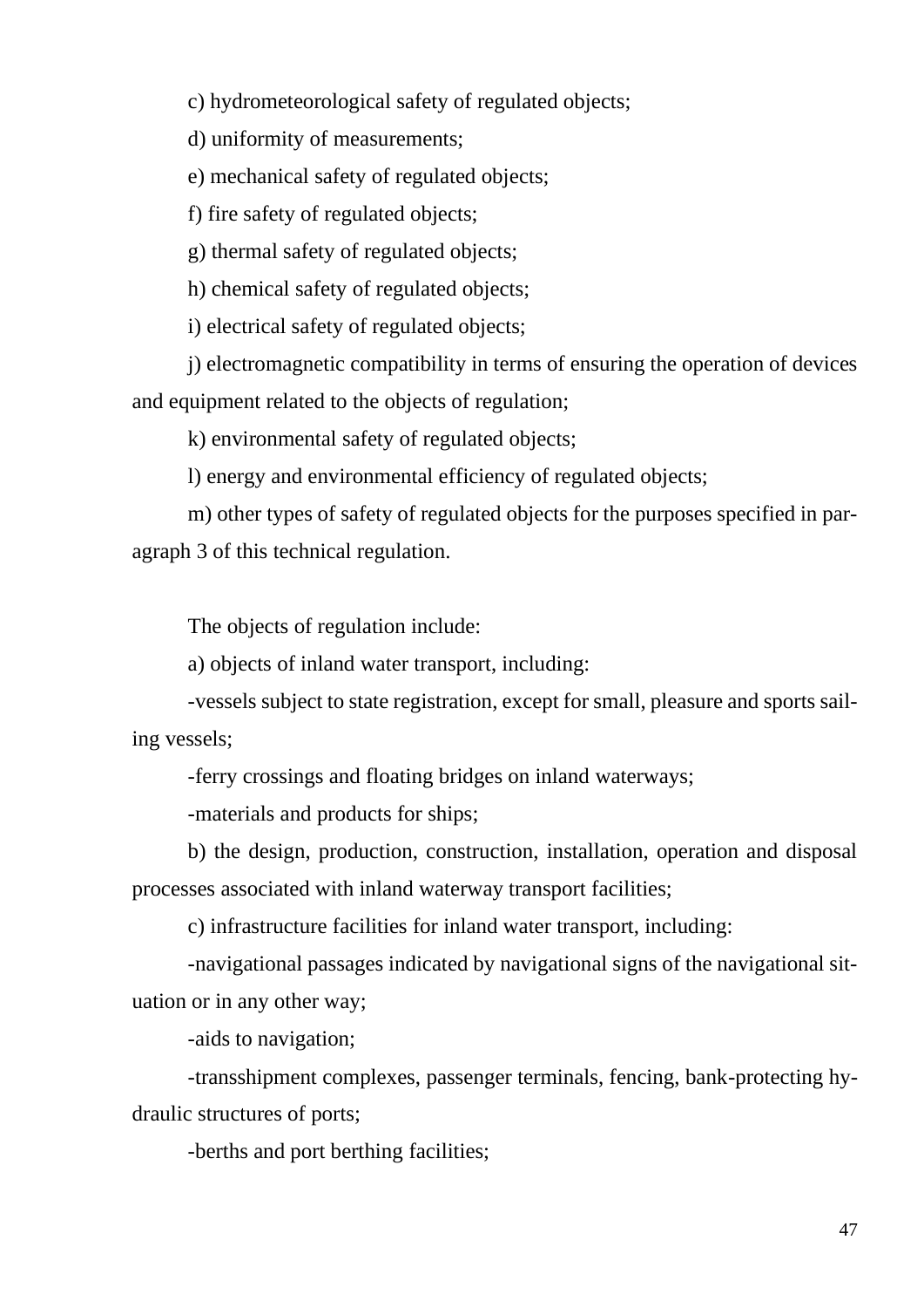c) hydrometeorological safety of regulated objects;

d) uniformity of measurements;

e) mechanical safety of regulated objects;

f) fire safety of regulated objects;

g) thermal safety of regulated objects;

h) chemical safety of regulated objects;

i) electrical safety of regulated objects;

j) electromagnetic compatibility in terms of ensuring the operation of devices and equipment related to the objects of regulation;

k) environmental safety of regulated objects;

l) energy and environmental efficiency of regulated objects;

m) other types of safety of regulated objects for the purposes specified in paragraph 3 of this technical regulation.

The objects of regulation include:

a) objects of inland water transport, including:

-vessels subject to state registration, except for small, pleasure and sports sailing vessels;

-ferry crossings and floating bridges on inland waterways;

-materials and products for ships;

b) the design, production, construction, installation, operation and disposal processes associated with inland waterway transport facilities;

c) infrastructure facilities for inland water transport, including:

-navigational passages indicated by navigational signs of the navigational situation or in any other way;

-aids to navigation;

-transshipment complexes, passenger terminals, fencing, bank-protecting hydraulic structures of ports;

-berths and port berthing facilities;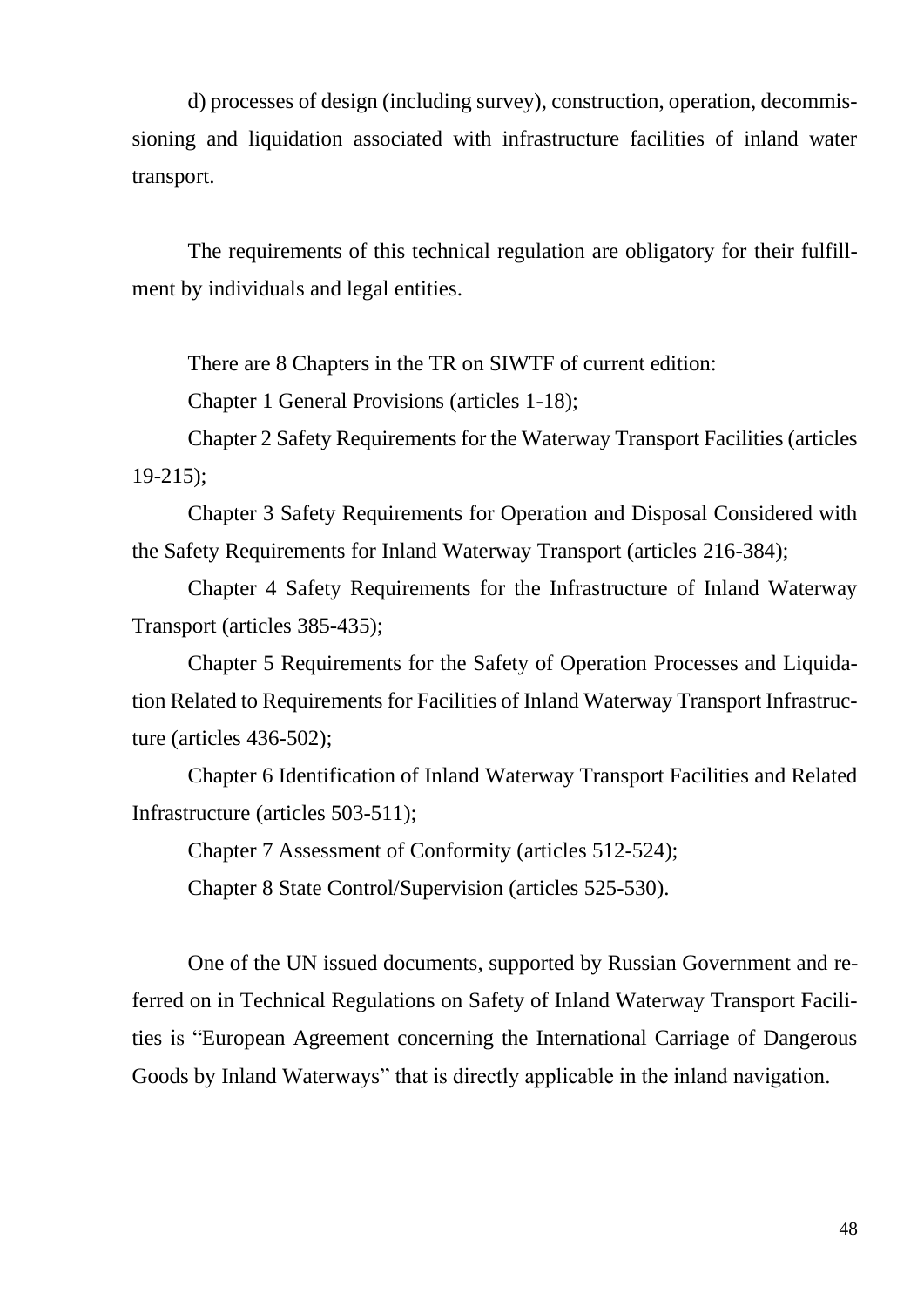d) processes of design (including survey), construction, operation, decommissioning and liquidation associated with infrastructure facilities of inland water transport.

The requirements of this technical regulation are obligatory for their fulfillment by individuals and legal entities.

There are 8 Chapters in the TR on SIWTF of current edition:

Chapter 1 General Provisions (articles 1-18);

Chapter 2 Safety Requirements for the Waterway Transport Facilities (articles 19-215);

Chapter 3 Safety Requirements for Operation and Disposal Considered with the Safety Requirements for Inland Waterway Transport (articles 216-384);

Chapter 4 Safety Requirements for the Infrastructure of Inland Waterway Transport (articles 385-435);

Chapter 5 Requirements for the Safety of Operation Processes and Liquidation Related to Requirements for Facilities of Inland Waterway Transport Infrastructure (articles 436-502);

Chapter 6 Identification of Inland Waterway Transport Facilities and Related Infrastructure (articles 503-511);

Chapter 7 Assessment of Conformity (articles 512-524);

Chapter 8 State Control/Supervision (articles 525-530).

One of the UN issued documents, supported by Russian Government and referred on in Technical Regulations on Safety of Inland Waterway Transport Facilities is "European Agreement concerning the International Carriage of Dangerous Goods by Inland Waterways" that is directly applicable in the inland navigation.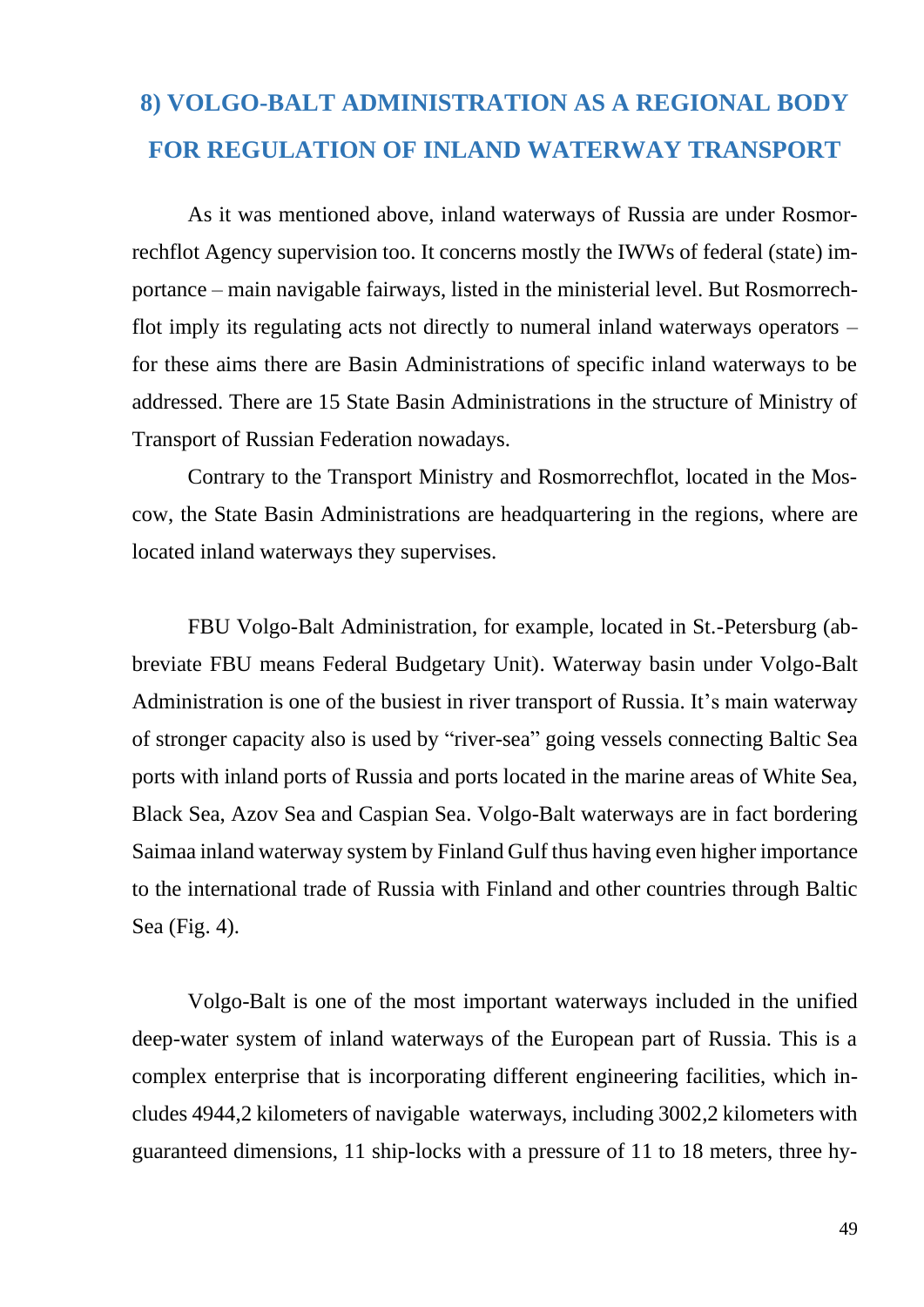## 8) VOLGO-BALT ADMINISTRATION AS A REGIONAL BODY FOR REGULATION OF INLAND WATERWAY TRANSPORT

As it was mentioned above, inland waterways of Russia are under Rosmorrechflot Agency supervision too. It concerns mostly the IWWs of federal (state) importance – main navigable fairways, listed in the ministerial level. But Rosmorrechflot imply its regulating acts not directly to numeral inland waterways operators – for these aims there are Basin Administrations of specific inland waterways to be addressed. There are 15 State Basin Administrations in the structure of Ministry of Transport of Russian Federation nowadays.

Contrary to the Transport Ministry and Rosmorrechflot, located in the Moscow, the State Basin Administrations are headquartering in the regions, where are located inland waterways they supervises.

FBU Volgo-Balt Administration, for example, located in St.-Petersburg (abbreviate FBU means Federal Budgetary Unit). Waterway basin under Volgo-Balt Administration is one of the busiest in river transport of Russia. It's main waterway of stronger capacity also is used by "river-sea" going vessels connecting Baltic Sea ports with inland ports of Russia and ports located in the marine areas of White Sea, Black Sea, Azov Sea and Caspian Sea. Volgo-Balt waterways are in fact bordering Saimaa inland waterway system by Finland Gulf thus having even higher importance to the international trade of Russia with Finland and other countries through Baltic Sea (Fig. 4).

Volgo-Balt is one of the most important waterways included in the unified deep-water system of inland waterways of the European part of Russia. This is a complex enterprise that is incorporating different engineering facilities, which includes 4944,2 kilometers of navigable waterways, including 3002,2 kilometers with guaranteed dimensions, 11 ship-locks with a pressure of 11 to 18 meters, three hy-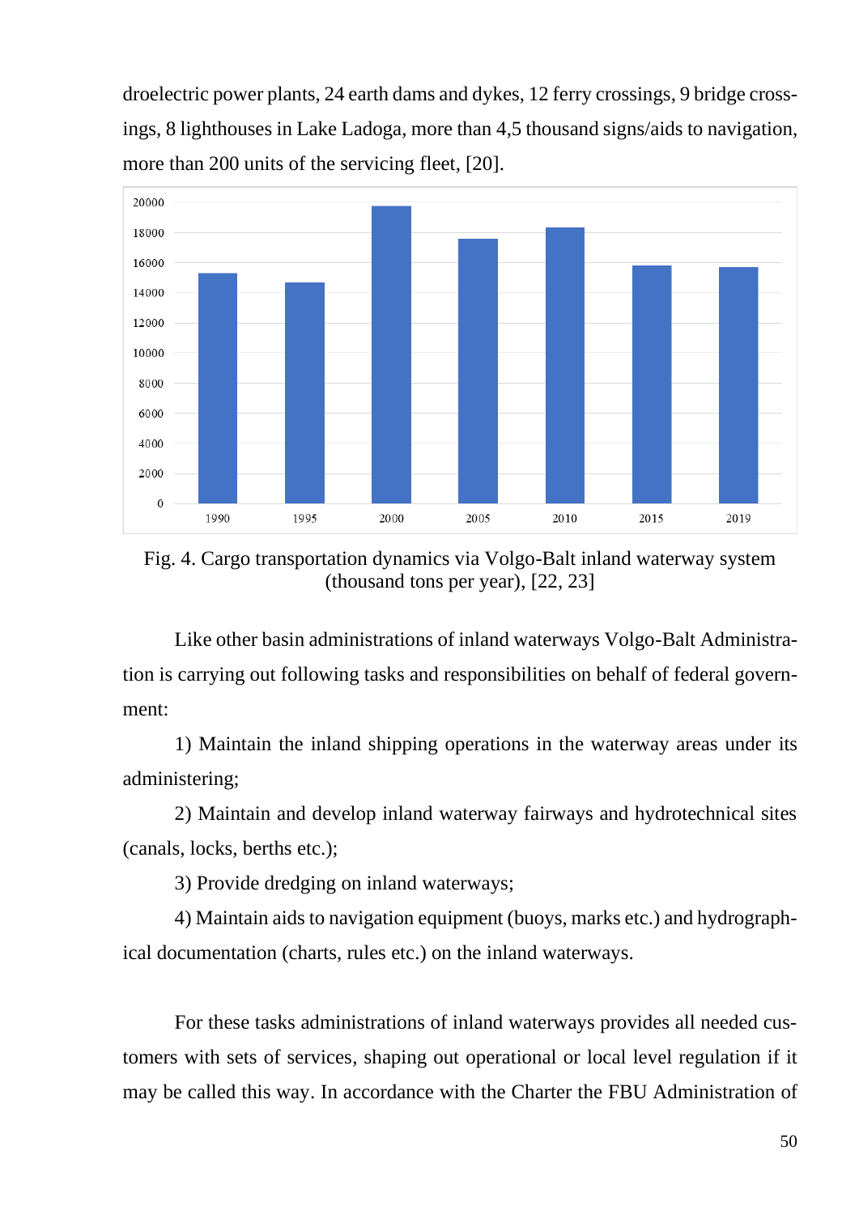droelectric power plants, 24 earth dams and dykes, 12 ferry crossings, 9 bridge crossings, 8 lighthouses in Lake Ladoga, more than 4,5 thousand signs/aids to navigation, more than 200 units of the servicing fleet, [20].

Fig. 4. Cargo transportation dynamics via Volgo-Balt inland waterway system (thousand tons per year), [22, 23]

Like other basin administrations of inland waterways Volgo-Balt Administration is carrying out following tasks and responsibilities on behalf of federal government:

1) Maintain the inland shipping operations in the waterway areas under its administering;

2) Maintain and develop inland waterway fairways and hydrotechnical sites (canals, locks, berths etc.);

3) Provide dredging on inland waterways;

4) Maintain aids to navigation equipment (buoys, marks etc.) and hydrographical documentation (charts, rules etc.) on the inland waterways.

For these tasks administrations of inland waterways provides all needed customers with sets of services, shaping out operational or local level regulation if it may be called this way. In accordance with the Charter the FBU Administration of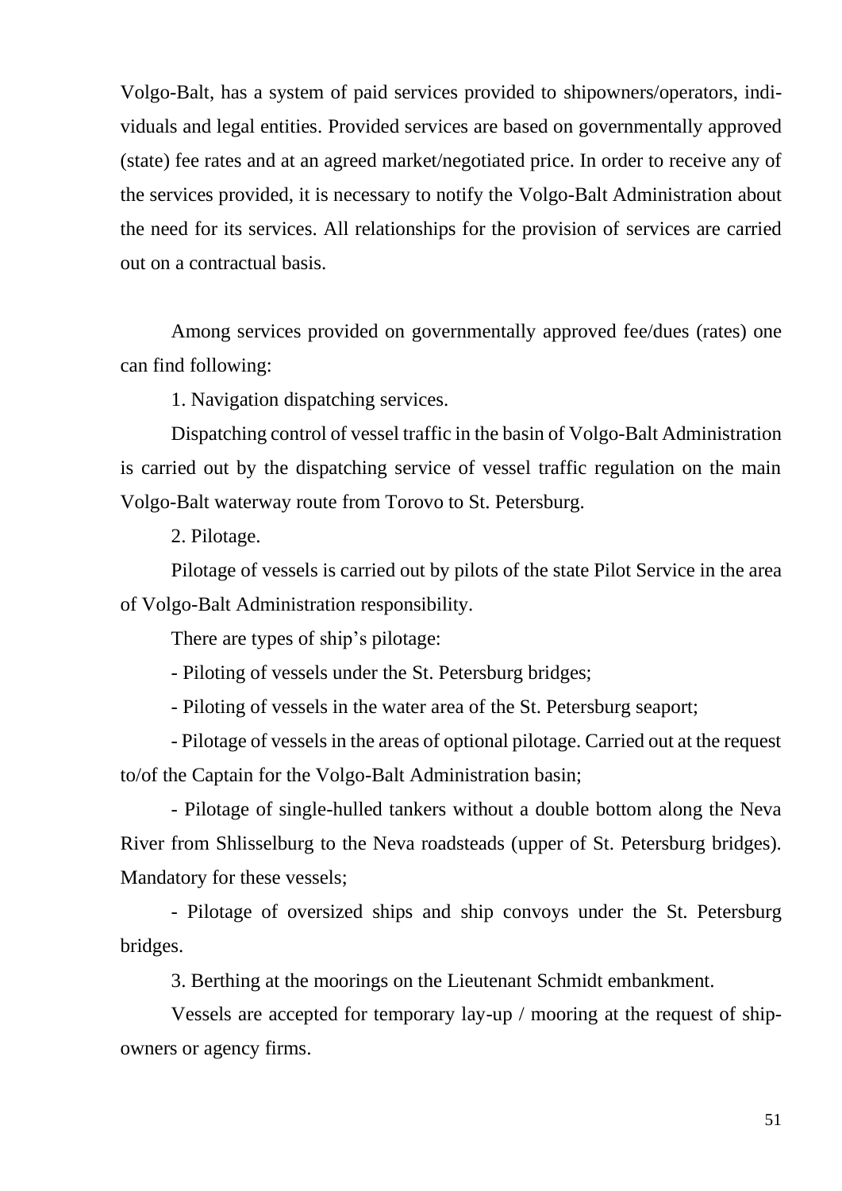Volgo-Balt, has a system of paid services provided to shipowners/operators, individuals and legal entities. Provided services are based on governmentally approved (state) fee rates and at an agreed market/negotiated price. In order to receive any of the services provided, it is necessary to notify the Volgo-Balt Administration about the need for its services. All relationships for the provision of services are carried out on a contractual basis.

Among services provided on governmentally approved fee/dues (rates) one can find following:

1. Navigation dispatching services.

Dispatching control of vessel traffic in the basin of Volgo-Balt Administration is carried out by the dispatching service of vessel traffic regulation on the main Volgo-Balt waterway route from Torovo to St. Petersburg.

2. Pilotage.

Pilotage of vessels is carried out by pilots of the state Pilot Service in the area of Volgo-Balt Administration responsibility.

There are types of ship's pilotage:

- Piloting of vessels under the St. Petersburg bridges;
- Piloting of vessels in the water area of the St. Petersburg seaport;
- Pilotage of vessels in the areas of optional pilotage. Carried out at the request to/of the Captain for the Volgo-Balt Administration basin;
- Pilotage of single-hulled tankers without a double bottom along the Neva River from Shlisselburg to the Neva roadsteads (upper of St. Petersburg bridges). Mandatory for these vessels;
- Pilotage of oversized ships and ship convoys under the St. Petersburg bridges.

3. Berthing at the moorings on the Lieutenant Schmidt embankment.

Vessels are accepted for temporary lay-up / mooring at the request of shipowners or agency firms.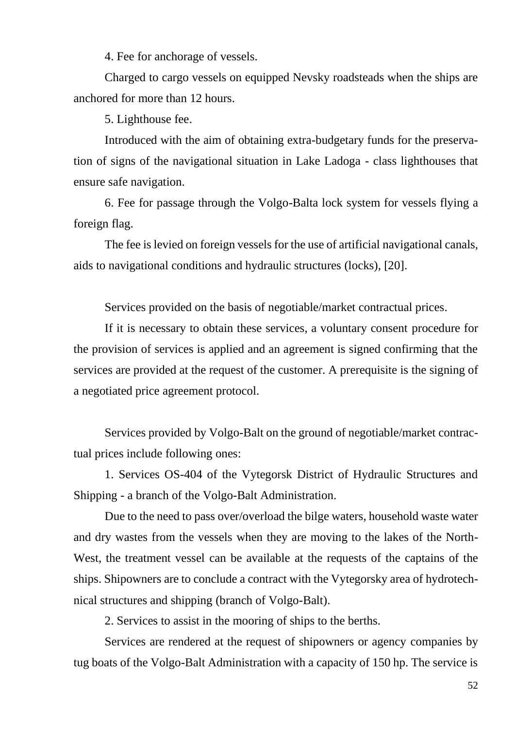4. Fee for anchorage of vessels.

Charged to cargo vessels on equipped Nevsky roadsteads when the ships are anchored for more than 12 hours.

5. Lighthouse fee.

Introduced with the aim of obtaining extra-budgetary funds for the preservation of signs of the navigational situation in Lake Ladoga - class lighthouses that ensure safe navigation.

6. Fee for passage through the Volgo-Balta lock system for vessels flying a foreign flag.

The fee is levied on foreign vessels for the use of artificial navigational canals, aids to navigational conditions and hydraulic structures (locks), [20].

Services provided on the basis of negotiable/market contractual prices.

If it is necessary to obtain these services, a voluntary consent procedure for the provision of services is applied and an agreement is signed confirming that the services are provided at the request of the customer. A prerequisite is the signing of a negotiated price agreement protocol.

Services provided by Volgo-Balt on the ground of negotiable/market contractual prices include following ones:

1. Services OS-404 of the Vytegorsk District of Hydraulic Structures and Shipping - a branch of the Volgo-Balt Administration.

Due to the need to pass over/overload the bilge waters, household waste water and dry wastes from the vessels when they are moving to the lakes of the North-West, the treatment vessel can be available at the requests of the captains of the ships. Shipowners are to conclude a contract with the Vytegorsky area of hydrotechnical structures and shipping (branch of Volgo-Balt).

2. Services to assist in the mooring of ships to the berths.

Services are rendered at the request of shipowners or agency companies by tug boats of the Volgo-Balt Administration with a capacity of 150 hp. The service is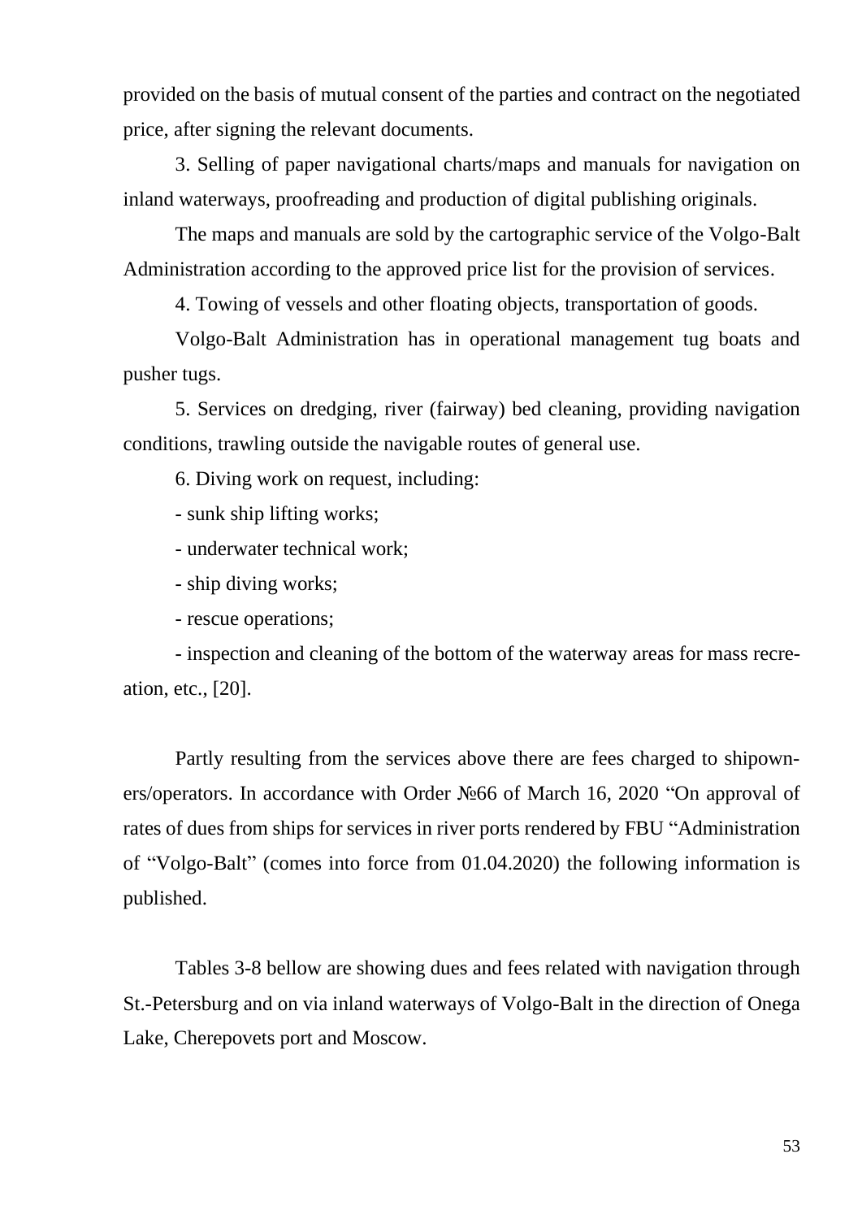provided on the basis of mutual consent of the parties and contract on the negotiated price, after signing the relevant documents.

3. Selling of paper navigational charts/maps and manuals for navigation on inland waterways, proofreading and production of digital publishing originals.

The maps and manuals are sold by the cartographic service of the Volgo-Balt Administration according to the approved price list for the provision of services.

4. Towing of vessels and other floating objects, transportation of goods.

Volgo-Balt Administration has in operational management tug boats and pusher tugs.

5. Services on dredging, river (fairway) bed cleaning, providing navigation conditions, trawling outside the navigable routes of general use.

6. Diving work on request, including:

- sunk ship lifting works;
- underwater technical work;
- ship diving works;
- rescue operations;
- inspection and cleaning of the bottom of the waterway areas for mass recreation, etc., [20].

Partly resulting from the services above there are fees charged to shipowners/operators. In accordance with Order №66 of March 16, 2020 "On approval of rates of dues from ships for services in river ports rendered by FBU "Administration of "Volgo-Balt" (comes into force from 01.04.2020) the following information is published.

Tables 3-8 bellow are showing dues and fees related with navigation through St.-Petersburg and on via inland waterways of Volgo-Balt in the direction of Onega Lake, Cherepovets port and Moscow.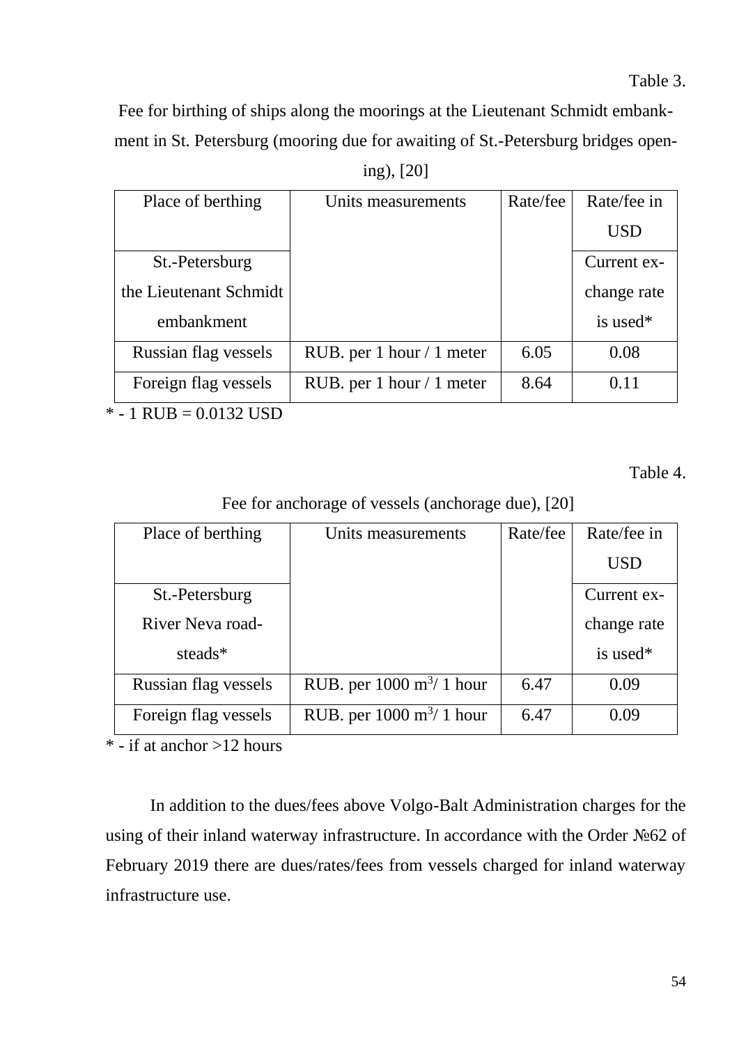Table 3.

Fee for birthing of ships along the moorings at the Lieutenant Schmidt embankment in St. Petersburg (mooring due for awaiting of St.-Petersburg bridges opening), [20]

| Place of berthing | Units measurements | Rate/fee | Rate/fee in USD |
|---|---|---|---|
| St.-Petersburg the Lieutenant Schmidt embankment | | | Current exchange rate is used* |
| Russian flag vessels | RUB. per 1 hour / 1 meter | 6.05 | 0.08 |
| Foreign flag vessels | RUB. per 1 hour / 1 meter | 8.64 | 0.11 |

* - 1 RUB = 0.0132 USD

Table 4.

Fee for anchorage of vessels (anchorage due), [20]

| Place of berthing | Units measurements | Rate/fee | Rate/fee in USD |
|---|---|---|---|
| St.-Petersburg River Neva roadsteads* | | | Current exchange rate is used* |
| Russian flag vessels | RUB. per 1000 $m^3$/ 1 hour | 6.47 | 0.09 |
| Foreign flag vessels | RUB. per 1000 $m^3$/ 1 hour | 6.47 | 0.09 |

* - if at anchor >12 hours

In addition to the dues/fees above Volgo-Balt Administration charges for the using of their inland waterway infrastructure. In accordance with the Order №62 of February 2019 there are dues/rates/fees from vessels charged for inland waterway infrastructure use.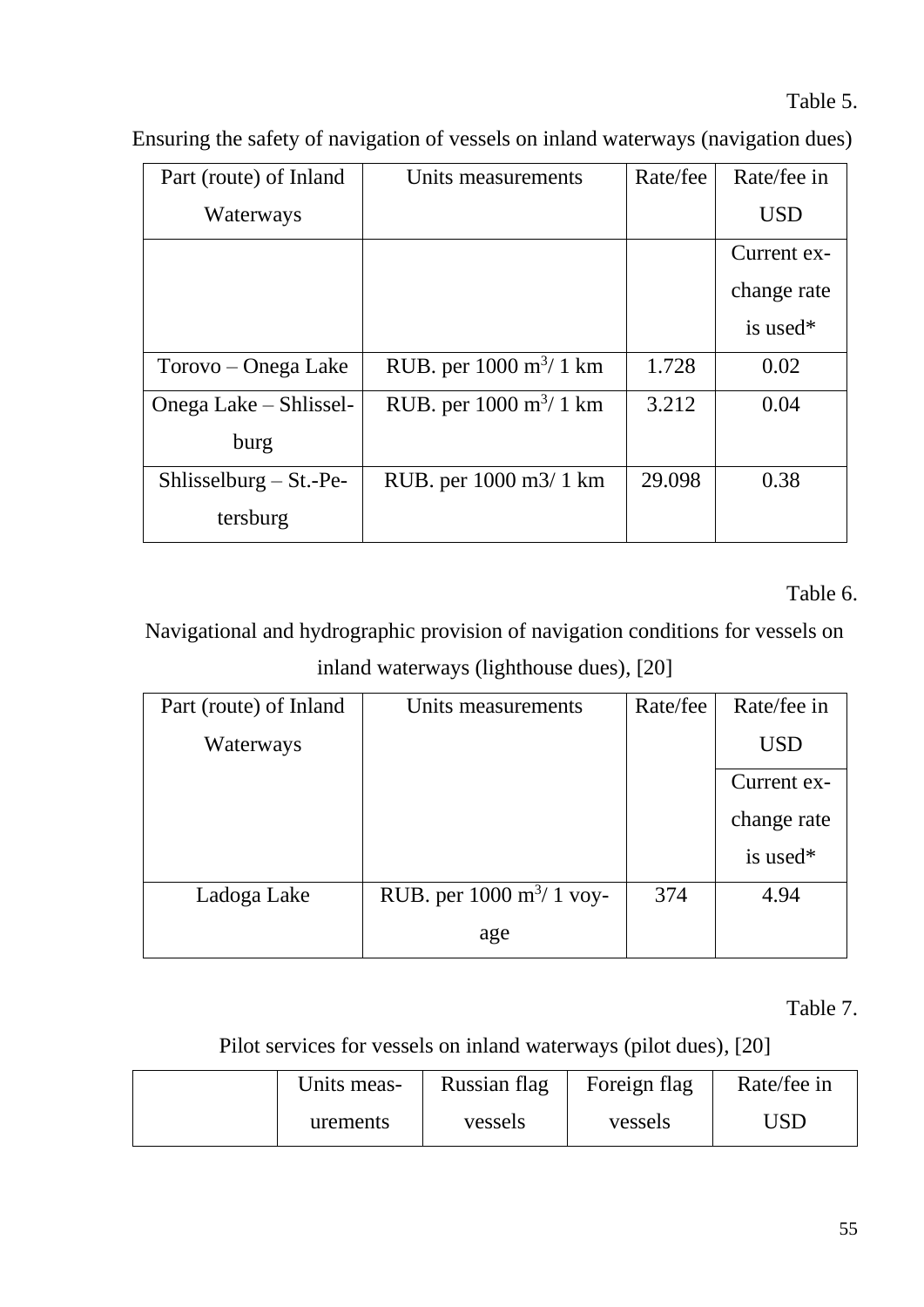Table 5.

Ensuring the safety of navigation of vessels on inland waterways (navigation dues)

| Part (route) of Inland Waterways | Units measurements | Rate/fee | Rate/fee in USD |
|---|---|---|---|
| | | | Current exchange rate is used* |
| Torovo – Onega Lake | RUB. per 1000 $m^3$/ 1 km | 1.728 | 0.02 |
| Onega Lake – Shlisselburg | RUB. per 1000 $m^3$/ 1 km | 3.212 | 0.04 |
| Shlisselburg – St.-Petersburg | RUB. per 1000 m3/ 1 km | 29.098 | 0.38 |

Table 6.

Navigational and hydrographic provision of navigation conditions for vessels on inland waterways (lighthouse dues), [20]

| Part (route) of Inland Waterways | Units measurements | Rate/fee | Rate/fee in USD |
|---|---|---|---|
| | | | Current exchange rate is used* |
| Ladoga Lake | RUB. per 1000 $m^3$/ 1 voyage | 374 | 4.94 |

Table 7.

Pilot services for vessels on inland waterways (pilot dues), [20]

| | Units measurements | Russian flag vessels | Foreign flag vessels | Rate/fee in USD |
|---|---|---|---|---|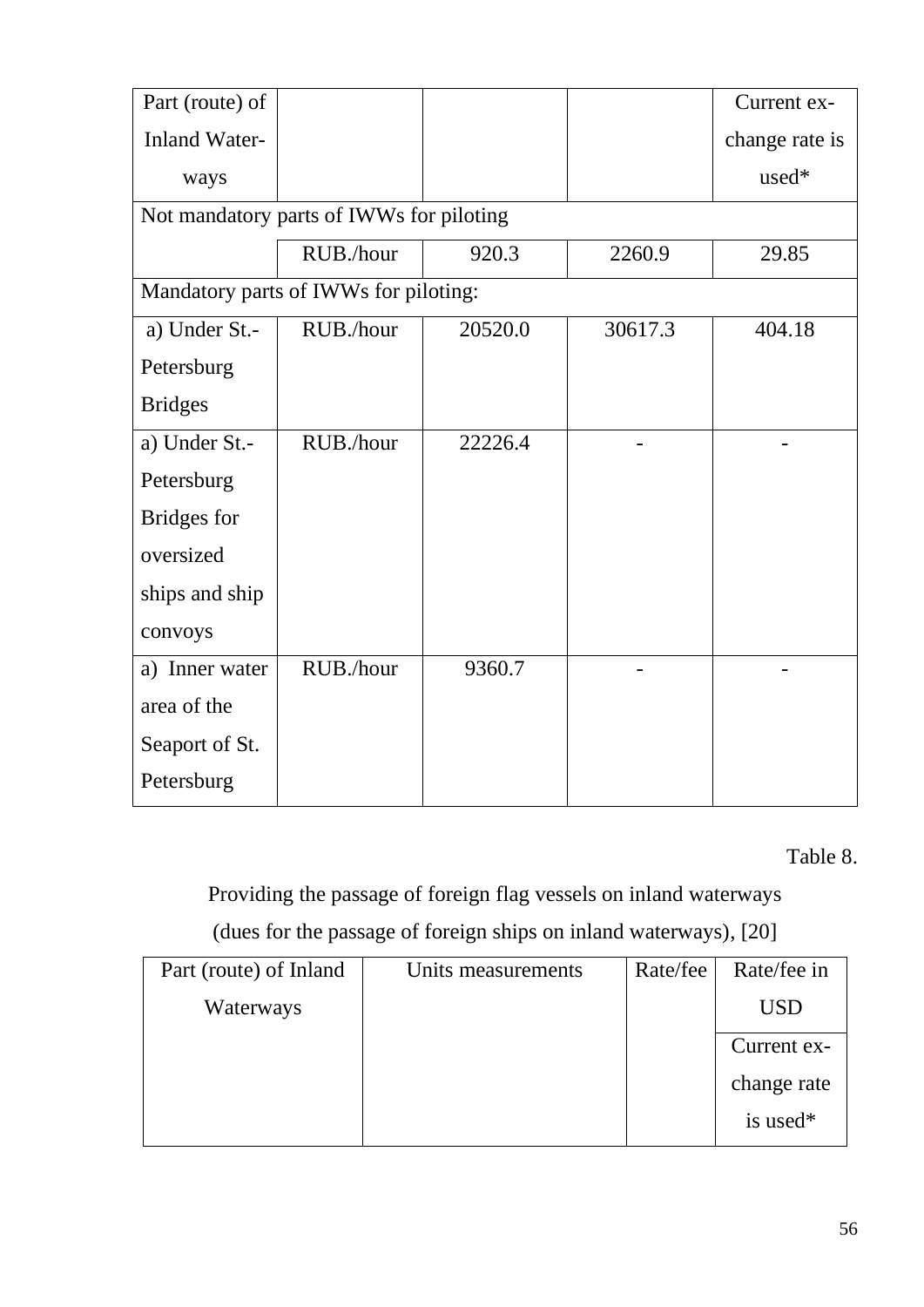| Part (route) of Inland Waterways | | | | Current exchange rate is used* |
|---|---|---|---|---|
| Not mandatory parts of IWWs for piloting | | | | |
| | RUB./hour | 920.3 | 2260.9 | 29.85 |
| Mandatory parts of IWWs for piloting: | | | | |
| a) Under St.-Petersburg Bridges | RUB./hour | 20520.0 | 30617.3 | 404.18 |
| a) Under St.-Petersburg Bridges for oversized ships and ship convoys | RUB./hour | 22226.4 | - | - |
| a) Inner water area of the Seaport of St. Petersburg | RUB./hour | 9360.7 | - | - |

Table 8.

Providing the passage of foreign flag vessels on inland waterways (dues for the passage of foreign ships on inland waterways), [20]

| Part (route) of Inland Waterways | Units measurements | Rate/fee | Rate/fee in USD |
|---|---|---|---|
| | | | Current exchange rate is used* |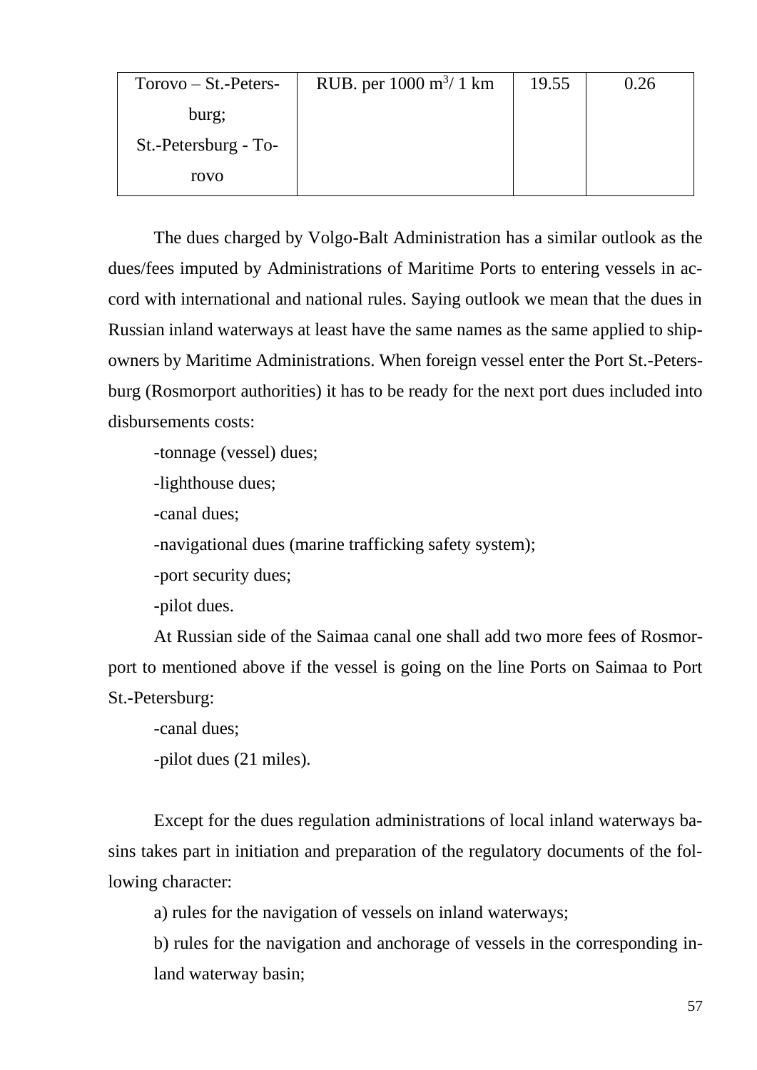| Torovo – St.-Petersburg; St.-Petersburg - Torovo | RUB. per 1000 $m^3$/ 1 km | 19.55 | 0.26 |
|---|---|---|---|

The dues charged by Volgo-Balt Administration has a similar outlook as the dues/fees imputed by Administrations of Maritime Ports to entering vessels in accord with international and national rules. Saying outlook we mean that the dues in Russian inland waterways at least have the same names as the same applied to shipowners by Maritime Administrations. When foreign vessel enter the Port St.-Petersburg (Rosmorport authorities) it has to be ready for the next port dues included into disbursements costs:

-tonnage (vessel) dues;

-lighthouse dues;

-canal dues;

-navigational dues (marine trafficking safety system);

-port security dues;

-pilot dues.

At Russian side of the Saimaa canal one shall add two more fees of Rosmorport to mentioned above if the vessel is going on the line Ports on Saimaa to Port St.-Petersburg:

-canal dues;

-pilot dues (21 miles).

Except for the dues regulation administrations of local inland waterways basins takes part in initiation and preparation of the regulatory documents of the following character:

a) rules for the navigation of vessels on inland waterways;

b) rules for the navigation and anchorage of vessels in the corresponding inland waterway basin;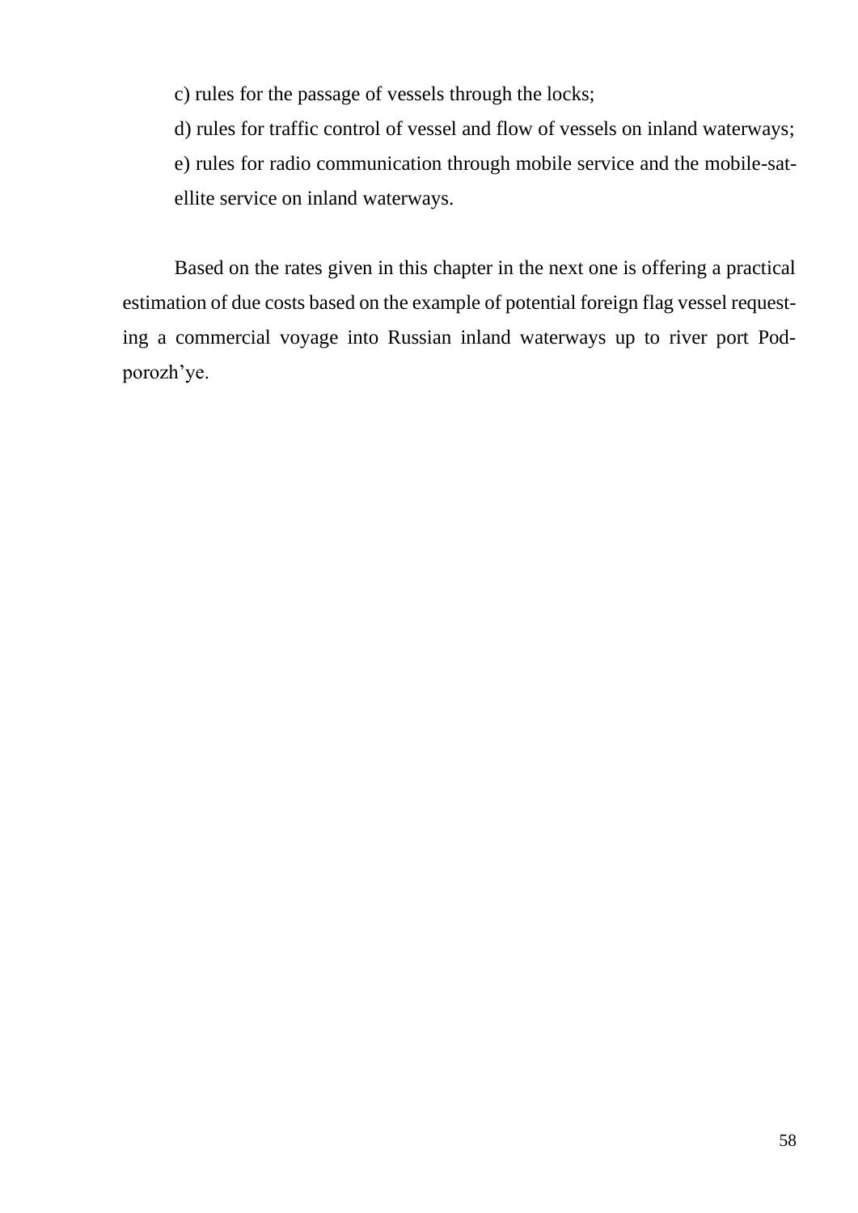c) rules for the passage of vessels through the locks;

d) rules for traffic control of vessel and flow of vessels on inland waterways;

e) rules for radio communication through mobile service and the mobile-satellite service on inland waterways.

Based on the rates given in this chapter in the next one is offering a practical estimation of due costs based on the example of potential foreign flag vessel requesting a commercial voyage into Russian inland waterways up to river port Podporozh'ye.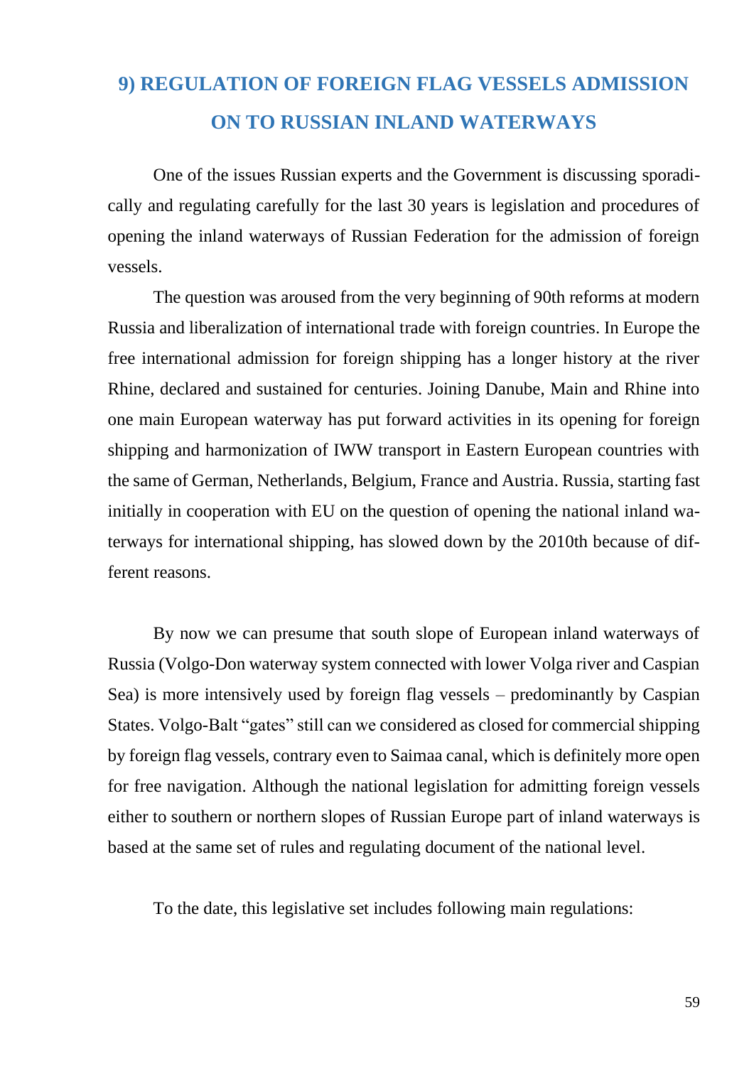## 9) REGULATION OF FOREIGN FLAG VESSELS ADMISSION ON TO RUSSIAN INLAND WATERWAYS

One of the issues Russian experts and the Government is discussing sporadically and regulating carefully for the last 30 years is legislation and procedures of opening the inland waterways of Russian Federation for the admission of foreign vessels.

The question was aroused from the very beginning of 90th reforms at modern Russia and liberalization of international trade with foreign countries. In Europe the free international admission for foreign shipping has a longer history at the river Rhine, declared and sustained for centuries. Joining Danube, Main and Rhine into one main European waterway has put forward activities in its opening for foreign shipping and harmonization of IWW transport in Eastern European countries with the same of German, Netherlands, Belgium, France and Austria. Russia, starting fast initially in cooperation with EU on the question of opening the national inland waterways for international shipping, has slowed down by the 2010th because of different reasons.

By now we can presume that south slope of European inland waterways of Russia (Volgo-Don waterway system connected with lower Volga river and Caspian Sea) is more intensively used by foreign flag vessels – predominantly by Caspian States. Volgo-Balt "gates" still can we considered as closed for commercial shipping by foreign flag vessels, contrary even to Saimaa canal, which is definitely more open for free navigation. Although the national legislation for admitting foreign vessels either to southern or northern slopes of Russian Europe part of inland waterways is based at the same set of rules and regulating document of the national level.

To the date, this legislative set includes following main regulations: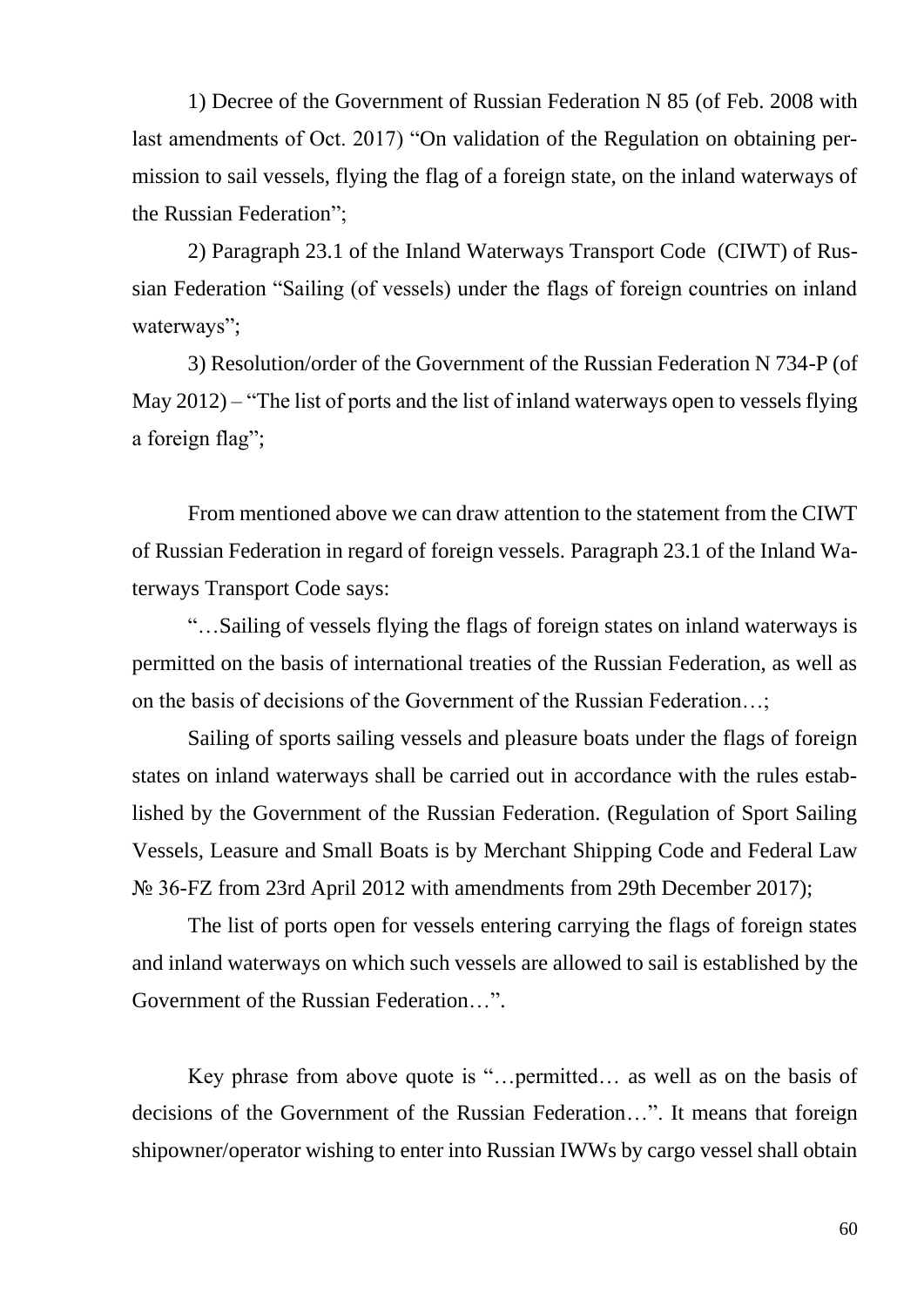1) Decree of the Government of Russian Federation N 85 (of Feb. 2008 with last amendments of Oct. 2017) "On validation of the Regulation on obtaining permission to sail vessels, flying the flag of a foreign state, on the inland waterways of the Russian Federation";

2) Paragraph 23.1 of the Inland Waterways Transport Code (CIWT) of Russian Federation "Sailing (of vessels) under the flags of foreign countries on inland waterways";

3) Resolution/order of the Government of the Russian Federation N 734-P (of May 2012) – "The list of ports and the list of inland waterways open to vessels flying a foreign flag";

From mentioned above we can draw attention to the statement from the CIWT of Russian Federation in regard of foreign vessels. Paragraph 23.1 of the Inland Waterways Transport Code says:

"…Sailing of vessels flying the flags of foreign states on inland waterways is permitted on the basis of international treaties of the Russian Federation, as well as on the basis of decisions of the Government of the Russian Federation…;

Sailing of sports sailing vessels and pleasure boats under the flags of foreign states on inland waterways shall be carried out in accordance with the rules established by the Government of the Russian Federation. (Regulation of Sport Sailing Vessels, Leasure and Small Boats is by Merchant Shipping Code and Federal Law № 36-FZ from 23rd April 2012 with amendments from 29th December 2017);

The list of ports open for vessels entering carrying the flags of foreign states and inland waterways on which such vessels are allowed to sail is established by the Government of the Russian Federation…".

Key phrase from above quote is "…permitted… as well as on the basis of decisions of the Government of the Russian Federation…". It means that foreign shipowner/operator wishing to enter into Russian IWWs by cargo vessel shall obtain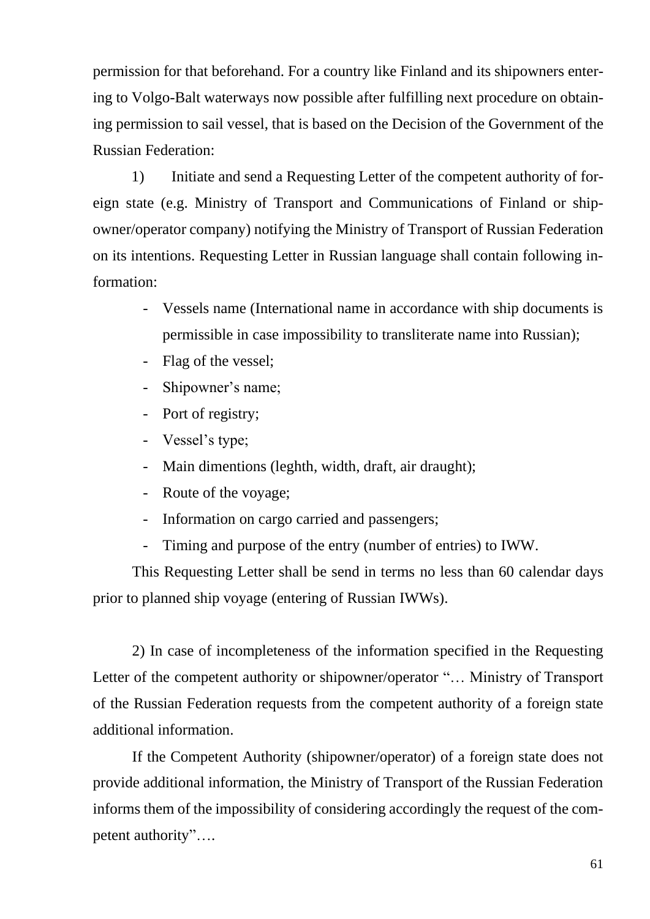permission for that beforehand. For a country like Finland and its shipowners entering to Volgo-Balt waterways now possible after fulfilling next procedure on obtaining permission to sail vessel, that is based on the Decision of the Government of the Russian Federation:

1) Initiate and send a Requesting Letter of the competent authority of foreign state (e.g. Ministry of Transport and Communications of Finland or shipowner/operator company) notifying the Ministry of Transport of Russian Federation on its intentions. Requesting Letter in Russian language shall contain following information:

- Vessels name (International name in accordance with ship documents is permissible in case impossibility to transliterate name into Russian);
- Flag of the vessel;
- Shipowner's name;
- Port of registry;
- Vessel's type;
- Main dimentions (leghth, width, draft, air draught);
- Route of the voyage;
- Information on cargo carried and passengers;
- Timing and purpose of the entry (number of entries) to IWW.

This Requesting Letter shall be send in terms no less than 60 calendar days prior to planned ship voyage (entering of Russian IWWs).

2) In case of incompleteness of the information specified in the Requesting Letter of the competent authority or shipowner/operator "… Ministry of Transport of the Russian Federation requests from the competent authority of a foreign state additional information.

If the Competent Authority (shipowner/operator) of a foreign state does not provide additional information, the Ministry of Transport of the Russian Federation informs them of the impossibility of considering accordingly the request of the competent authority"….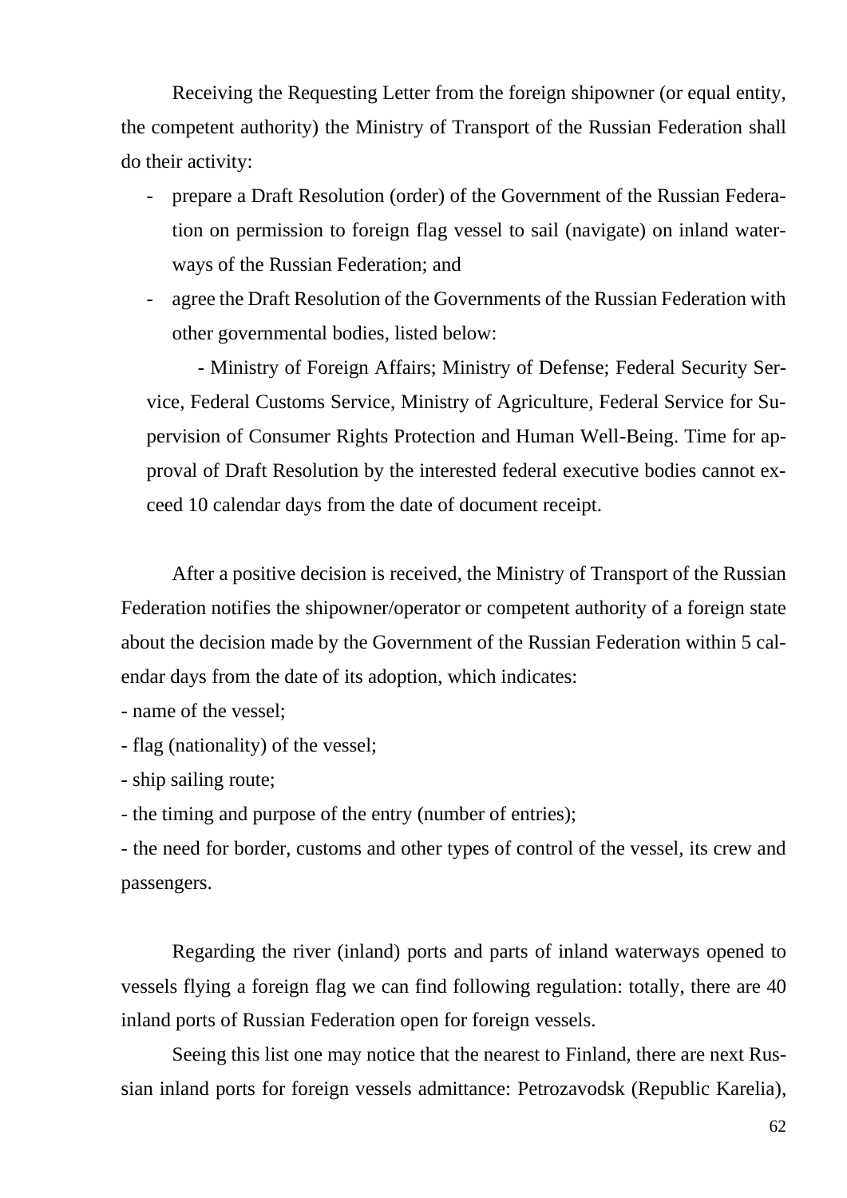Receiving the Requesting Letter from the foreign shipowner (or equal entity, the competent authority) the Ministry of Transport of the Russian Federation shall do their activity:

- prepare a Draft Resolution (order) of the Government of the Russian Federation on permission to foreign flag vessel to sail (navigate) on inland waterways of the Russian Federation; and
- agree the Draft Resolution of the Governments of the Russian Federation with other governmental bodies, listed below:

  - Ministry of Foreign Affairs; Ministry of Defense; Federal Security Service, Federal Customs Service, Ministry of Agriculture, Federal Service for Supervision of Consumer Rights Protection and Human Well-Being. Time for approval of Draft Resolution by the interested federal executive bodies cannot exceed 10 calendar days from the date of document receipt.

After a positive decision is received, the Ministry of Transport of the Russian Federation notifies the shipowner/operator or competent authority of a foreign state about the decision made by the Government of the Russian Federation within 5 calendar days from the date of its adoption, which indicates:

- name of the vessel;
- flag (nationality) of the vessel;
- ship sailing route;
- the timing and purpose of the entry (number of entries);
- the need for border, customs and other types of control of the vessel, its crew and passengers.

Regarding the river (inland) ports and parts of inland waterways opened to vessels flying a foreign flag we can find following regulation: totally, there are 40 inland ports of Russian Federation open for foreign vessels.

Seeing this list one may notice that the nearest to Finland, there are next Russian inland ports for foreign vessels admittance: Petrozavodsk (Republic Karelia),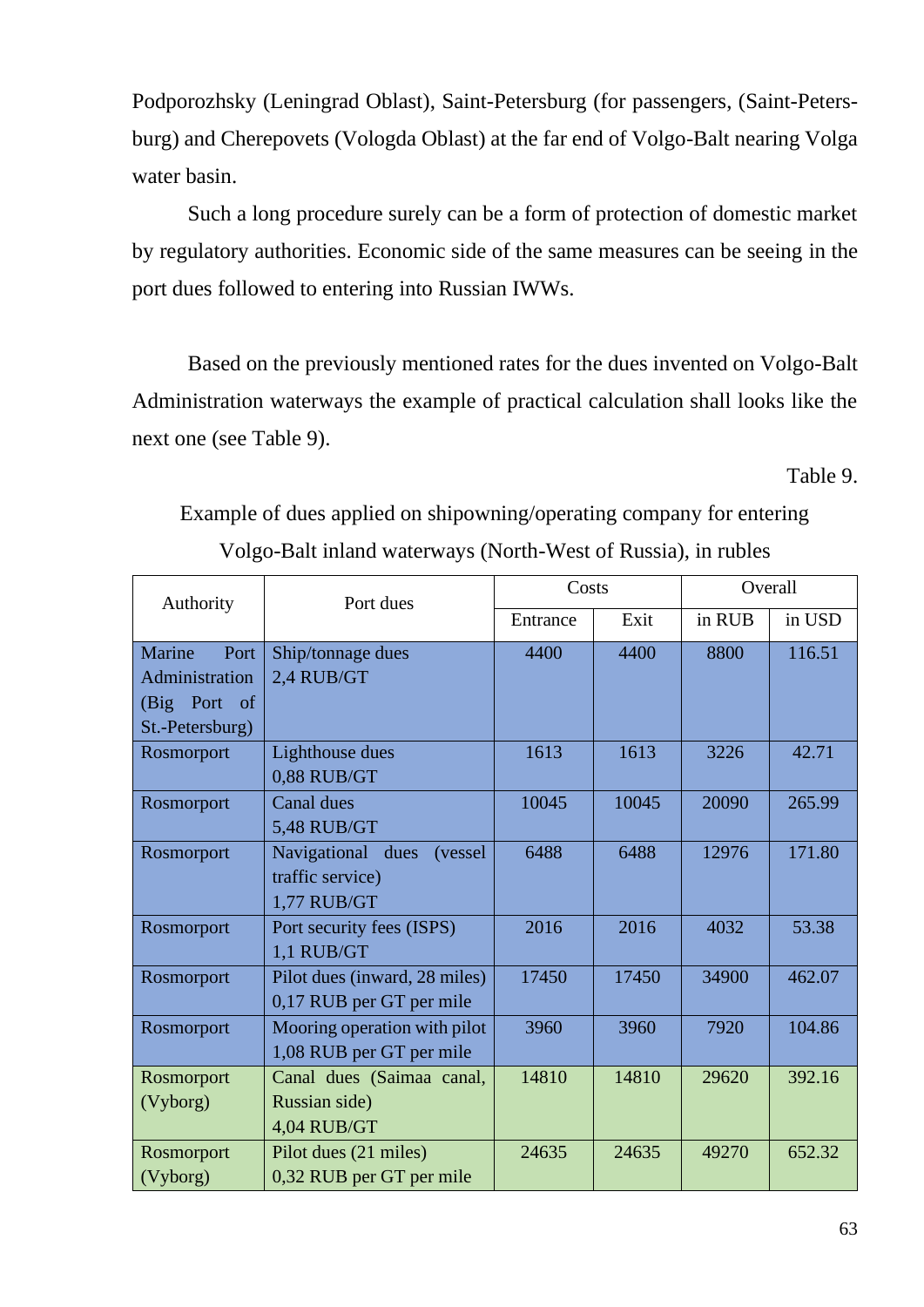Podporozhsky (Leningrad Oblast), Saint-Petersburg (for passengers, (Saint-Petersburg) and Cherepovets (Vologda Oblast) at the far end of Volgo-Balt nearing Volga water basin.

Such a long procedure surely can be a form of protection of domestic market by regulatory authorities. Economic side of the same measures can be seeing in the port dues followed to entering into Russian IWWs.

Based on the previously mentioned rates for the dues invented on Volgo-Balt Administration waterways the example of practical calculation shall looks like the next one (see Table 9).

Table 9.

Example of dues applied on shipowning/operating company for entering Volgo-Balt inland waterways (North-West of Russia), in rubles

| Authority | Port dues | Costs | | Overall | |
|---|---|---|---|---|---|
| | | Entrance | Exit | in RUB | in USD |
| Marine Port Administration (Big Port of St.-Petersburg) | Ship/tonnage dues 2,4 RUB/GT | 4400 | 4400 | 8800 | 116.51 |
| Rosmorport | Lighthouse dues 0,88 RUB/GT | 1613 | 1613 | 3226 | 42.71 |
| Rosmorport | Canal dues 5,48 RUB/GT | 10045 | 10045 | 20090 | 265.99 |
| Rosmorport | Navigational dues (vessel traffic service) 1,77 RUB/GT | 6488 | 6488 | 12976 | 171.80 |
| Rosmorport | Port security fees (ISPS) 1,1 RUB/GT | 2016 | 2016 | 4032 | 53.38 |
| Rosmorport | Pilot dues (inward, 28 miles) 0,17 RUB per GT per mile | 17450 | 17450 | 34900 | 462.07 |
| Rosmorport | Mooring operation with pilot 1,08 RUB per GT per mile | 3960 | 3960 | 7920 | 104.86 |
| Rosmorport (Vyborg) | Canal dues (Saimaa canal, Russian side) 4,04 RUB/GT | 14810 | 14810 | 29620 | 392.16 |
| Rosmorport (Vyborg) | Pilot dues (21 miles) 0,32 RUB per GT per mile | 24635 | 24635 | 49270 | 652.32 |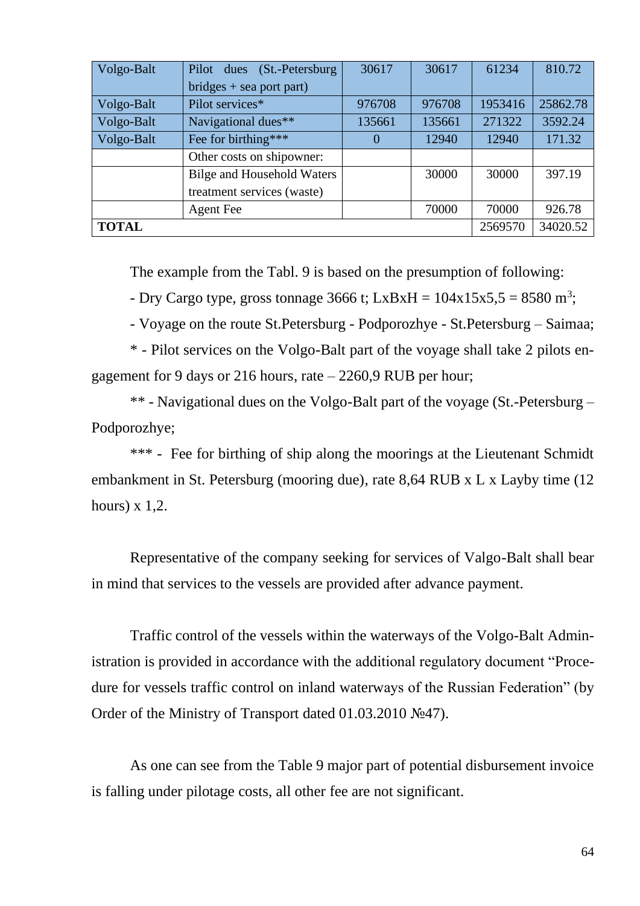| Volgo-Balt | Pilot dues (St.-Petersburg bridges + sea port part) | 30617 | 30617 | 61234 | 810.72 |
|---|---|---|---|---|---|
| Volgo-Balt | Pilot services* | 976708 | 976708 | 1953416 | 25862.78 |
| Volgo-Balt | Navigational dues** | 135661 | 135661 | 271322 | 3592.24 |
| Volgo-Balt | Fee for birthing*** | 0 | 12940 | 12940 | 171.32 |
| | Other costs on shipowner: | | | | |
| | Bilge and Household Waters treatment services (waste) | | 30000 | 30000 | 397.19 |
| | Agent Fee | | 70000 | 70000 | 926.78 |
| **TOTAL** | | | | 2569570 | 34020.52 |

The example from the Tabl. 9 is based on the presumption of following:

- Dry Cargo type, gross tonnage 3666 t; LxBxH = 104x15x5,5 = 8580 m$^3$;

- Voyage on the route St.Petersburg - Podporozhye - St.Petersburg – Saimaa;

\* - Pilot services on the Volgo-Balt part of the voyage shall take 2 pilots engagement for 9 days or 216 hours, rate – 2260,9 RUB per hour;

\*\* - Navigational dues on the Volgo-Balt part of the voyage (St.-Petersburg – Podporozhye;

\*\*\* - Fee for birthing of ship along the moorings at the Lieutenant Schmidt embankment in St. Petersburg (mooring due), rate 8,64 RUB x L x Layby time (12 hours) x 1,2.

Representative of the company seeking for services of Valgo-Balt shall bear in mind that services to the vessels are provided after advance payment.

Traffic control of the vessels within the waterways of the Volgo-Balt Administration is provided in accordance with the additional regulatory document "Procedure for vessels traffic control on inland waterways of the Russian Federation" (by Order of the Ministry of Transport dated 01.03.2010 №47).

As one can see from the Table 9 major part of potential disbursement invoice is falling under pilotage costs, all other fee are not significant.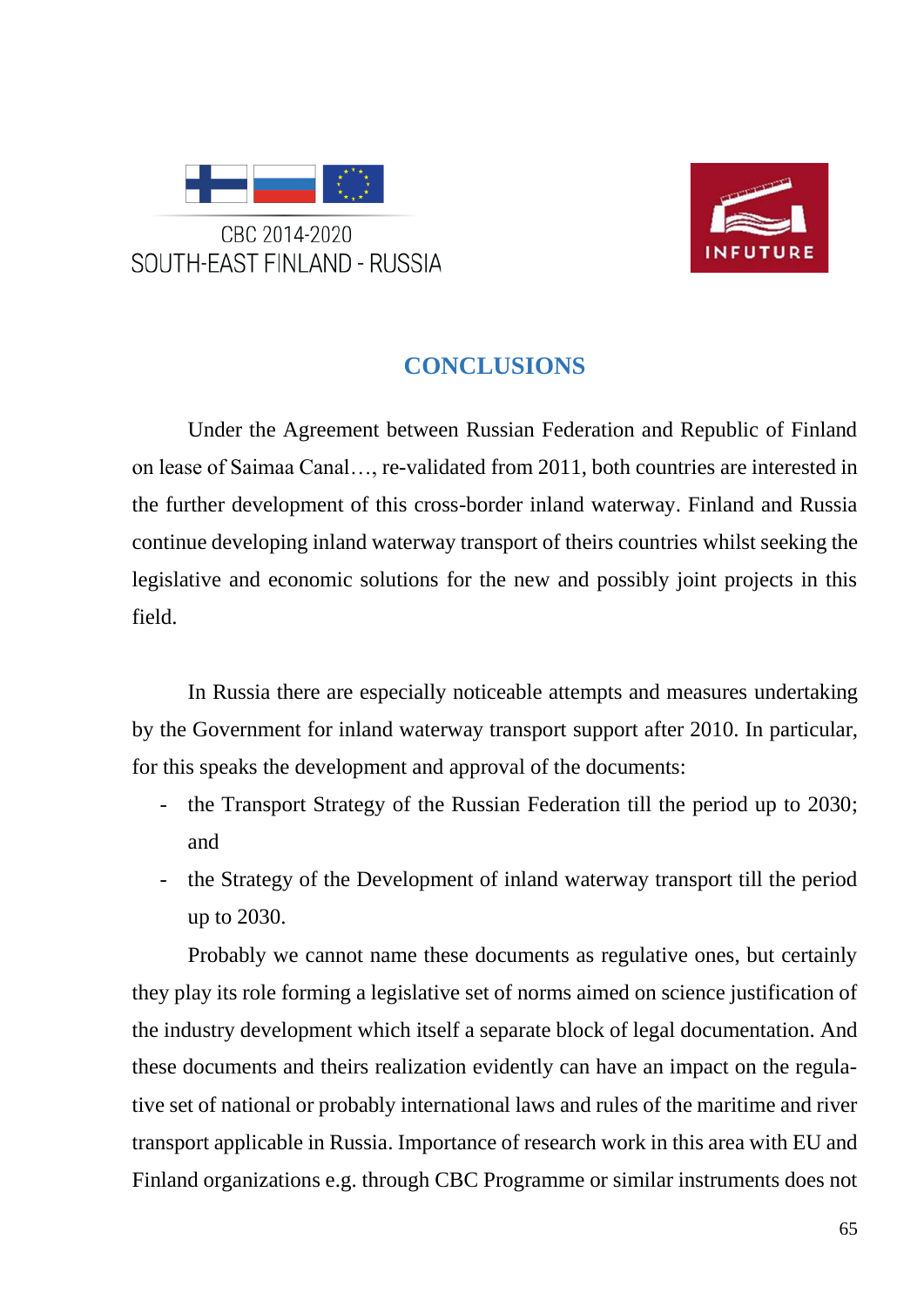## CONCLUSIONS

Under the Agreement between Russian Federation and Republic of Finland on lease of Saimaa Canal…, re-validated from 2011, both countries are interested in the further development of this cross-border inland waterway. Finland and Russia continue developing inland waterway transport of theirs countries whilst seeking the legislative and economic solutions for the new and possibly joint projects in this field.

In Russia there are especially noticeable attempts and measures undertaking by the Government for inland waterway transport support after 2010. In particular, for this speaks the development and approval of the documents:

- the Transport Strategy of the Russian Federation till the period up to 2030; and
- the Strategy of the Development of inland waterway transport till the period up to 2030.

Probably we cannot name these documents as regulative ones, but certainly they play its role forming a legislative set of norms aimed on science justification of the industry development which itself a separate block of legal documentation. And these documents and theirs realization evidently can have an impact on the regulative set of national or probably international laws and rules of the maritime and river transport applicable in Russia. Importance of research work in this area with EU and Finland organizations e.g. through CBC Programme or similar instruments does not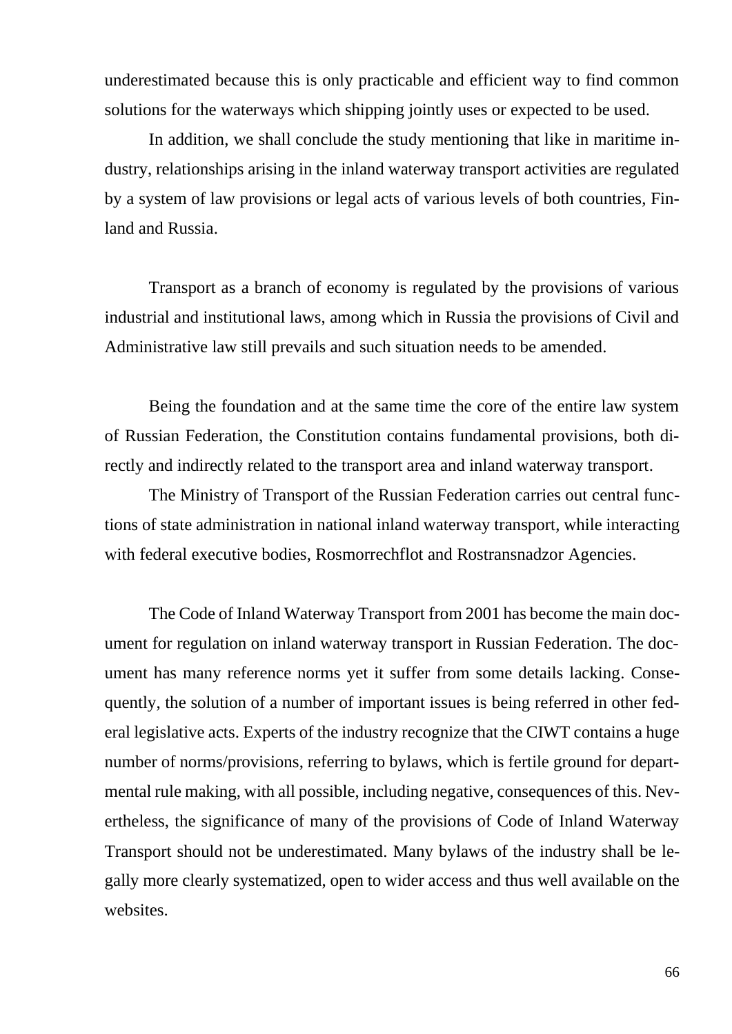underestimated because this is only practicable and efficient way to find common solutions for the waterways which shipping jointly uses or expected to be used.

In addition, we shall conclude the study mentioning that like in maritime industry, relationships arising in the inland waterway transport activities are regulated by a system of law provisions or legal acts of various levels of both countries, Finland and Russia.

Transport as a branch of economy is regulated by the provisions of various industrial and institutional laws, among which in Russia the provisions of Civil and Administrative law still prevails and such situation needs to be amended.

Being the foundation and at the same time the core of the entire law system of Russian Federation, the Constitution contains fundamental provisions, both directly and indirectly related to the transport area and inland waterway transport.

The Ministry of Transport of the Russian Federation carries out central functions of state administration in national inland waterway transport, while interacting with federal executive bodies, Rosmorrechflot and Rostransnadzor Agencies.

The Code of Inland Waterway Transport from 2001 has become the main document for regulation on inland waterway transport in Russian Federation. The document has many reference norms yet it suffer from some details lacking. Consequently, the solution of a number of important issues is being referred in other federal legislative acts. Experts of the industry recognize that the CIWT contains a huge number of norms/provisions, referring to bylaws, which is fertile ground for departmental rule making, with all possible, including negative, consequences of this. Nevertheless, the significance of many of the provisions of Code of Inland Waterway Transport should not be underestimated. Many bylaws of the industry shall be legally more clearly systematized, open to wider access and thus well available on the websites.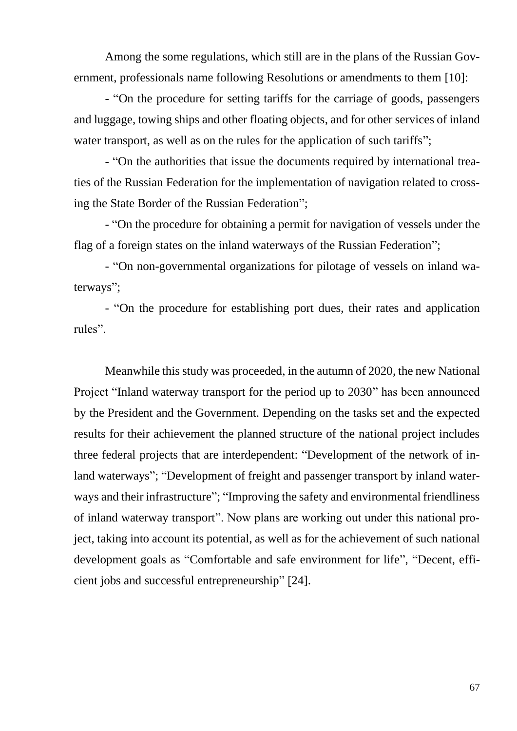Among the some regulations, which still are in the plans of the Russian Government, professionals name following Resolutions or amendments to them [10]:

- "On the procedure for setting tariffs for the carriage of goods, passengers and luggage, towing ships and other floating objects, and for other services of inland water transport, as well as on the rules for the application of such tariffs";
- "On the authorities that issue the documents required by international treaties of the Russian Federation for the implementation of navigation related to crossing the State Border of the Russian Federation";
- "On the procedure for obtaining a permit for navigation of vessels under the flag of a foreign states on the inland waterways of the Russian Federation";
- "On non-governmental organizations for pilotage of vessels on inland waterways";
- "On the procedure for establishing port dues, their rates and application rules".

Meanwhile this study was proceeded, in the autumn of 2020, the new National Project "Inland waterway transport for the period up to 2030" has been announced by the President and the Government. Depending on the tasks set and the expected results for their achievement the planned structure of the national project includes three federal projects that are interdependent: "Development of the network of inland waterways"; "Development of freight and passenger transport by inland waterways and their infrastructure"; "Improving the safety and environmental friendliness of inland waterway transport". Now plans are working out under this national project, taking into account its potential, as well as for the achievement of such national development goals as "Comfortable and safe environment for life", "Decent, efficient jobs and successful entrepreneurship" [24].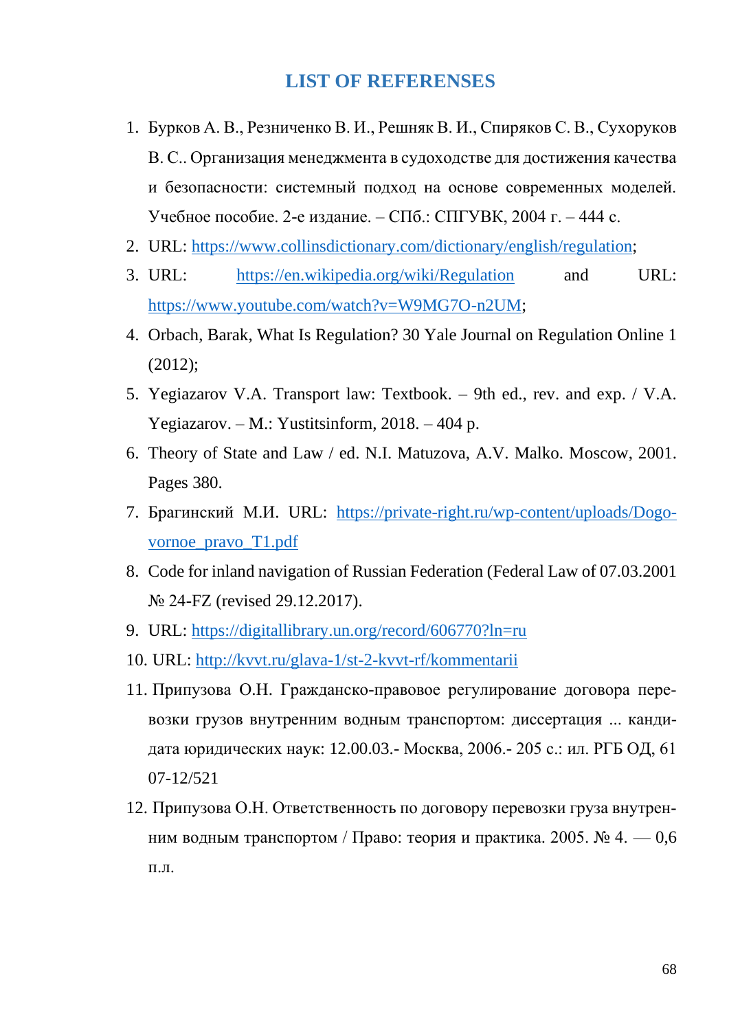## LIST OF REFERENSES

1. Бурков А. В., Резниченко В. И., Решняк В. И., Спиряков С. В., Сухоруков В. С.. Организация менеджмента в судоходстве для достижения качества и безопасности: системный подход на основе современных моделей. Учебное пособие. 2-е издание. – СПб.: СПГУВК, 2004 г. – 444 с.
2. URL: https://www.collinsdictionary.com/dictionary/english/regulation;
3. URL: https://en.wikipedia.org/wiki/Regulation and URL: https://www.youtube.com/watch?v=W9MG7O-n2UM;
4. Orbach, Barak, What Is Regulation? 30 Yale Journal on Regulation Online 1 (2012);
5. Yegiazarov V.A. Transport law: Textbook. – 9th ed., rev. and exp. / V.A. Yegiazarov. – M.: Yustitsinform, 2018. – 404 p.
6. Theory of State and Law / ed. N.I. Matuzova, A.V. Malko. Moscow, 2001. Pages 380.
7. Брагинский М.И. URL: https://private-right.ru/wp-content/uploads/Dogovornoe_pravo_T1.pdf
8. Code for inland navigation of Russian Federation (Federal Law of 07.03.2001 № 24-FZ (revised 29.12.2017).
9. URL: https://digitallibrary.un.org/record/606770?ln=ru
10. URL: http://kvvt.ru/glava-1/st-2-kvvt-rf/kommentarii
11. Припузова О.Н. Гражданско-правовое регулирование договора перевозки грузов внутренним водным транспортом: диссертация ... кандидата юридических наук: 12.00.03.- Москва, 2006.- 205 с.: ил. РГБ ОД, 61 07-12/521
12. Припузова О.Н. Ответственность по договору перевозки груза внутренним водным транспортом / Право: теория и практика. 2005. № 4. — 0,6 п.л.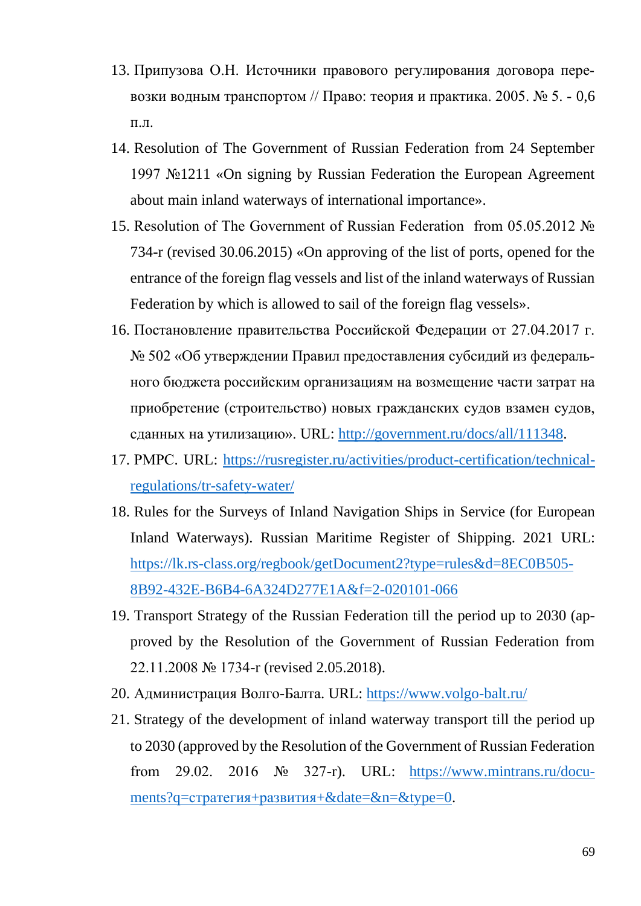13. Припузова О.Н. Источники правового регулирования договора перевозки водным транспортом // Право: теория и практика. 2005. № 5. - 0,6 п.л.
14. Resolution of The Government of Russian Federation from 24 September 1997 №1211 «On signing by Russian Federation the European Agreement about main inland waterways of international importance».
15. Resolution of The Government of Russian Federation from 05.05.2012 № 734-r (revised 30.06.2015) «On approving of the list of ports, opened for the entrance of the foreign flag vessels and list of the inland waterways of Russian Federation by which is allowed to sail of the foreign flag vessels».
16. Постановление правительства Российской Федерации от 27.04.2017 г. № 502 «Об утверждении Правил предоставления субсидий из федерального бюджета российским организациям на возмещение части затрат на приобретение (строительство) новых гражданских судов взамен судов, сданных на утилизацию». URL: http://government.ru/docs/all/111348.
17. РМРС. URL: https://rusregister.ru/activities/product-certification/technical-regulations/tr-safety-water/
18. Rules for the Surveys of Inland Navigation Ships in Service (for European Inland Waterways). Russian Maritime Register of Shipping. 2021 URL: https://lk.rs-class.org/regbook/getDocument2?type=rules&d=8EC0B505-8B92-432E-B6B4-6A324D277E1A&f=2-020101-066
19. Transport Strategy of the Russian Federation till the period up to 2030 (approved by the Resolution of the Government of Russian Federation from 22.11.2008 № 1734-r (revised 2.05.2018).
20. Администрация Волго-Балта. URL: https://www.volgo-balt.ru/
21. Strategy of the development of inland waterway transport till the period up to 2030 (approved by the Resolution of the Government of Russian Federation from 29.02. 2016 № 327-r). URL: https://www.mintrans.ru/documents?q=стратегия+развития+&date=&n=&type=0.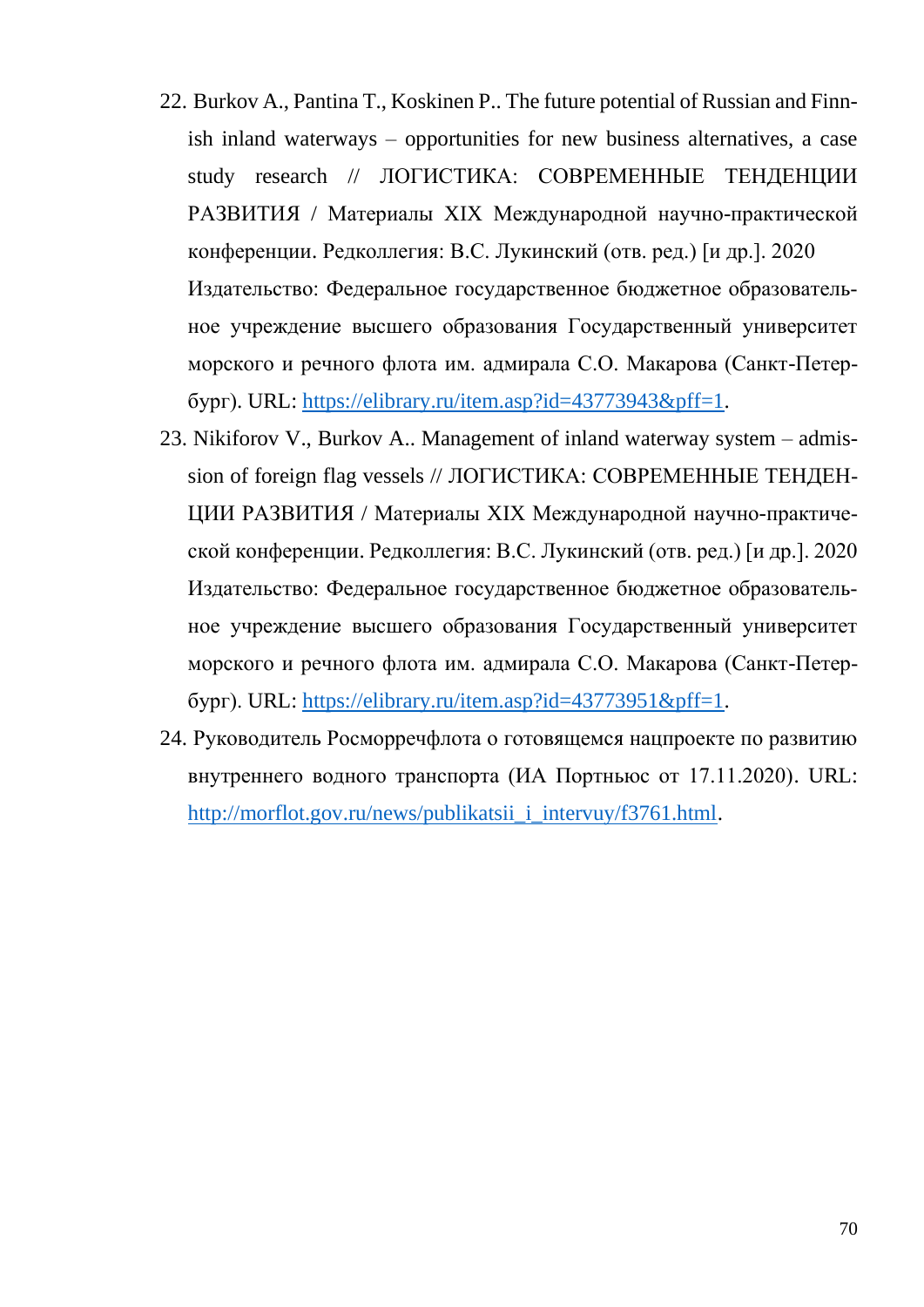22. Burkov A., Pantina T., Koskinen P.. The future potential of Russian and Finnish inland waterways – opportunities for new business alternatives, a case study research // ЛОГИСТИКА: СОВРЕМЕННЫЕ ТЕНДЕНЦИИ РАЗВИТИЯ / Материалы XIX Международной научно-практической конференции. Редколлегия: В.С. Лукинский (отв. ред.) [и др.]. 2020 Издательство: Федеральное государственное бюджетное образовательное учреждение высшего образования Государственный университет морского и речного флота им. адмирала С.О. Макарова (Санкт-Петербург). URL: [https://elibrary.ru/item.asp?id=43773943&pff=1](https://elibrary.ru/item.asp?id=43773943&pff=1).
23. Nikiforov V., Burkov A.. Management of inland waterway system – admission of foreign flag vessels // ЛОГИСТИКА: СОВРЕМЕННЫЕ ТЕНДЕНЦИИ РАЗВИТИЯ / Материалы XIX Международной научно-практической конференции. Редколлегия: В.С. Лукинский (отв. ред.) [и др.]. 2020 Издательство: Федеральное государственное бюджетное образовательное учреждение высшего образования Государственный университет морского и речного флота им. адмирала С.О. Макарова (Санкт-Петербург). URL: [https://elibrary.ru/item.asp?id=43773951&pff=1](https://elibrary.ru/item.asp?id=43773951&pff=1).
24. Руководитель Росморречфлота о готовящемся нацпроекте по развитию внутреннего водного транспорта (ИА Портньюс от 17.11.2020). URL: [http://morflot.gov.ru/news/publikatsii_i_intervuy/f3761.html](http://morflot.gov.ru/news/publikatsii_i_intervuy/f3761.html).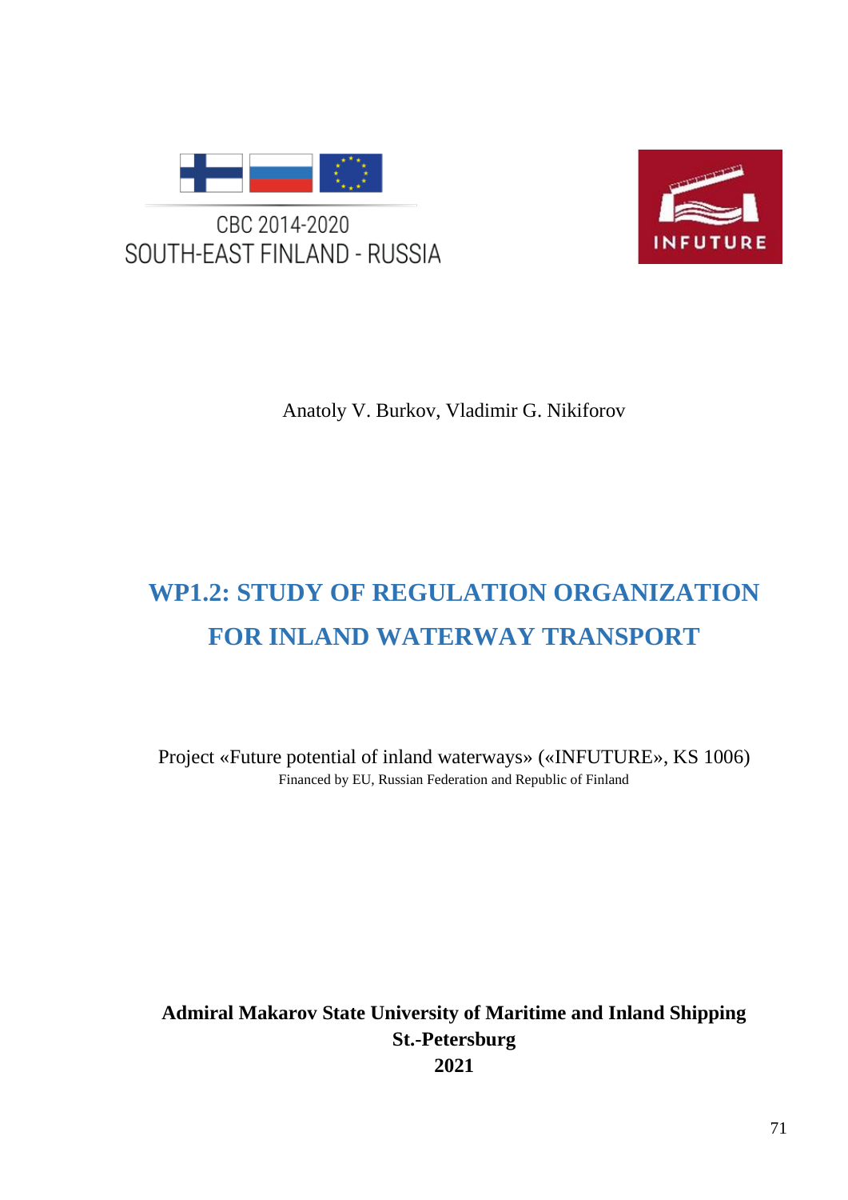CBC 2014-2020
SOUTH-EAST FINLAND - RUSSIA

INFUTURE

Anatoly V. Burkov, Vladimir G. Nikiforov

# WP1.2: STUDY OF REGULATION ORGANIZATION FOR INLAND WATERWAY TRANSPORT

Project «Future potential of inland waterways» («INFUTURE», KS 1006)
Financed by EU, Russian Federation and Republic of Finland

**Admiral Makarov State University of Maritime and Inland Shipping**
**St.-Petersburg**
**2021**